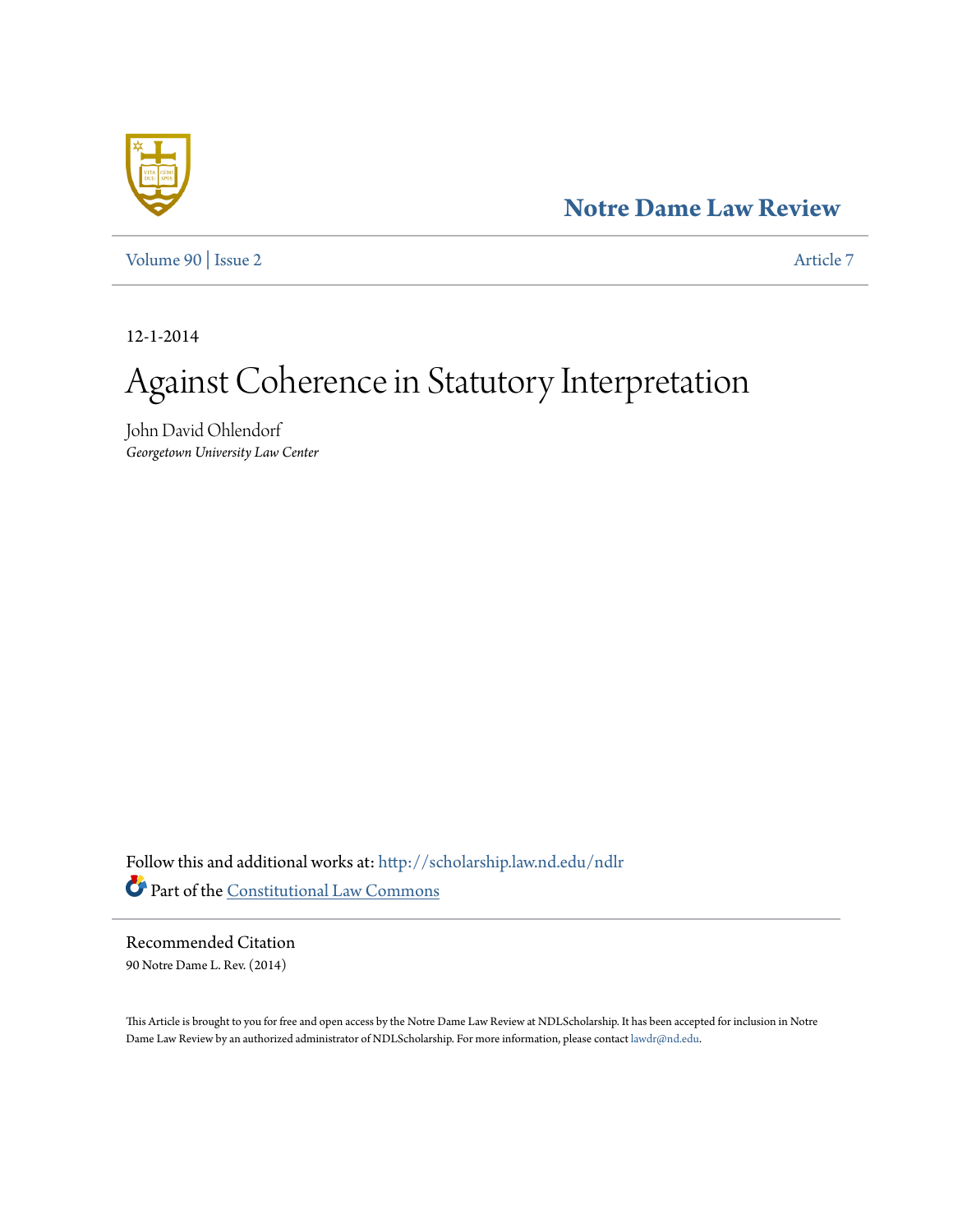Notre Dame Law Review

Volume 90 | Issue 2 Article 7

12-1-2014

# Against Coherence in Statutory Interpretation

John David Ohlendorf
*Georgetown University Law Center*

Follow this and additional works at: http://scholarship.law.nd.edu/ndlr

Part of the Constitutional Law Commons

## Recommended Citation

90 Notre Dame L. Rev. (2014)

This Article is brought to you for free and open access by the Notre Dame Law Review at NDLScholarship. It has been accepted for inclusion in Notre Dame Law Review by an authorized administrator of NDLScholarship. For more information, please contact lawdr@nd.edu.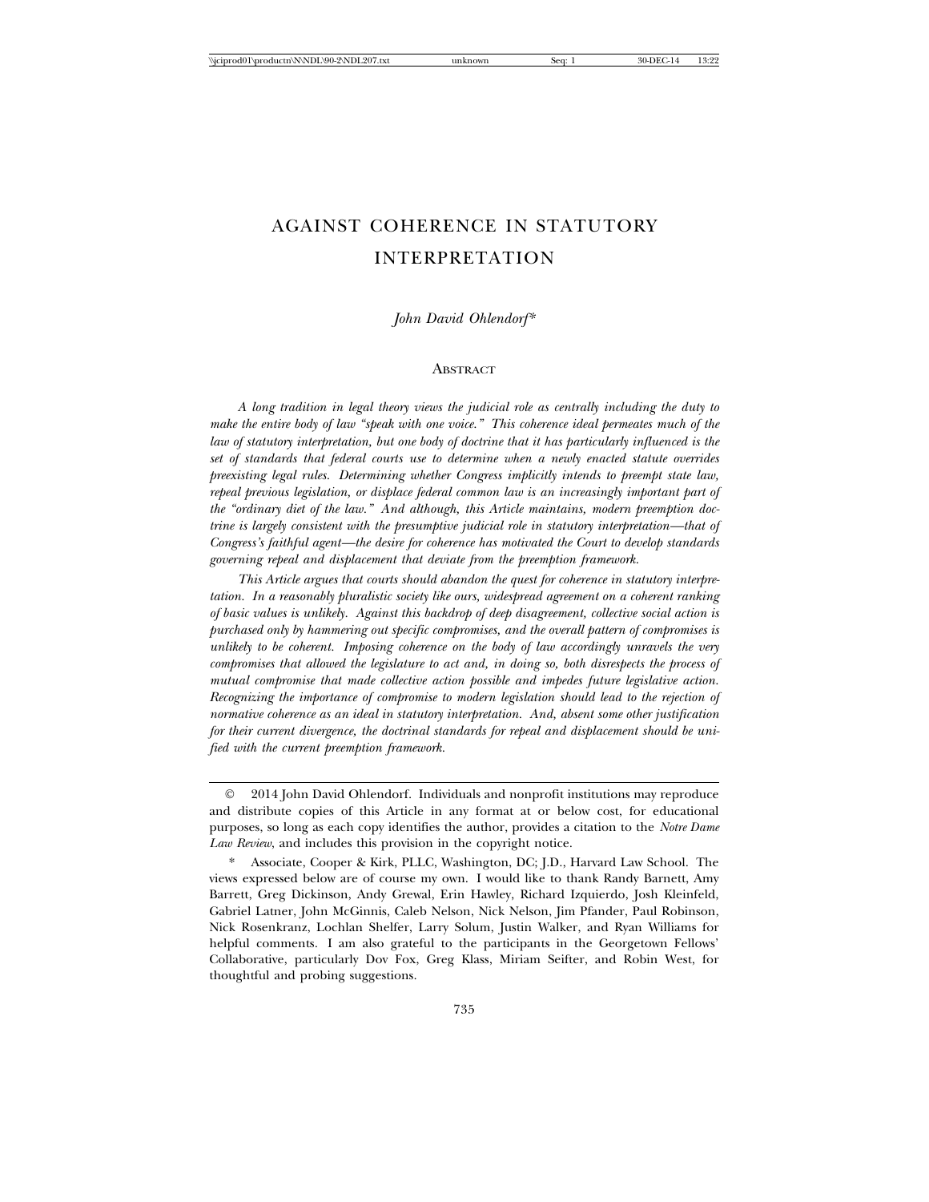# AGAINST COHERENCE IN STATUTORY INTERPRETATION

*John David Ohlendorf*\*

## Abstract

*A long tradition in legal theory views the judicial role as centrally including the duty to make the entire body of law "speak with one voice." This coherence ideal permeates much of the law of statutory interpretation, but one body of doctrine that it has particularly influenced is the set of standards that federal courts use to determine when a newly enacted statute overrides preexisting legal rules. Determining whether Congress implicitly intends to preempt state law, repeal previous legislation, or displace federal common law is an increasingly important part of the "ordinary diet of the law." And although, this Article maintains, modern preemption doctrine is largely consistent with the presumptive judicial role in statutory interpretation—that of Congress's faithful agent—the desire for coherence has motivated the Court to develop standards governing repeal and displacement that deviate from the preemption framework.*

*This Article argues that courts should abandon the quest for coherence in statutory interpretation. In a reasonably pluralistic society like ours, widespread agreement on a coherent ranking of basic values is unlikely. Against this backdrop of deep disagreement, collective social action is purchased only by hammering out specific compromises, and the overall pattern of compromises is unlikely to be coherent. Imposing coherence on the body of law accordingly unravels the very compromises that allowed the legislature to act and, in doing so, both disrespects the process of mutual compromise that made collective action possible and impedes future legislative action. Recognizing the importance of compromise to modern legislation should lead to the rejection of normative coherence as an ideal in statutory interpretation. And, absent some other justification for their current divergence, the doctrinal standards for repeal and displacement should be unified with the current preemption framework.*

---

© 2014 John David Ohlendorf. Individuals and nonprofit institutions may reproduce and distribute copies of this Article in any format at or below cost, for educational purposes, so long as each copy identifies the author, provides a citation to the *Notre Dame Law Review*, and includes this provision in the copyright notice.

\* Associate, Cooper & Kirk, PLLC, Washington, DC; J.D., Harvard Law School. The views expressed below are of course my own. I would like to thank Randy Barnett, Amy Barrett, Greg Dickinson, Andy Grewal, Erin Hawley, Richard Izquierdo, Josh Kleinfeld, Gabriel Latner, John McGinnis, Caleb Nelson, Nick Nelson, Jim Pfander, Paul Robinson, Nick Rosenkranz, Lochlan Shelfer, Larry Solum, Justin Walker, and Ryan Williams for helpful comments. I am also grateful to the participants in the Georgetown Fellows' Collaborative, particularly Dov Fox, Greg Klass, Miriam Seifter, and Robin West, for thoughtful and probing suggestions.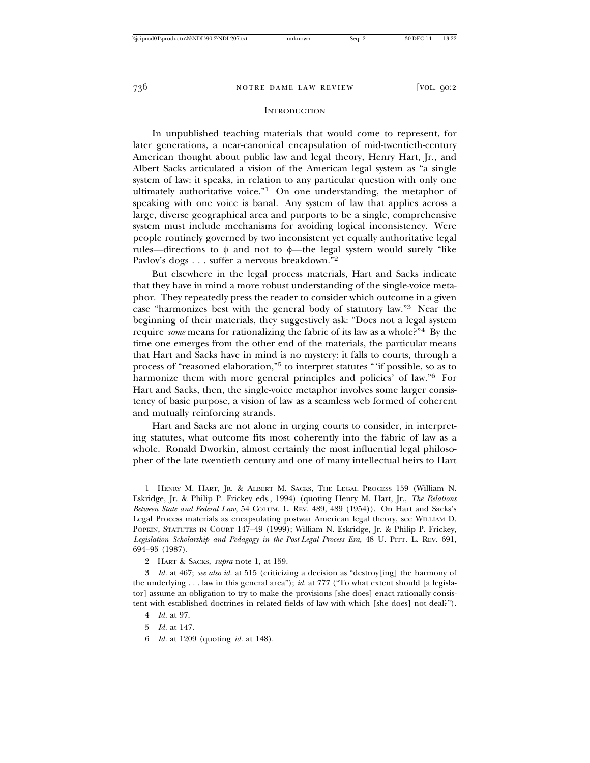## INTRODUCTION

In unpublished teaching materials that would come to represent, for later generations, a near-canonical encapsulation of mid-twentieth-century American thought about public law and legal theory, Henry Hart, Jr., and Albert Sacks articulated a vision of the American legal system as "a single system of law: it speaks, in relation to any particular question with only one ultimately authoritative voice."[1] On one understanding, the metaphor of speaking with one voice is banal. Any system of law that applies across a large, diverse geographical area and purports to be a single, comprehensive system must include mechanisms for avoiding logical inconsistency. Were people routinely governed by two inconsistent yet equally authoritative legal rules—directions to $\phi$ and not to $\phi$—the legal system would surely "like Pavlov's dogs . . . suffer a nervous breakdown."[2]

But elsewhere in the legal process materials, Hart and Sacks indicate that they have in mind a more robust understanding of the single-voice metaphor. They repeatedly press the reader to consider which outcome in a given case "harmonizes best with the general body of statutory law."[3] Near the beginning of their materials, they suggestively ask: "Does not a legal system require *some* means for rationalizing the fabric of its law as a whole?"[4] By the time one emerges from the other end of the materials, the particular means that Hart and Sacks have in mind is no mystery: it falls to courts, through a process of "reasoned elaboration,"[5] to interpret statutes "'if possible, so as to harmonize them with more general principles and policies' of law."[6] For Hart and Sacks, then, the single-voice metaphor involves some larger consistency of basic purpose, a vision of law as a seamless web formed of coherent and mutually reinforcing strands.

Hart and Sacks are not alone in urging courts to consider, in interpreting statutes, what outcome fits most coherently into the fabric of law as a whole. Ronald Dworkin, almost certainly the most influential legal philosopher of the late twentieth century and one of many intellectual heirs to Hart

---

1 HENRY M. HART, JR. & ALBERT M. SACKS, THE LEGAL PROCESS 159 (William N. Eskridge, Jr. & Philip P. Frickey eds., 1994) (quoting Henry M. Hart, Jr., *The Relations Between State and Federal Law*, 54 COLUM. L. REV. 489, 489 (1954)). On Hart and Sacks's Legal Process materials as encapsulating postwar American legal theory, see WILLIAM D. POPKIN, STATUTES IN COURT 147–49 (1999); William N. Eskridge, Jr. & Philip P. Frickey, *Legislation Scholarship and Pedagogy in the Post-Legal Process Era*, 48 U. PITT. L. REV. 691, 694–95 (1987).

2 HART & SACKS, *supra* note 1, at 159.

3 *Id.* at 467; *see also id.* at 515 (criticizing a decision as "destroy[ing] the harmony of the underlying . . . law in this general area"); *id.* at 777 ("To what extent should [a legislator] assume an obligation to try to make the provisions [she does] enact rationally consistent with established doctrines in related fields of law with which [she does] not deal?").

4 *Id.* at 97.

5 *Id.* at 147.

6 *Id.* at 1209 (quoting *id.* at 148).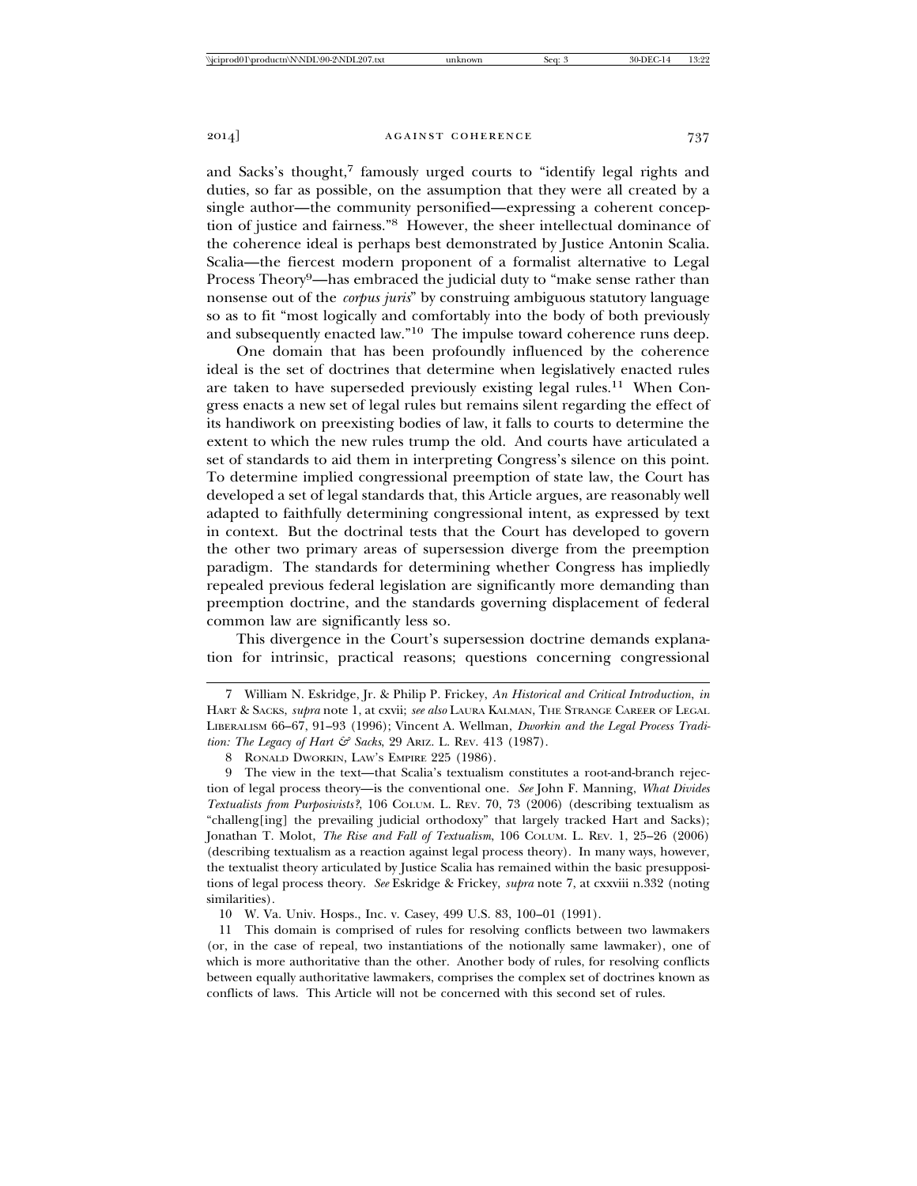and Sacks's thought,[7] famously urged courts to "identify legal rights and duties, so far as possible, on the assumption that they were all created by a single author—the community personified—expressing a coherent conception of justice and fairness."[8] However, the sheer intellectual dominance of the coherence ideal is perhaps best demonstrated by Justice Antonin Scalia. Scalia—the fiercest modern proponent of a formalist alternative to Legal Process Theory[9]—has embraced the judicial duty to "make sense rather than nonsense out of the *corpus juris*" by construing ambiguous statutory language so as to fit "most logically and comfortably into the body of both previously and subsequently enacted law."[10] The impulse toward coherence runs deep.

One domain that has been profoundly influenced by the coherence ideal is the set of doctrines that determine when legislatively enacted rules are taken to have superseded previously existing legal rules.[11] When Congress enacts a new set of legal rules but remains silent regarding the effect of its handiwork on preexisting bodies of law, it falls to courts to determine the extent to which the new rules trump the old. And courts have articulated a set of standards to aid them in interpreting Congress's silence on this point. To determine implied congressional preemption of state law, the Court has developed a set of legal standards that, this Article argues, are reasonably well adapted to faithfully determining congressional intent, as expressed by text in context. But the doctrinal tests that the Court has developed to govern the other two primary areas of supersession diverge from the preemption paradigm. The standards for determining whether Congress has impliedly repealed previous federal legislation are significantly more demanding than preemption doctrine, and the standards governing displacement of federal common law are significantly less so.

This divergence in the Court's supersession doctrine demands explanation for intrinsic, practical reasons; questions concerning congressional

---

7 William N. Eskridge, Jr. & Philip P. Frickey, *An Historical and Critical Introduction*, *in* HART & SACKS, *supra* note 1, at cxvii; *see also* LAURA KALMAN, THE STRANGE CAREER OF LEGAL LIBERALISM 66–67, 91–93 (1996); Vincent A. Wellman, *Dworkin and the Legal Process Tradition: The Legacy of Hart & Sacks*, 29 ARIZ. L. REV. 413 (1987).

8 RONALD DWORKIN, LAW'S EMPIRE 225 (1986).

9 The view in the text—that Scalia's textualism constitutes a root-and-branch rejection of legal process theory—is the conventional one. *See* John F. Manning, *What Divides Textualists from Purposivists?*, 106 COLUM. L. REV. 70, 73 (2006) (describing textualism as "challeng[ing] the prevailing judicial orthodoxy" that largely tracked Hart and Sacks); Jonathan T. Molot, *The Rise and Fall of Textualism*, 106 COLUM. L. REV. 1, 25–26 (2006) (describing textualism as a reaction against legal process theory). In many ways, however, the textualist theory articulated by Justice Scalia has remained within the basic presuppositions of legal process theory. *See* Eskridge & Frickey, *supra* note 7, at cxxviii n.332 (noting similarities).

10 W. Va. Univ. Hosps., Inc. v. Casey, 499 U.S. 83, 100–01 (1991).

11 This domain is comprised of rules for resolving conflicts between two lawmakers (or, in the case of repeal, two instantiations of the notionally same lawmaker), one of which is more authoritative than the other. Another body of rules, for resolving conflicts between equally authoritative lawmakers, comprises the complex set of doctrines known as conflicts of laws. This Article will not be concerned with this second set of rules.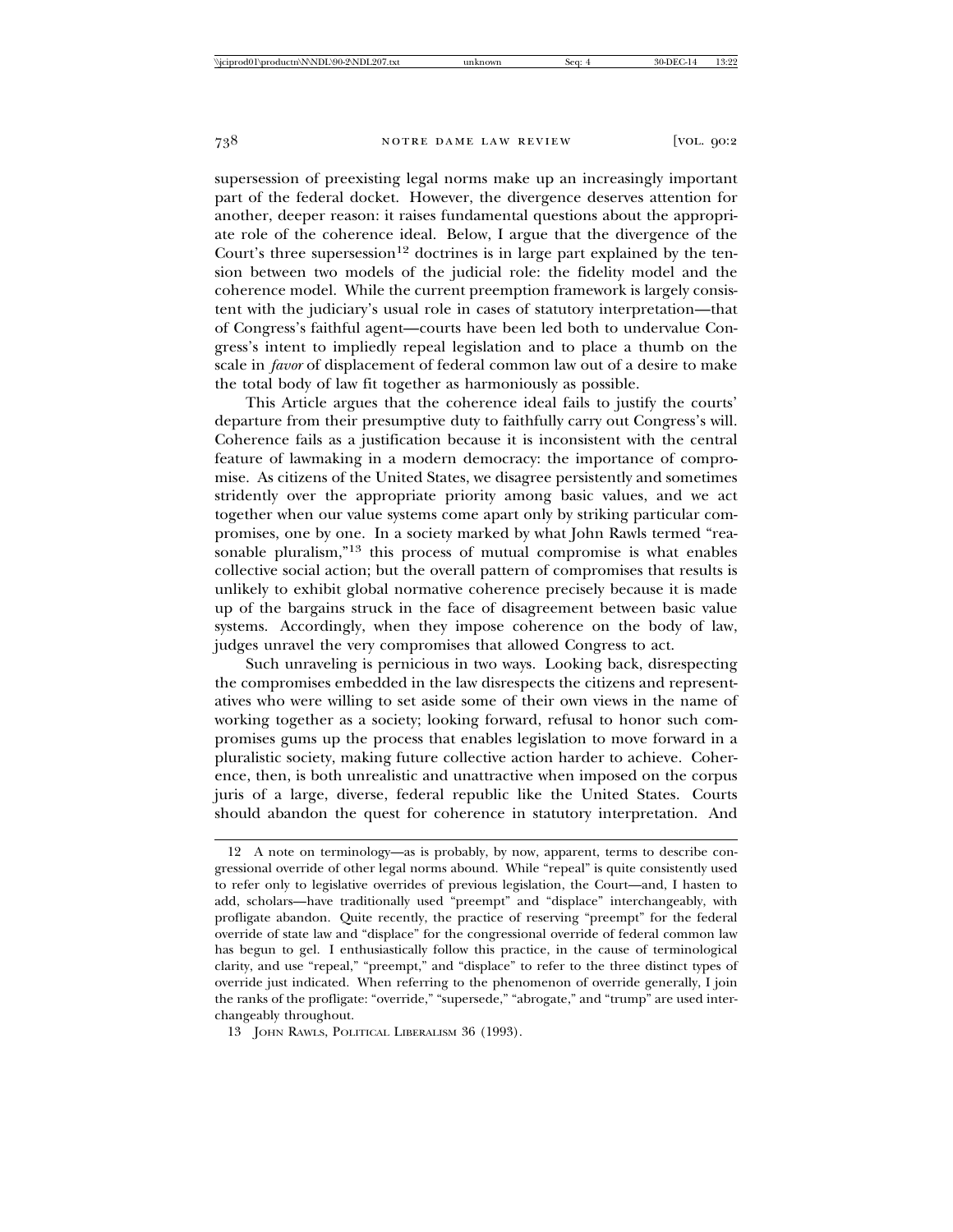supersession of preexisting legal norms make up an increasingly important part of the federal docket. However, the divergence deserves attention for another, deeper reason: it raises fundamental questions about the appropriate role of the coherence ideal. Below, I argue that the divergence of the Court's three supersession[12] doctrines is in large part explained by the tension between two models of the judicial role: the fidelity model and the coherence model. While the current preemption framework is largely consistent with the judiciary's usual role in cases of statutory interpretation—that of Congress's faithful agent—courts have been led both to undervalue Congress's intent to impliedly repeal legislation and to place a thumb on the scale in *favor* of displacement of federal common law out of a desire to make the total body of law fit together as harmoniously as possible.

This Article argues that the coherence ideal fails to justify the courts' departure from their presumptive duty to faithfully carry out Congress's will. Coherence fails as a justification because it is inconsistent with the central feature of lawmaking in a modern democracy: the importance of compromise. As citizens of the United States, we disagree persistently and sometimes stridently over the appropriate priority among basic values, and we act together when our value systems come apart only by striking particular compromises, one by one. In a society marked by what John Rawls termed "reasonable pluralism,"[13] this process of mutual compromise is what enables collective social action; but the overall pattern of compromises that results is unlikely to exhibit global normative coherence precisely because it is made up of the bargains struck in the face of disagreement between basic value systems. Accordingly, when they impose coherence on the body of law, judges unravel the very compromises that allowed Congress to act.

Such unraveling is pernicious in two ways. Looking back, disrespecting the compromises embedded in the law disrespects the citizens and representatives who were willing to set aside some of their own views in the name of working together as a society; looking forward, refusal to honor such compromises gums up the process that enables legislation to move forward in a pluralistic society, making future collective action harder to achieve. Coherence, then, is both unrealistic and unattractive when imposed on the corpus juris of a large, diverse, federal republic like the United States. Courts should abandon the quest for coherence in statutory interpretation. And

---

12 A note on terminology—as is probably, by now, apparent, terms to describe congressional override of other legal norms abound. While "repeal" is quite consistently used to refer only to legislative overrides of previous legislation, the Court—and, I hasten to add, scholars—have traditionally used "preempt" and "displace" interchangeably, with profligate abandon. Quite recently, the practice of reserving "preempt" for the federal override of state law and "displace" for the congressional override of federal common law has begun to gel. I enthusiastically follow this practice, in the cause of terminological clarity, and use "repeal," "preempt," and "displace" to refer to the three distinct types of override just indicated. When referring to the phenomenon of override generally, I join the ranks of the profligate: "override," "supersede," "abrogate," and "trump" are used interchangeably throughout.

13 JOHN RAWLS, POLITICAL LIBERALISM 36 (1993).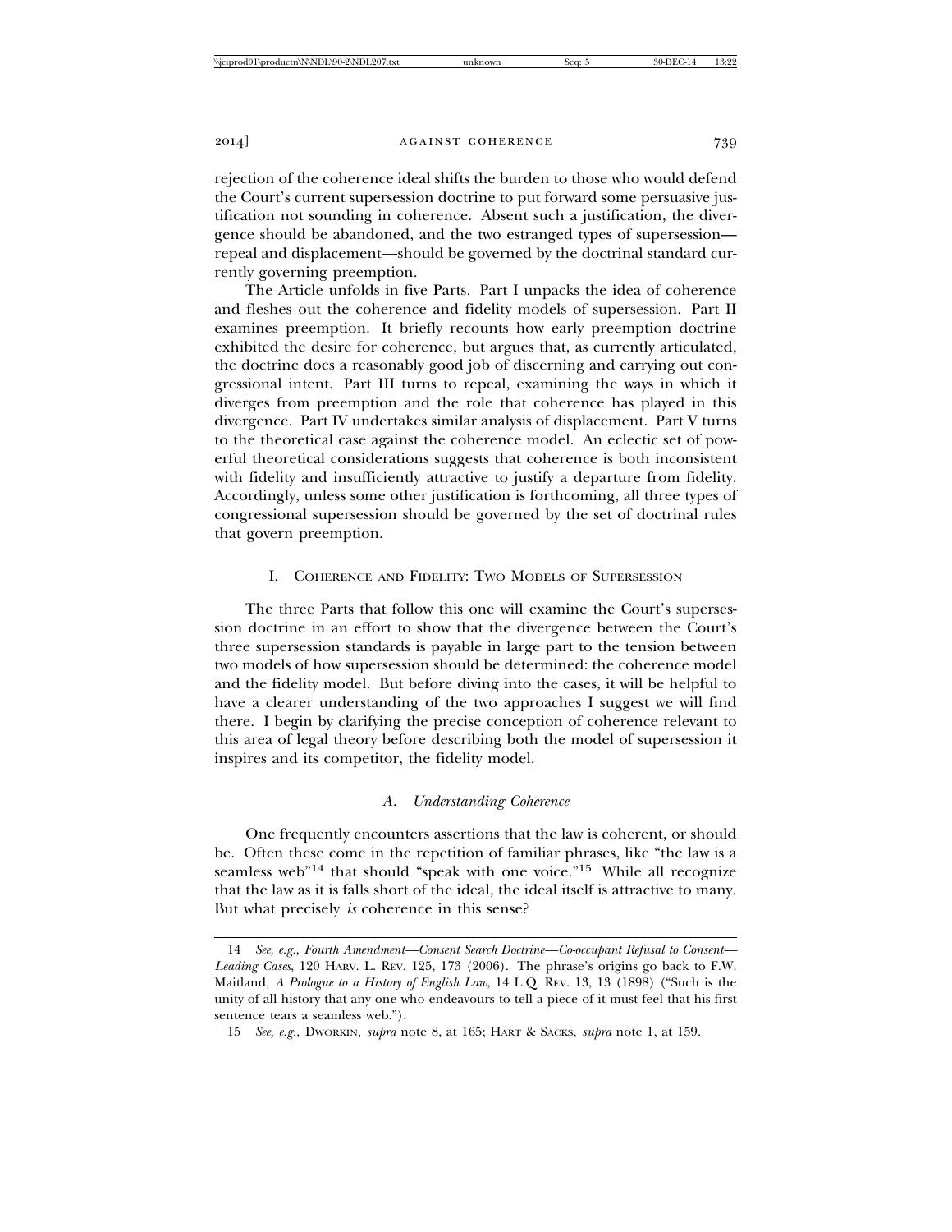rejection of the coherence ideal shifts the burden to those who would defend the Court's current supersession doctrine to put forward some persuasive justification not sounding in coherence. Absent such a justification, the divergence should be abandoned, and the two estranged types of supersession—repeal and displacement—should be governed by the doctrinal standard currently governing preemption.

The Article unfolds in five Parts. Part I unpacks the idea of coherence and fleshes out the coherence and fidelity models of supersession. Part II examines preemption. It briefly recounts how early preemption doctrine exhibited the desire for coherence, but argues that, as currently articulated, the doctrine does a reasonably good job of discerning and carrying out congressional intent. Part III turns to repeal, examining the ways in which it diverges from preemption and the role that coherence has played in this divergence. Part IV undertakes similar analysis of displacement. Part V turns to the theoretical case against the coherence model. An eclectic set of powerful theoretical considerations suggests that coherence is both inconsistent with fidelity and insufficiently attractive to justify a departure from fidelity. Accordingly, unless some other justification is forthcoming, all three types of congressional supersession should be governed by the set of doctrinal rules that govern preemption.

## I. Coherence and Fidelity: Two Models of Supersession

The three Parts that follow this one will examine the Court's supersession doctrine in an effort to show that the divergence between the Court's three supersession standards is payable in large part to the tension between two models of how supersession should be determined: the coherence model and the fidelity model. But before diving into the cases, it will be helpful to have a clearer understanding of the two approaches I suggest we will find there. I begin by clarifying the precise conception of coherence relevant to this area of legal theory before describing both the model of supersession it inspires and its competitor, the fidelity model.

### *A. Understanding Coherence*

One frequently encounters assertions that the law is coherent, or should be. Often these come in the repetition of familiar phrases, like "the law is a seamless web"[14] that should "speak with one voice."[15] While all recognize that the law as it is falls short of the ideal, the ideal itself is attractive to many. But what precisely *is* coherence in this sense?

---

14 *See, e.g.*, *Fourth Amendment—Consent Search Doctrine—Co-occupant Refusal to Consent—Leading Cases*, 120 Harv. L. Rev. 125, 173 (2006). The phrase's origins go back to F.W. Maitland, *A Prologue to a History of English Law*, 14 L.Q. Rev. 13, 13 (1898) ("Such is the unity of all history that any one who endeavours to tell a piece of it must feel that his first sentence tears a seamless web.").

15 *See, e.g.*, Dworkin, *supra* note 8, at 165; Hart & Sacks, *supra* note 1, at 159.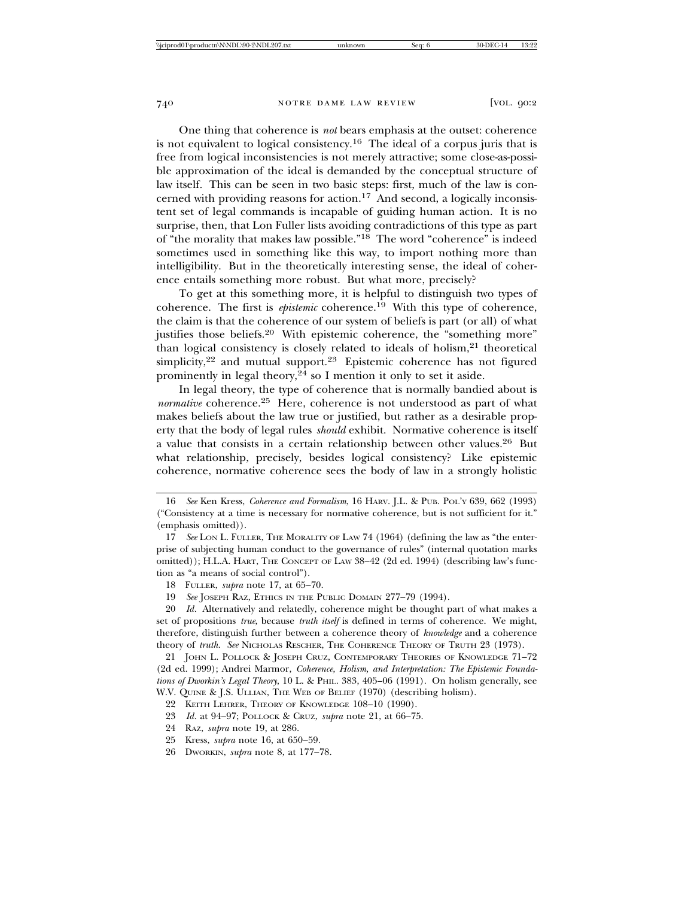One thing that coherence is *not* bears emphasis at the outset: coherence is not equivalent to logical consistency.[16] The ideal of a corpus juris that is free from logical inconsistencies is not merely attractive; some close-as-possible approximation of the ideal is demanded by the conceptual structure of law itself. This can be seen in two basic steps: first, much of the law is concerned with providing reasons for action.[17] And second, a logically inconsistent set of legal commands is incapable of guiding human action. It is no surprise, then, that Lon Fuller lists avoiding contradictions of this type as part of "the morality that makes law possible."[18] The word "coherence" is indeed sometimes used in something like this way, to import nothing more than intelligibility. But in the theoretically interesting sense, the ideal of coherence entails something more robust. But what more, precisely?

To get at this something more, it is helpful to distinguish two types of coherence. The first is *epistemic* coherence.[19] With this type of coherence, the claim is that the coherence of our system of beliefs is part (or all) of what justifies those beliefs.[20] With epistemic coherence, the "something more" than logical consistency is closely related to ideals of holism,[21] theoretical simplicity,[22] and mutual support.[23] Epistemic coherence has not figured prominently in legal theory,[24] so I mention it only to set it aside.

In legal theory, the type of coherence that is normally bandied about is *normative* coherence.[25] Here, coherence is not understood as part of what makes beliefs about the law true or justified, but rather as a desirable property that the body of legal rules *should* exhibit. Normative coherence is itself a value that consists in a certain relationship between other values.[26] But what relationship, precisely, besides logical consistency? Like epistemic coherence, normative coherence sees the body of law in a strongly holistic

---

16 *See* Ken Kress, *Coherence and Formalism*, 16 HARV. J.L. & PUB. POL'Y 639, 662 (1993) ("Consistency at a time is necessary for normative coherence, but is not sufficient for it." (emphasis omitted)).

17 *See* LON L. FULLER, THE MORALITY OF LAW 74 (1964) (defining the law as "the enterprise of subjecting human conduct to the governance of rules" (internal quotation marks omitted)); H.L.A. HART, THE CONCEPT OF LAW 38–42 (2d ed. 1994) (describing law's function as "a means of social control").

18 FULLER, *supra* note 17, at 65–70.

19 *See* JOSEPH RAZ, ETHICS IN THE PUBLIC DOMAIN 277–79 (1994).

20 *Id.* Alternatively and relatedly, coherence might be thought part of what makes a set of propositions *true*, because *truth itself* is defined in terms of coherence. We might, therefore, distinguish further between a coherence theory of *knowledge* and a coherence theory of *truth*. *See* NICHOLAS RESCHER, THE COHERENCE THEORY OF TRUTH 23 (1973).

21 JOHN L. POLLOCK & JOSEPH CRUZ, CONTEMPORARY THEORIES OF KNOWLEDGE 71–72 (2d ed. 1999); Andrei Marmor, *Coherence, Holism, and Interpretation: The Epistemic Foundations of Dworkin's Legal Theory*, 10 L. & PHIL. 383, 405–06 (1991). On holism generally, see W.V. QUINE & J.S. ULLIAN, THE WEB OF BELIEF (1970) (describing holism).

22 KEITH LEHRER, THEORY OF KNOWLEDGE 108–10 (1990).

23 *Id.* at 94–97; POLLOCK & CRUZ, *supra* note 21, at 66–75.

24 RAZ, *supra* note 19, at 286.

25 Kress, *supra* note 16, at 650–59.

26 DWORKIN, *supra* note 8, at 177–78.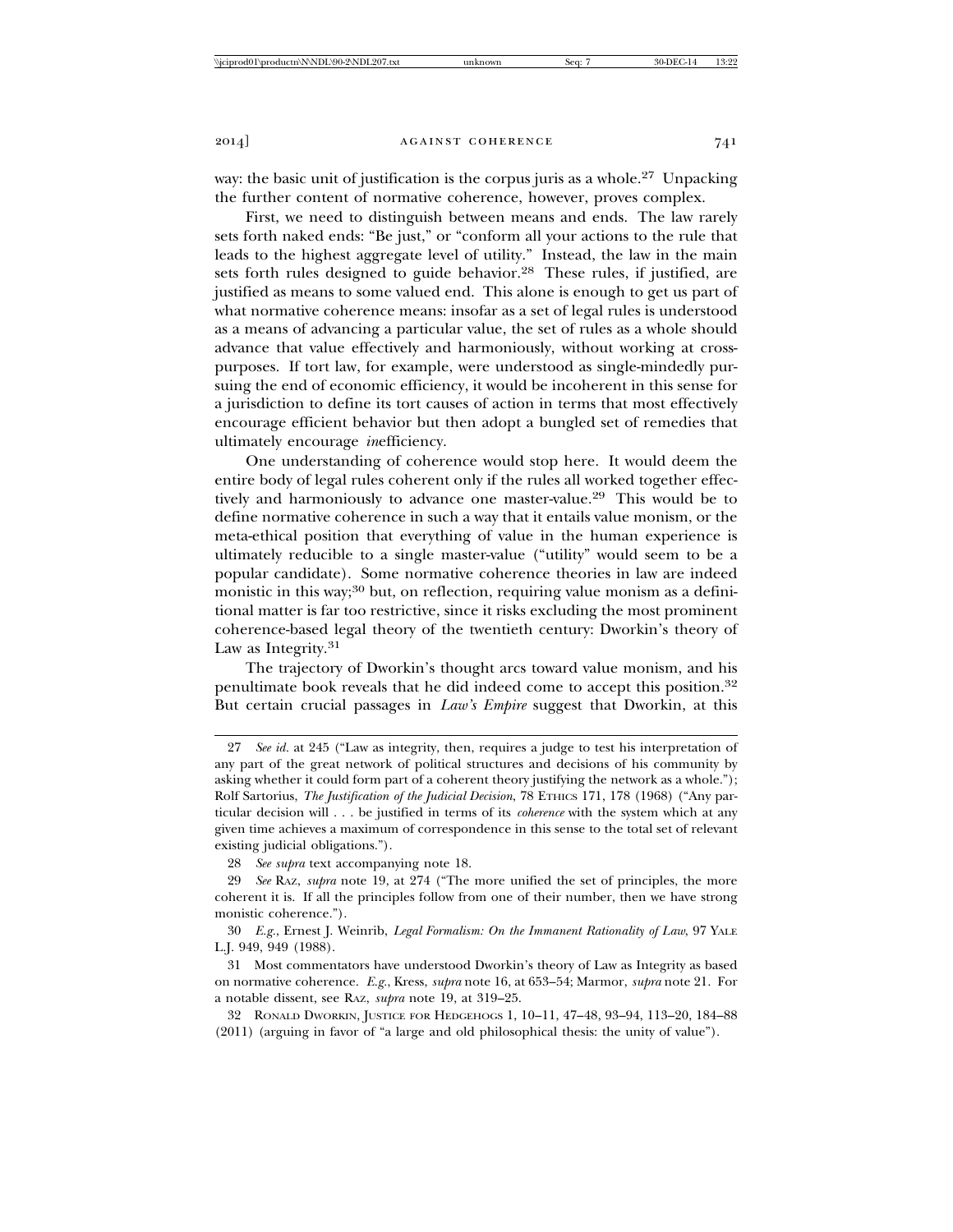way: the basic unit of justification is the corpus juris as a whole.[27] Unpacking the further content of normative coherence, however, proves complex.

First, we need to distinguish between means and ends. The law rarely sets forth naked ends: "Be just," or "conform all your actions to the rule that leads to the highest aggregate level of utility." Instead, the law in the main sets forth rules designed to guide behavior.[28] These rules, if justified, are justified as means to some valued end. This alone is enough to get us part of what normative coherence means: insofar as a set of legal rules is understood as a means of advancing a particular value, the set of rules as a whole should advance that value effectively and harmoniously, without working at cross-purposes. If tort law, for example, were understood as single-mindedly pursuing the end of economic efficiency, it would be incoherent in this sense for a jurisdiction to define its tort causes of action in terms that most effectively encourage efficient behavior but then adopt a bungled set of remedies that ultimately encourage *in*efficiency.

One understanding of coherence would stop here. It would deem the entire body of legal rules coherent only if the rules all worked together effectively and harmoniously to advance one master-value.[29] This would be to define normative coherence in such a way that it entails value monism, or the meta-ethical position that everything of value in the human experience is ultimately reducible to a single master-value ("utility" would seem to be a popular candidate). Some normative coherence theories in law are indeed monistic in this way;[30] but, on reflection, requiring value monism as a definitional matter is far too restrictive, since it risks excluding the most prominent coherence-based legal theory of the twentieth century: Dworkin's theory of Law as Integrity.[31]

The trajectory of Dworkin's thought arcs toward value monism, and his penultimate book reveals that he did indeed come to accept this position.[32] But certain crucial passages in *Law's Empire* suggest that Dworkin, at this

---

27 *See id.* at 245 ("Law as integrity, then, requires a judge to test his interpretation of any part of the great network of political structures and decisions of his community by asking whether it could form part of a coherent theory justifying the network as a whole."); Rolf Sartorius, *The Justification of the Judicial Decision*, 78 ETHICS 171, 178 (1968) ("Any particular decision will . . . be justified in terms of its *coherence* with the system which at any given time achieves a maximum of correspondence in this sense to the total set of relevant existing judicial obligations.").

28 *See supra* text accompanying note 18.

29 *See* RAZ, *supra* note 19, at 274 ("The more unified the set of principles, the more coherent it is. If all the principles follow from one of their number, then we have strong monistic coherence.").

30 *E.g.*, Ernest J. Weinrib, *Legal Formalism: On the Immanent Rationality of Law*, 97 YALE L.J. 949, 949 (1988).

31 Most commentators have understood Dworkin's theory of Law as Integrity as based on normative coherence. *E.g.*, Kress, *supra* note 16, at 653–54; Marmor, *supra* note 21. For a notable dissent, see RAZ, *supra* note 19, at 319–25.

32 RONALD DWORKIN, JUSTICE FOR HEDGEHOGS 1, 10–11, 47–48, 93–94, 113–20, 184–88 (2011) (arguing in favor of "a large and old philosophical thesis: the unity of value").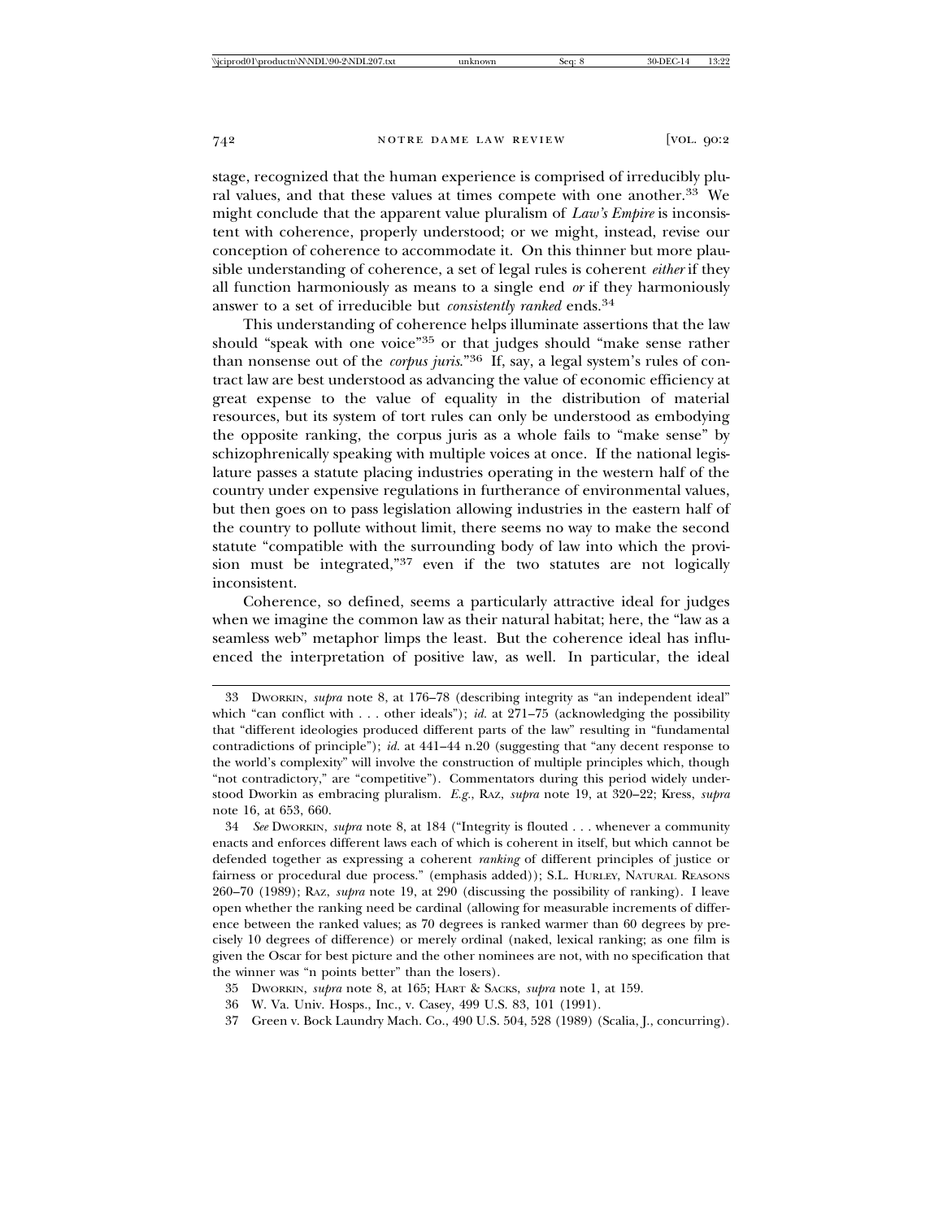stage, recognized that the human experience is comprised of irreducibly plural values, and that these values at times compete with one another.[33] We might conclude that the apparent value pluralism of *Law's Empire* is inconsistent with coherence, properly understood; or we might, instead, revise our conception of coherence to accommodate it. On this thinner but more plausible understanding of coherence, a set of legal rules is coherent *either* if they all function harmoniously as means to a single end *or* if they harmoniously answer to a set of irreducible but *consistently ranked* ends.[34]

This understanding of coherence helps illuminate assertions that the law should "speak with one voice"[35] or that judges should "make sense rather than nonsense out of the *corpus juris*."[36] If, say, a legal system's rules of contract law are best understood as advancing the value of economic efficiency at great expense to the value of equality in the distribution of material resources, but its system of tort rules can only be understood as embodying the opposite ranking, the corpus juris as a whole fails to "make sense" by schizophrenically speaking with multiple voices at once. If the national legislature passes a statute placing industries operating in the western half of the country under expensive regulations in furtherance of environmental values, but then goes on to pass legislation allowing industries in the eastern half of the country to pollute without limit, there seems no way to make the second statute "compatible with the surrounding body of law into which the provision must be integrated,"[37] even if the two statutes are not logically inconsistent.

Coherence, so defined, seems a particularly attractive ideal for judges when we imagine the common law as their natural habitat; here, the "law as a seamless web" metaphor limps the least. But the coherence ideal has influenced the interpretation of positive law, as well. In particular, the ideal

---

33 DWORKIN, *supra* note 8, at 176–78 (describing integrity as "an independent ideal" which "can conflict with . . . other ideals"); *id.* at 271–75 (acknowledging the possibility that "different ideologies produced different parts of the law" resulting in "fundamental contradictions of principle"); *id.* at 441–44 n.20 (suggesting that "any decent response to the world's complexity" will involve the construction of multiple principles which, though "not contradictory," are "competitive"). Commentators during this period widely understood Dworkin as embracing pluralism. *E.g.*, RAZ, *supra* note 19, at 320–22; Kress, *supra* note 16, at 653, 660.

34 *See* DWORKIN, *supra* note 8, at 184 ("Integrity is flouted . . . whenever a community enacts and enforces different laws each of which is coherent in itself, but which cannot be defended together as expressing a coherent *ranking* of different principles of justice or fairness or procedural due process." (emphasis added)); S.L. HURLEY, NATURAL REASONS 260–70 (1989); RAZ, *supra* note 19, at 290 (discussing the possibility of ranking). I leave open whether the ranking need be cardinal (allowing for measurable increments of difference between the ranked values; as 70 degrees is ranked warmer than 60 degrees by precisely 10 degrees of difference) or merely ordinal (naked, lexical ranking; as one film is given the Oscar for best picture and the other nominees are not, with no specification that the winner was "n points better" than the losers).

35 DWORKIN, *supra* note 8, at 165; HART & SACKS, *supra* note 1, at 159.

36 W. Va. Univ. Hosps., Inc., v. Casey, 499 U.S. 83, 101 (1991).

37 Green v. Bock Laundry Mach. Co., 490 U.S. 504, 528 (1989) (Scalia, J., concurring).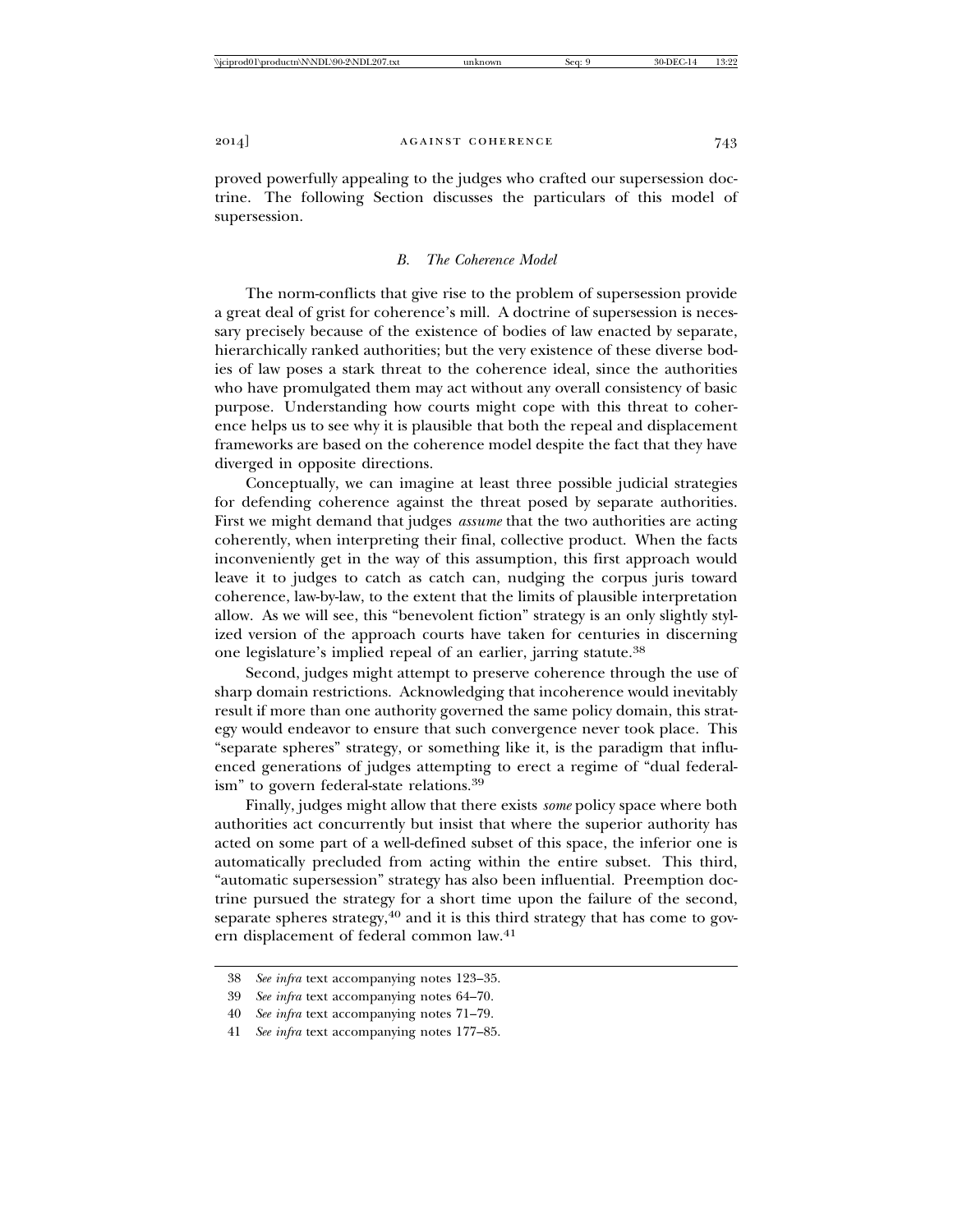proved powerfully appealing to the judges who crafted our supersession doctrine. The following Section discusses the particulars of this model of supersession.

### *B. The Coherence Model*

The norm-conflicts that give rise to the problem of supersession provide a great deal of grist for coherence's mill. A doctrine of supersession is necessary precisely because of the existence of bodies of law enacted by separate, hierarchically ranked authorities; but the very existence of these diverse bodies of law poses a stark threat to the coherence ideal, since the authorities who have promulgated them may act without any overall consistency of basic purpose. Understanding how courts might cope with this threat to coherence helps us to see why it is plausible that both the repeal and displacement frameworks are based on the coherence model despite the fact that they have diverged in opposite directions.

Conceptually, we can imagine at least three possible judicial strategies for defending coherence against the threat posed by separate authorities. First we might demand that judges *assume* that the two authorities are acting coherently, when interpreting their final, collective product. When the facts inconveniently get in the way of this assumption, this first approach would leave it to judges to catch as catch can, nudging the corpus juris toward coherence, law-by-law, to the extent that the limits of plausible interpretation allow. As we will see, this "benevolent fiction" strategy is an only slightly stylized version of the approach courts have taken for centuries in discerning one legislature's implied repeal of an earlier, jarring statute.[38]

Second, judges might attempt to preserve coherence through the use of sharp domain restrictions. Acknowledging that incoherence would inevitably result if more than one authority governed the same policy domain, this strategy would endeavor to ensure that such convergence never took place. This "separate spheres" strategy, or something like it, is the paradigm that influenced generations of judges attempting to erect a regime of "dual federalism" to govern federal-state relations.[39]

Finally, judges might allow that there exists *some* policy space where both authorities act concurrently but insist that where the superior authority has acted on some part of a well-defined subset of this space, the inferior one is automatically precluded from acting within the entire subset. This third, "automatic supersession" strategy has also been influential. Preemption doctrine pursued the strategy for a short time upon the failure of the second, separate spheres strategy,[40] and it is this third strategy that has come to govern displacement of federal common law.[41]

---

38 *See infra* text accompanying notes 123–35.

39 *See infra* text accompanying notes 64–70.

40 *See infra* text accompanying notes 71–79.

41 *See infra* text accompanying notes 177–85.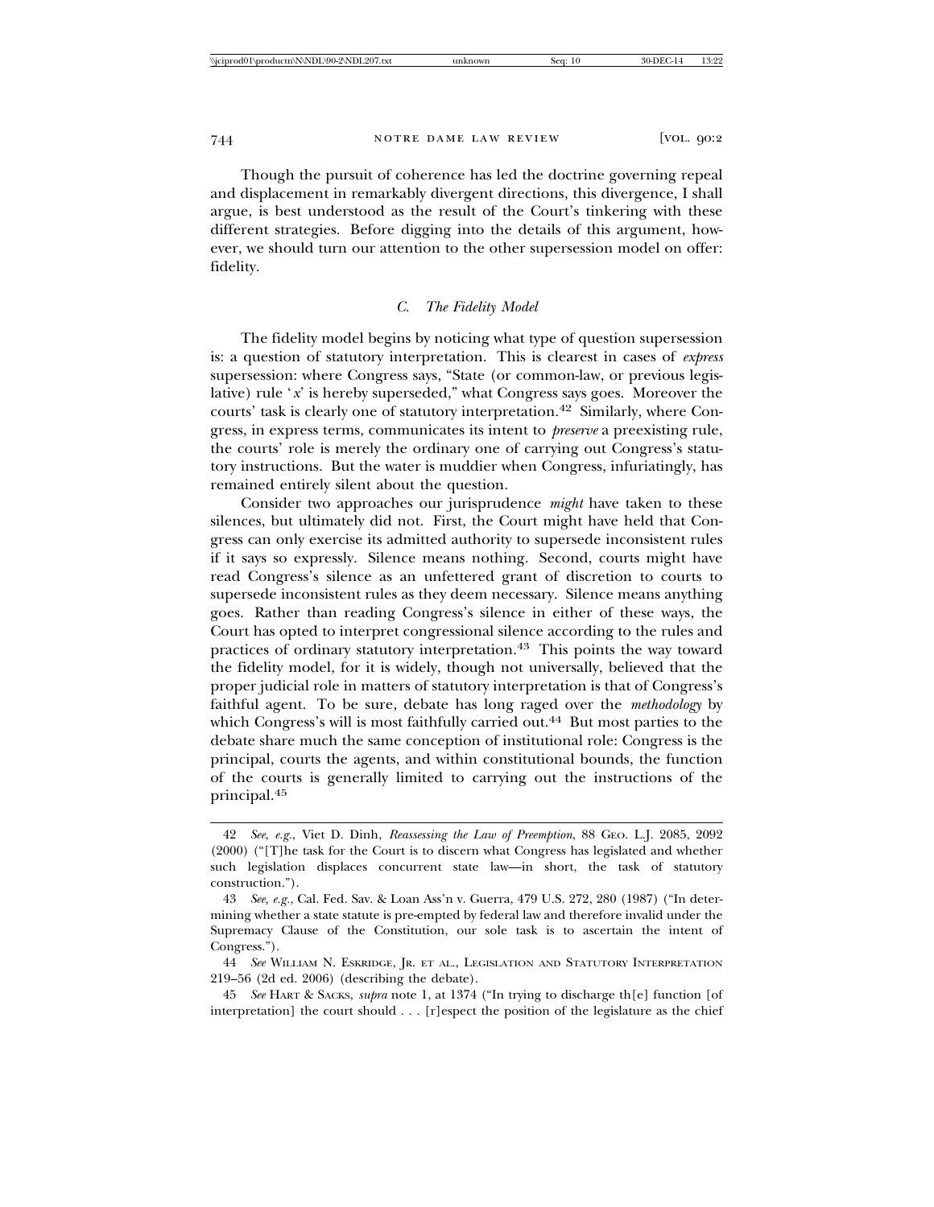Though the pursuit of coherence has led the doctrine governing repeal and displacement in remarkably divergent directions, this divergence, I shall argue, is best understood as the result of the Court's tinkering with these different strategies. Before digging into the details of this argument, however, we should turn our attention to the other supersession model on offer: fidelity.

### *C. The Fidelity Model*

The fidelity model begins by noticing what type of question supersession is: a question of statutory interpretation. This is clearest in cases of *express* supersession: where Congress says, "State (or common-law, or previous legislative) rule '*x*' is hereby superseded," what Congress says goes. Moreover the courts' task is clearly one of statutory interpretation.[42] Similarly, where Congress, in express terms, communicates its intent to *preserve* a preexisting rule, the courts' role is merely the ordinary one of carrying out Congress's statutory instructions. But the water is muddier when Congress, infuriatingly, has remained entirely silent about the question.

Consider two approaches our jurisprudence *might* have taken to these silences, but ultimately did not. First, the Court might have held that Congress can only exercise its admitted authority to supersede inconsistent rules if it says so expressly. Silence means nothing. Second, courts might have read Congress's silence as an unfettered grant of discretion to courts to supersede inconsistent rules as they deem necessary. Silence means anything goes. Rather than reading Congress's silence in either of these ways, the Court has opted to interpret congressional silence according to the rules and practices of ordinary statutory interpretation.[43] This points the way toward the fidelity model, for it is widely, though not universally, believed that the proper judicial role in matters of statutory interpretation is that of Congress's faithful agent. To be sure, debate has long raged over the *methodology* by which Congress's will is most faithfully carried out.[44] But most parties to the debate share much the same conception of institutional role: Congress is the principal, courts the agents, and within constitutional bounds, the function of the courts is generally limited to carrying out the instructions of the principal.[45]

---

42 *See, e.g.*, Viet D. Dinh, *Reassessing the Law of Preemption*, 88 GEO. L.J. 2085, 2092 (2000) ("[T]he task for the Court is to discern what Congress has legislated and whether such legislation displaces concurrent state law—in short, the task of statutory construction.").

43 *See, e.g.*, Cal. Fed. Sav. & Loan Ass'n v. Guerra, 479 U.S. 272, 280 (1987) ("In determining whether a state statute is pre-empted by federal law and therefore invalid under the Supremacy Clause of the Constitution, our sole task is to ascertain the intent of Congress.").

44 *See* WILLIAM N. ESKRIDGE, JR. ET AL., LEGISLATION AND STATUTORY INTERPRETATION 219–56 (2d ed. 2006) (describing the debate).

45 *See* HART & SACKS, *supra* note 1, at 1374 ("In trying to discharge th[e] function [of interpretation] the court should . . . [r]espect the position of the legislature as the chief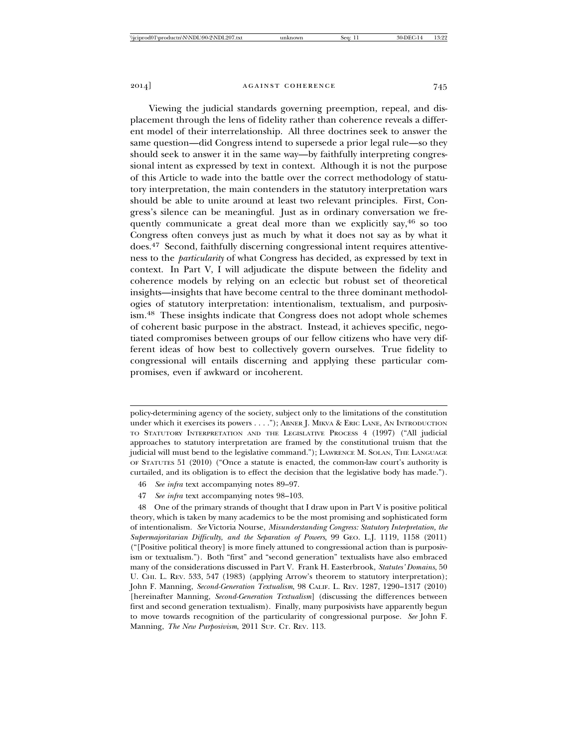Viewing the judicial standards governing preemption, repeal, and displacement through the lens of fidelity rather than coherence reveals a different model of their interrelationship. All three doctrines seek to answer the same question—did Congress intend to supersede a prior legal rule—so they should seek to answer it in the same way—by faithfully interpreting congressional intent as expressed by text in context. Although it is not the purpose of this Article to wade into the battle over the correct methodology of statutory interpretation, the main contenders in the statutory interpretation wars should be able to unite around at least two relevant principles. First, Congress's silence can be meaningful. Just as in ordinary conversation we frequently communicate a great deal more than we explicitly say,[46] so too Congress often conveys just as much by what it does not say as by what it does.[47] Second, faithfully discerning congressional intent requires attentiveness to the *particularity* of what Congress has decided, as expressed by text in context. In Part V, I will adjudicate the dispute between the fidelity and coherence models by relying on an eclectic but robust set of theoretical insights—insights that have become central to the three dominant methodologies of statutory interpretation: intentionalism, textualism, and purposivism.[48] These insights indicate that Congress does not adopt whole schemes of coherent basic purpose in the abstract. Instead, it achieves specific, negotiated compromises between groups of our fellow citizens who have very different ideas of how best to collectively govern ourselves. True fidelity to congressional will entails discerning and applying these particular compromises, even if awkward or incoherent.

---

policy-determining agency of the society, subject only to the limitations of the constitution under which it exercises its powers . . . ."); ABNER J. MIKVA & ERIC LANE, AN INTRODUCTION TO STATUTORY INTERPRETATION AND THE LEGISLATIVE PROCESS 4 (1997) ("All judicial approaches to statutory interpretation are framed by the constitutional truism that the judicial will must bend to the legislative command."); LAWRENCE M. SOLAN, THE LANGUAGE OF STATUTES 51 (2010) ("Once a statute is enacted, the common-law court's authority is curtailed, and its obligation is to effect the decision that the legislative body has made.").

46 *See infra* text accompanying notes 89–97.

47 *See infra* text accompanying notes 98–103.

48 One of the primary strands of thought that I draw upon in Part V is positive political theory, which is taken by many academics to be the most promising and sophisticated form of intentionalism. *See* Victoria Nourse, *Misunderstanding Congress: Statutory Interpretation, the Supermajoritarian Difficulty, and the Separation of Powers*, 99 GEO. L.J. 1119, 1158 (2011) ("[Positive political theory] is more finely attuned to congressional action than is purposivism or textualism."). Both "first" and "second generation" textualists have also embraced many of the considerations discussed in Part V. Frank H. Easterbrook, *Statutes' Domains*, 50 U. CHI. L. REV. 533, 547 (1983) (applying Arrow's theorem to statutory interpretation); John F. Manning, *Second-Generation Textualism*, 98 CALIF. L. REV. 1287, 1290–1317 (2010) [hereinafter Manning, *Second-Generation Textualism*] (discussing the differences between first and second generation textualism). Finally, many purposivists have apparently begun to move towards recognition of the particularity of congressional purpose. *See* John F. Manning, *The New Purposivism*, 2011 SUP. CT. REV. 113.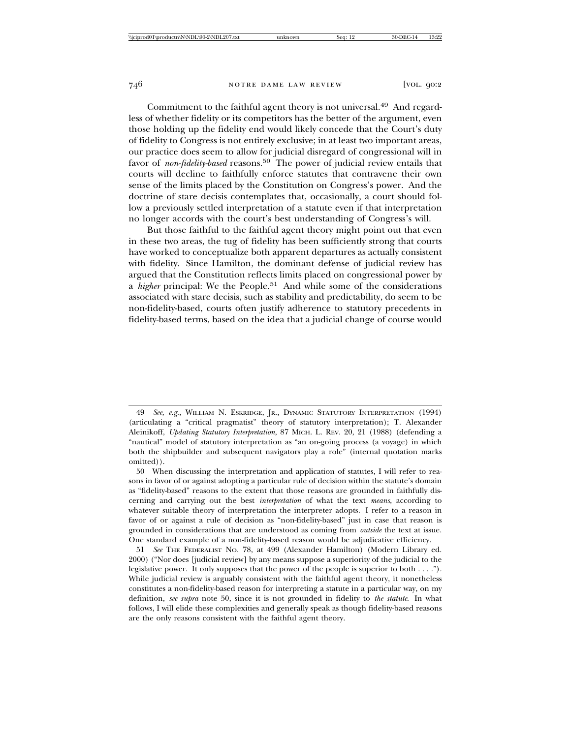Commitment to the faithful agent theory is not universal.[49] And regardless of whether fidelity or its competitors has the better of the argument, even those holding up the fidelity end would likely concede that the Court's duty of fidelity to Congress is not entirely exclusive; in at least two important areas, our practice does seem to allow for judicial disregard of congressional will in favor of *non-fidelity-based* reasons.[50] The power of judicial review entails that courts will decline to faithfully enforce statutes that contravene their own sense of the limits placed by the Constitution on Congress's power. And the doctrine of stare decisis contemplates that, occasionally, a court should follow a previously settled interpretation of a statute even if that interpretation no longer accords with the court's best understanding of Congress's will.

But those faithful to the faithful agent theory might point out that even in these two areas, the tug of fidelity has been sufficiently strong that courts have worked to conceptualize both apparent departures as actually consistent with fidelity. Since Hamilton, the dominant defense of judicial review has argued that the Constitution reflects limits placed on congressional power by a *higher* principal: We the People.[51] And while some of the considerations associated with stare decisis, such as stability and predictability, do seem to be non-fidelity-based, courts often justify adherence to statutory precedents in fidelity-based terms, based on the idea that a judicial change of course would

---

49 *See, e.g.*, WILLIAM N. ESKRIDGE, JR., DYNAMIC STATUTORY INTERPRETATION (1994) (articulating a "critical pragmatist" theory of statutory interpretation); T. Alexander Aleinikoff, *Updating Statutory Interpretation*, 87 MICH. L. REV. 20, 21 (1988) (defending a "nautical" model of statutory interpretation as "an on-going process (a voyage) in which both the shipbuilder and subsequent navigators play a role" (internal quotation marks omitted)).

50 When discussing the interpretation and application of statutes, I will refer to reasons in favor of or against adopting a particular rule of decision within the statute's domain as "fidelity-based" reasons to the extent that those reasons are grounded in faithfully discerning and carrying out the best *interpretation* of what the text *means*, according to whatever suitable theory of interpretation the interpreter adopts. I refer to a reason in favor of or against a rule of decision as "non-fidelity-based" just in case that reason is grounded in considerations that are understood as coming from *outside* the text at issue. One standard example of a non-fidelity-based reason would be adjudicative efficiency.

51 *See* THE FEDERALIST NO. 78, at 499 (Alexander Hamilton) (Modern Library ed. 2000) ("Nor does [judicial review] by any means suppose a superiority of the judicial to the legislative power. It only supposes that the power of the people is superior to both . . . ."). While judicial review is arguably consistent with the faithful agent theory, it nonetheless constitutes a non-fidelity-based reason for interpreting a statute in a particular way, on my definition, *see supra* note 50, since it is not grounded in fidelity to *the statute*. In what follows, I will elide these complexities and generally speak as though fidelity-based reasons are the only reasons consistent with the faithful agent theory.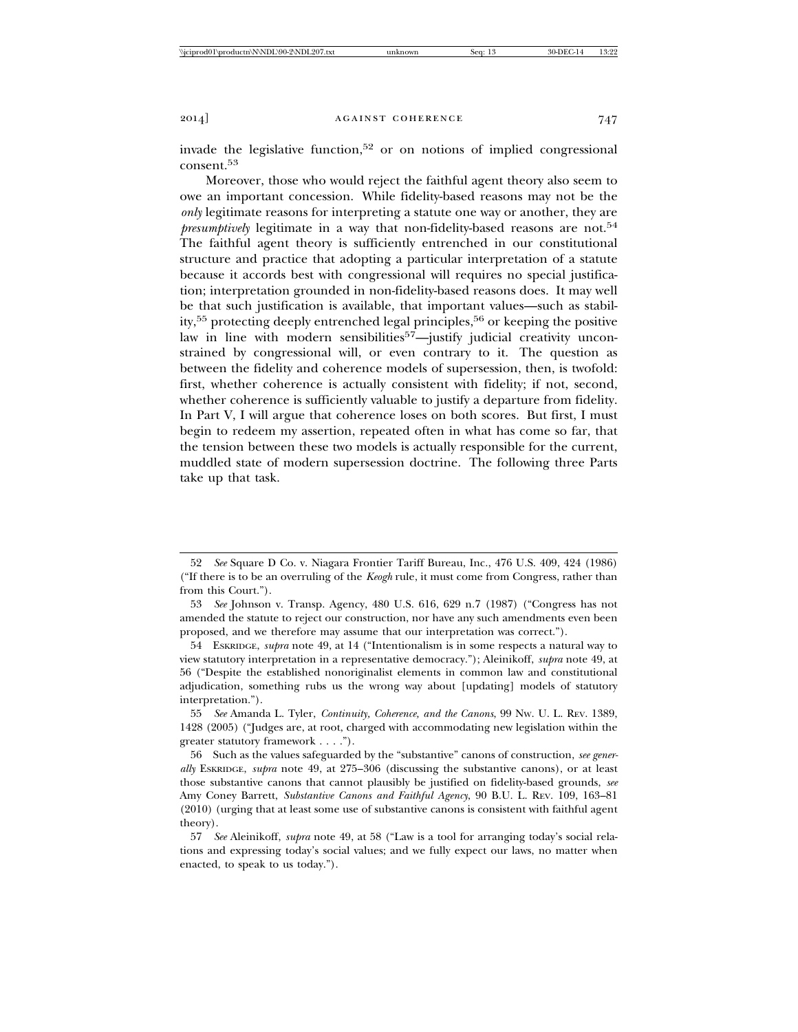invade the legislative function,[52] or on notions of implied congressional consent.[53]

Moreover, those who would reject the faithful agent theory also seem to owe an important concession. While fidelity-based reasons may not be the *only* legitimate reasons for interpreting a statute one way or another, they are *presumptively* legitimate in a way that non-fidelity-based reasons are not.[54] The faithful agent theory is sufficiently entrenched in our constitutional structure and practice that adopting a particular interpretation of a statute because it accords best with congressional will requires no special justification; interpretation grounded in non-fidelity-based reasons does. It may well be that such justification is available, that important values—such as stability,[55] protecting deeply entrenched legal principles,[56] or keeping the positive law in line with modern sensibilities[57]—justify judicial creativity unconstrained by congressional will, or even contrary to it. The question as between the fidelity and coherence models of supersession, then, is twofold: first, whether coherence is actually consistent with fidelity; if not, second, whether coherence is sufficiently valuable to justify a departure from fidelity. In Part V, I will argue that coherence loses on both scores. But first, I must begin to redeem my assertion, repeated often in what has come so far, that the tension between these two models is actually responsible for the current, muddled state of modern supersession doctrine. The following three Parts take up that task.

---

52 *See* Square D Co. v. Niagara Frontier Tariff Bureau, Inc., 476 U.S. 409, 424 (1986) ("If there is to be an overruling of the *Keogh* rule, it must come from Congress, rather than from this Court.").

53 *See* Johnson v. Transp. Agency, 480 U.S. 616, 629 n.7 (1987) ("Congress has not amended the statute to reject our construction, nor have any such amendments even been proposed, and we therefore may assume that our interpretation was correct.").

54 ESKRIDGE, *supra* note 49, at 14 ("Intentionalism is in some respects a natural way to view statutory interpretation in a representative democracy."); Aleinikoff, *supra* note 49, at 56 ("Despite the established nonoriginalist elements in common law and constitutional adjudication, something rubs us the wrong way about [updating] models of statutory interpretation.").

55 *See* Amanda L. Tyler, *Continuity, Coherence, and the Canons*, 99 NW. U. L. REV. 1389, 1428 (2005) ("Judges are, at root, charged with accommodating new legislation within the greater statutory framework . . . .").

56 Such as the values safeguarded by the "substantive" canons of construction, *see generally* ESKRIDGE, *supra* note 49, at 275–306 (discussing the substantive canons), or at least those substantive canons that cannot plausibly be justified on fidelity-based grounds, *see* Amy Coney Barrett, *Substantive Canons and Faithful Agency*, 90 B.U. L. REV. 109, 163–81 (2010) (urging that at least some use of substantive canons is consistent with faithful agent theory).

57 *See* Aleinikoff, *supra* note 49, at 58 ("Law is a tool for arranging today's social relations and expressing today's social values; and we fully expect our laws, no matter when enacted, to speak to us today.").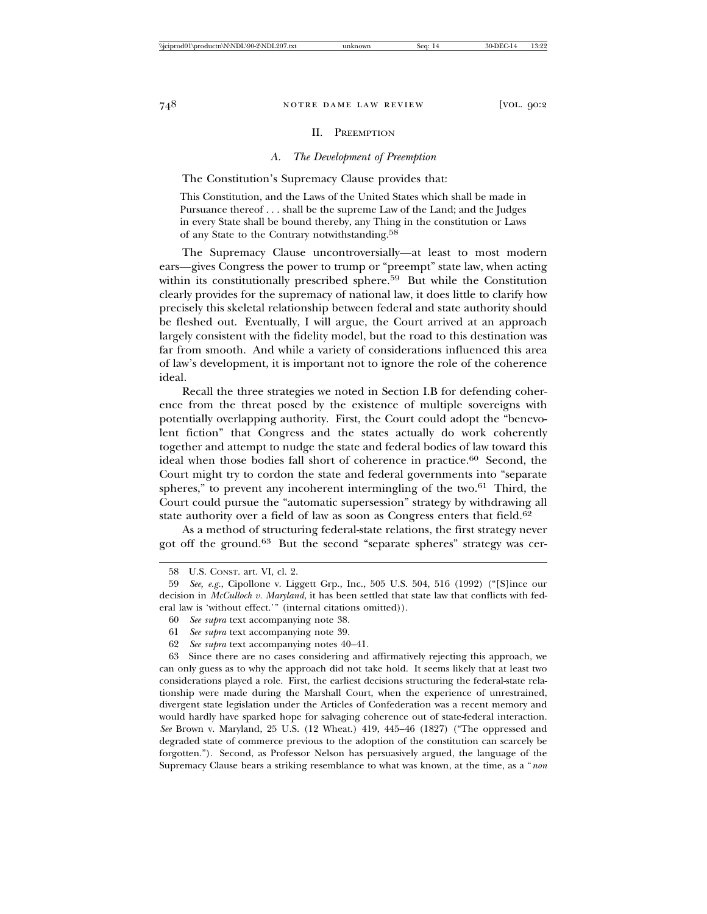## II. Preemption

### *A. The Development of Preemption*

The Constitution's Supremacy Clause provides that:

> This Constitution, and the Laws of the United States which shall be made in Pursuance thereof . . . shall be the supreme Law of the Land; and the Judges in every State shall be bound thereby, any Thing in the constitution or Laws of any State to the Contrary notwithstanding.[58]

The Supremacy Clause uncontroversially—at least to most modern ears—gives Congress the power to trump or "preempt" state law, when acting within its constitutionally prescribed sphere.[59] But while the Constitution clearly provides for the supremacy of national law, it does little to clarify how precisely this skeletal relationship between federal and state authority should be fleshed out. Eventually, I will argue, the Court arrived at an approach largely consistent with the fidelity model, but the road to this destination was far from smooth. And while a variety of considerations influenced this area of law's development, it is important not to ignore the role of the coherence ideal.

Recall the three strategies we noted in Section I.B for defending coherence from the threat posed by the existence of multiple sovereigns with potentially overlapping authority. First, the Court could adopt the "benevolent fiction" that Congress and the states actually do work coherently together and attempt to nudge the state and federal bodies of law toward this ideal when those bodies fall short of coherence in practice.[60] Second, the Court might try to cordon the state and federal governments into "separate spheres," to prevent any incoherent intermingling of the two.[61] Third, the Court could pursue the "automatic supersession" strategy by withdrawing all state authority over a field of law as soon as Congress enters that field.[62]

As a method of structuring federal-state relations, the first strategy never got off the ground.[63] But the second "separate spheres" strategy was cer-

---

58 U.S. Const. art. VI, cl. 2.

59 *See, e.g.*, Cipollone v. Liggett Grp., Inc., 505 U.S. 504, 516 (1992) ("[S]ince our decision in *McCulloch v. Maryland*, it has been settled that state law that conflicts with federal law is 'without effect.'" (internal citations omitted)).

60 *See supra* text accompanying note 38.

61 *See supra* text accompanying note 39.

62 *See supra* text accompanying notes 40–41.

63 Since there are no cases considering and affirmatively rejecting this approach, we can only guess as to why the approach did not take hold. It seems likely that at least two considerations played a role. First, the earliest decisions structuring the federal-state relationship were made during the Marshall Court, when the experience of unrestrained, divergent state legislation under the Articles of Confederation was a recent memory and would hardly have sparked hope for salvaging coherence out of state-federal interaction. *See* Brown v. Maryland, 25 U.S. (12 Wheat.) 419, 445–46 (1827) ("The oppressed and degraded state of commerce previous to the adoption of the constitution can scarcely be forgotten."). Second, as Professor Nelson has persuasively argued, the language of the Supremacy Clause bears a striking resemblance to what was known, at the time, as a "*non*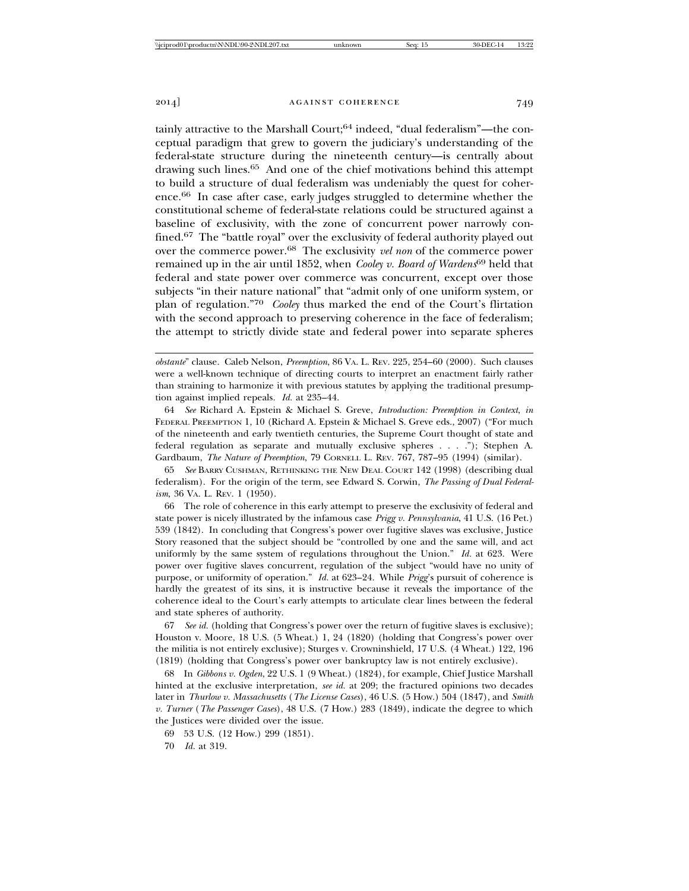tainly attractive to the Marshall Court;[64] indeed, "dual federalism"—the conceptual paradigm that grew to govern the judiciary's understanding of the federal-state structure during the nineteenth century—is centrally about drawing such lines.[65] And one of the chief motivations behind this attempt to build a structure of dual federalism was undeniably the quest for coherence.[66] In case after case, early judges struggled to determine whether the constitutional scheme of federal-state relations could be structured against a baseline of exclusivity, with the zone of concurrent power narrowly confined.[67] The "battle royal" over the exclusivity of federal authority played out over the commerce power.[68] The exclusivity *vel non* of the commerce power remained up in the air until 1852, when *Cooley v. Board of Wardens*[69] held that federal and state power over commerce was concurrent, except over those subjects "in their nature national" that "admit only of one uniform system, or plan of regulation."[70] *Cooley* thus marked the end of the Court's flirtation with the second approach to preserving coherence in the face of federalism; the attempt to strictly divide state and federal power into separate spheres

---

*obstante*" clause. Caleb Nelson, *Preemption*, 86 VA. L. REV. 225, 254–60 (2000). Such clauses were a well-known technique of directing courts to interpret an enactment fairly rather than straining to harmonize it with previous statutes by applying the traditional presumption against implied repeals. *Id.* at 235–44.

64 *See* Richard A. Epstein & Michael S. Greve, *Introduction: Preemption in Context*, *in* FEDERAL PREEMPTION 1, 10 (Richard A. Epstein & Michael S. Greve eds., 2007) ("For much of the nineteenth and early twentieth centuries, the Supreme Court thought of state and federal regulation as separate and mutually exclusive spheres . . . ."); Stephen A. Gardbaum, *The Nature of Preemption*, 79 CORNELL L. REV. 767, 787–95 (1994) (similar).

65 *See* BARRY CUSHMAN, RETHINKING THE NEW DEAL COURT 142 (1998) (describing dual federalism). For the origin of the term, see Edward S. Corwin, *The Passing of Dual Federalism*, 36 VA. L. REV. 1 (1950).

66 The role of coherence in this early attempt to preserve the exclusivity of federal and state power is nicely illustrated by the infamous case *Prigg v. Pennsylvania*, 41 U.S. (16 Pet.) 539 (1842). In concluding that Congress's power over fugitive slaves was exclusive, Justice Story reasoned that the subject should be "controlled by one and the same will, and act uniformly by the same system of regulations throughout the Union." *Id.* at 623. Were power over fugitive slaves concurrent, regulation of the subject "would have no unity of purpose, or uniformity of operation." *Id.* at 623–24. While *Prigg*'s pursuit of coherence is hardly the greatest of its sins, it is instructive because it reveals the importance of the coherence ideal to the Court's early attempts to articulate clear lines between the federal and state spheres of authority.

67 *See id.* (holding that Congress's power over the return of fugitive slaves is exclusive); Houston v. Moore, 18 U.S. (5 Wheat.) 1, 24 (1820) (holding that Congress's power over the militia is not entirely exclusive); Sturges v. Crowninshield, 17 U.S. (4 Wheat.) 122, 196 (1819) (holding that Congress's power over bankruptcy law is not entirely exclusive).

68 In *Gibbons v. Ogden*, 22 U.S. 1 (9 Wheat.) (1824), for example, Chief Justice Marshall hinted at the exclusive interpretation, *see id.* at 209; the fractured opinions two decades later in *Thurlow v. Massachusetts* (*The License Cases*), 46 U.S. (5 How.) 504 (1847), and *Smith v. Turner* (*The Passenger Cases*), 48 U.S. (7 How.) 283 (1849), indicate the degree to which the Justices were divided over the issue.

69 53 U.S. (12 How.) 299 (1851).

70 *Id.* at 319.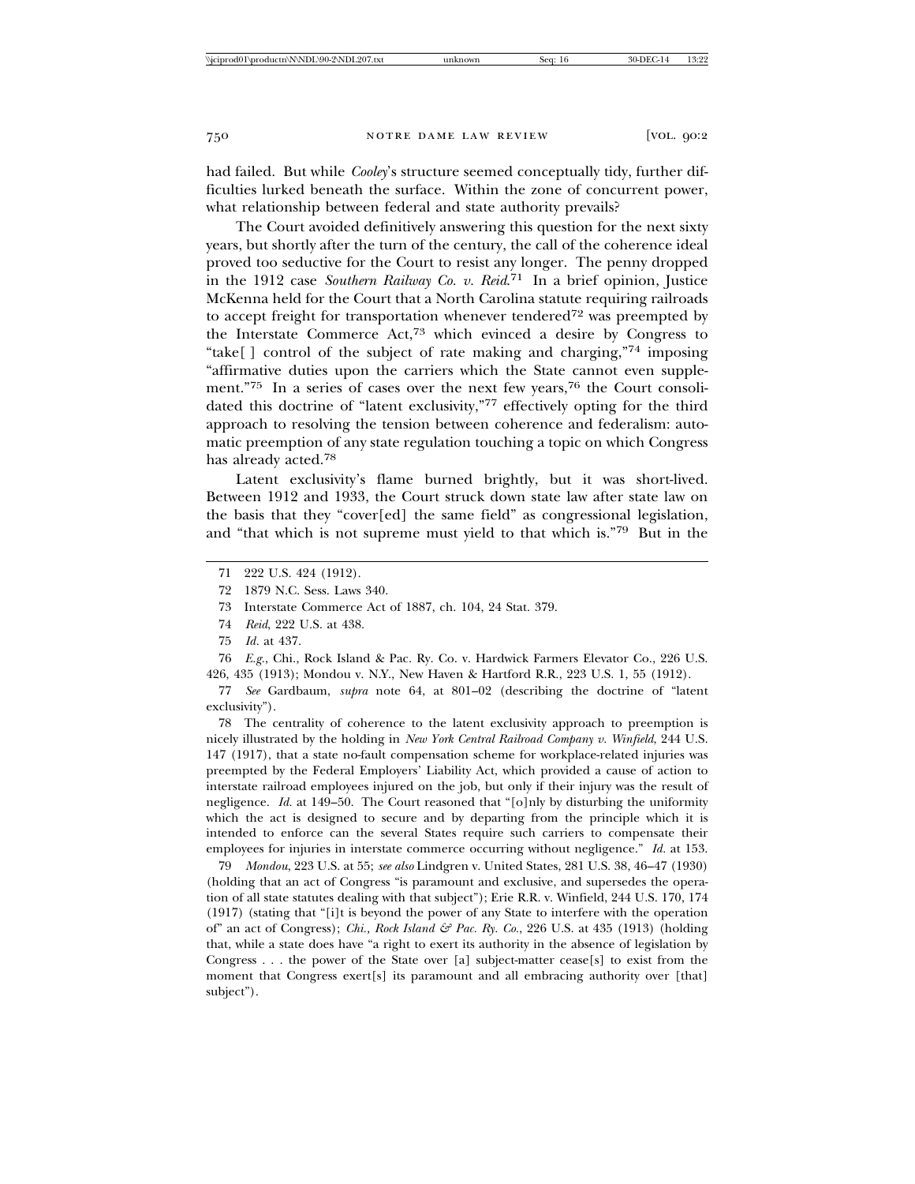had failed. But while *Cooley*'s structure seemed conceptually tidy, further difficulties lurked beneath the surface. Within the zone of concurrent power, what relationship between federal and state authority prevails?

The Court avoided definitively answering this question for the next sixty years, but shortly after the turn of the century, the call of the coherence ideal proved too seductive for the Court to resist any longer. The penny dropped in the 1912 case *Southern Railway Co. v. Reid*.[71] In a brief opinion, Justice McKenna held for the Court that a North Carolina statute requiring railroads to accept freight for transportation whenever tendered[72] was preempted by the Interstate Commerce Act,[73] which evinced a desire by Congress to "take[ ] control of the subject of rate making and charging,"[74] imposing "affirmative duties upon the carriers which the State cannot even supplement."[75] In a series of cases over the next few years,[76] the Court consolidated this doctrine of "latent exclusivity,"[77] effectively opting for the third approach to resolving the tension between coherence and federalism: automatic preemption of any state regulation touching a topic on which Congress has already acted.[78]

Latent exclusivity's flame burned brightly, but it was short-lived. Between 1912 and 1933, the Court struck down state law after state law on the basis that they "cover[ed] the same field" as congressional legislation, and "that which is not supreme must yield to that which is."[79] But in the

---

71 222 U.S. 424 (1912).

72 1879 N.C. Sess. Laws 340.

73 Interstate Commerce Act of 1887, ch. 104, 24 Stat. 379.

74 *Reid*, 222 U.S. at 438.

75 *Id.* at 437.

76 *E.g.*, Chi., Rock Island & Pac. Ry. Co. v. Hardwick Farmers Elevator Co., 226 U.S. 426, 435 (1913); Mondou v. N.Y., New Haven & Hartford R.R., 223 U.S. 1, 55 (1912).

77 *See* Gardbaum, *supra* note 64, at 801–02 (describing the doctrine of "latent exclusivity").

78 The centrality of coherence to the latent exclusivity approach to preemption is nicely illustrated by the holding in *New York Central Railroad Company v. Winfield*, 244 U.S. 147 (1917), that a state no-fault compensation scheme for workplace-related injuries was preempted by the Federal Employers' Liability Act, which provided a cause of action to interstate railroad employees injured on the job, but only if their injury was the result of negligence. *Id.* at 149–50. The Court reasoned that "[o]nly by disturbing the uniformity which the act is designed to secure and by departing from the principle which it is intended to enforce can the several States require such carriers to compensate their employees for injuries in interstate commerce occurring without negligence." *Id.* at 153.

79 *Mondou*, 223 U.S. at 55; *see also* Lindgren v. United States, 281 U.S. 38, 46–47 (1930) (holding that an act of Congress "is paramount and exclusive, and supersedes the operation of all state statutes dealing with that subject"); Erie R.R. v. Winfield, 244 U.S. 170, 174 (1917) (stating that "[i]t is beyond the power of any State to interfere with the operation of" an act of Congress); *Chi., Rock Island & Pac. Ry. Co.*, 226 U.S. at 435 (1913) (holding that, while a state does have "a right to exert its authority in the absence of legislation by Congress . . . the power of the State over [a] subject-matter cease[s] to exist from the moment that Congress exert[s] its paramount and all embracing authority over [that] subject").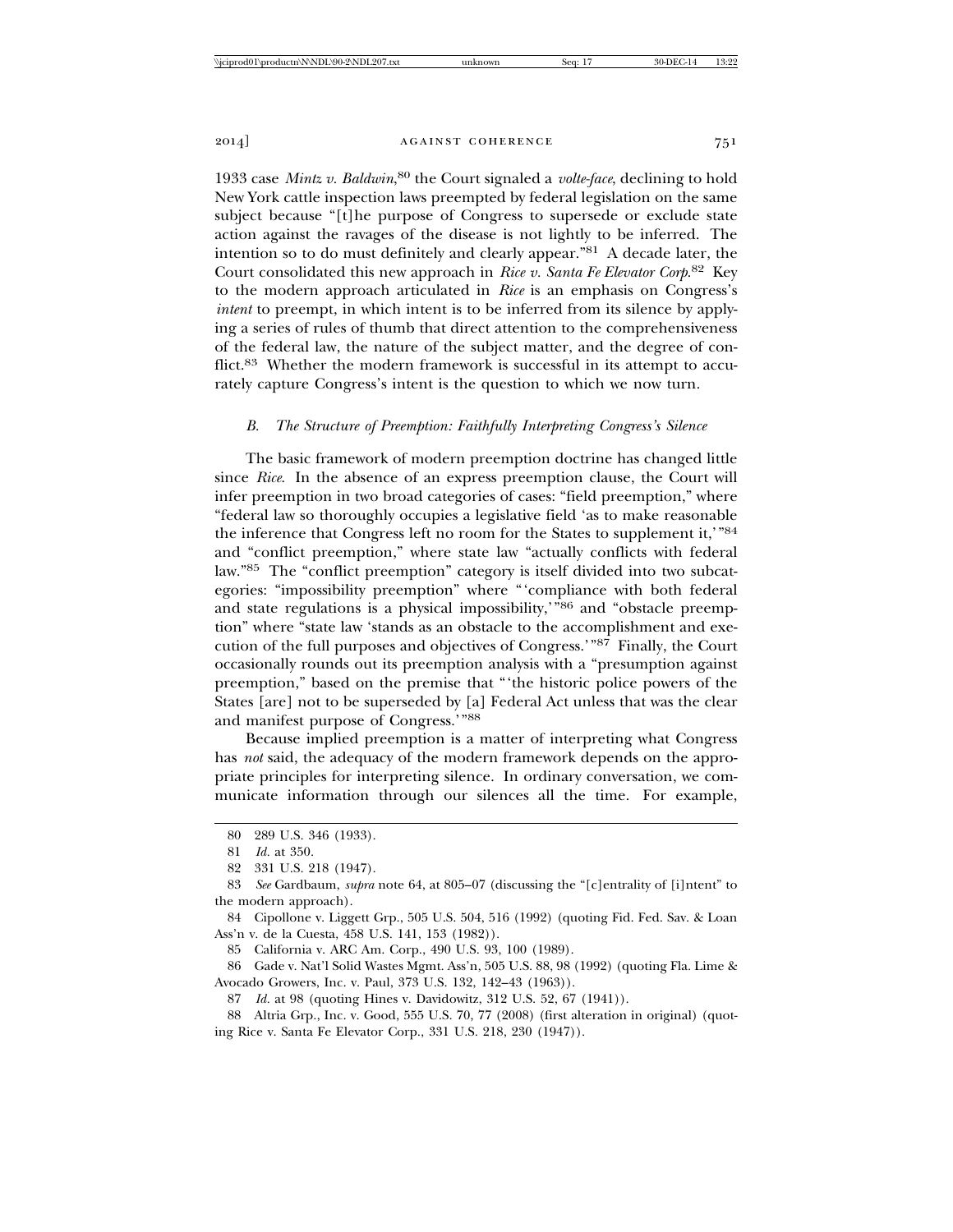1933 case *Mintz v. Baldwin*,[80] the Court signaled a *volte-face*, declining to hold New York cattle inspection laws preempted by federal legislation on the same subject because "[t]he purpose of Congress to supersede or exclude state action against the ravages of the disease is not lightly to be inferred. The intention so to do must definitely and clearly appear."[81] A decade later, the Court consolidated this new approach in *Rice v. Santa Fe Elevator Corp.*[82] Key to the modern approach articulated in *Rice* is an emphasis on Congress's *intent* to preempt, in which intent is to be inferred from its silence by applying a series of rules of thumb that direct attention to the comprehensiveness of the federal law, the nature of the subject matter, and the degree of conflict.[83] Whether the modern framework is successful in its attempt to accurately capture Congress's intent is the question to which we now turn.

### *B. The Structure of Preemption: Faithfully Interpreting Congress's Silence*

The basic framework of modern preemption doctrine has changed little since *Rice*. In the absence of an express preemption clause, the Court will infer preemption in two broad categories of cases: "field preemption," where "federal law so thoroughly occupies a legislative field 'as to make reasonable the inference that Congress left no room for the States to supplement it,'"[84] and "conflict preemption," where state law "actually conflicts with federal law."[85] The "conflict preemption" category is itself divided into two subcategories: "impossibility preemption" where "'compliance with both federal and state regulations is a physical impossibility,'"[86] and "obstacle preemption" where "state law 'stands as an obstacle to the accomplishment and execution of the full purposes and objectives of Congress.'"[87] Finally, the Court occasionally rounds out its preemption analysis with a "presumption against preemption," based on the premise that "'the historic police powers of the States [are] not to be superseded by [a] Federal Act unless that was the clear and manifest purpose of Congress.'"[88]

Because implied preemption is a matter of interpreting what Congress has *not* said, the adequacy of the modern framework depends on the appropriate principles for interpreting silence. In ordinary conversation, we communicate information through our silences all the time. For example,

---

80 289 U.S. 346 (1933).

81 *Id.* at 350.

82 331 U.S. 218 (1947).

83 *See* Gardbaum, *supra* note 64, at 805–07 (discussing the "[c]entrality of [i]ntent" to the modern approach).

84 Cipollone v. Liggett Grp., 505 U.S. 504, 516 (1992) (quoting Fid. Fed. Sav. & Loan Ass'n v. de la Cuesta, 458 U.S. 141, 153 (1982)).

85 California v. ARC Am. Corp., 490 U.S. 93, 100 (1989).

86 Gade v. Nat'l Solid Wastes Mgmt. Ass'n, 505 U.S. 88, 98 (1992) (quoting Fla. Lime & Avocado Growers, Inc. v. Paul, 373 U.S. 132, 142–43 (1963)).

87 *Id.* at 98 (quoting Hines v. Davidowitz, 312 U.S. 52, 67 (1941)).

88 Altria Grp., Inc. v. Good, 555 U.S. 70, 77 (2008) (first alteration in original) (quoting Rice v. Santa Fe Elevator Corp., 331 U.S. 218, 230 (1947)).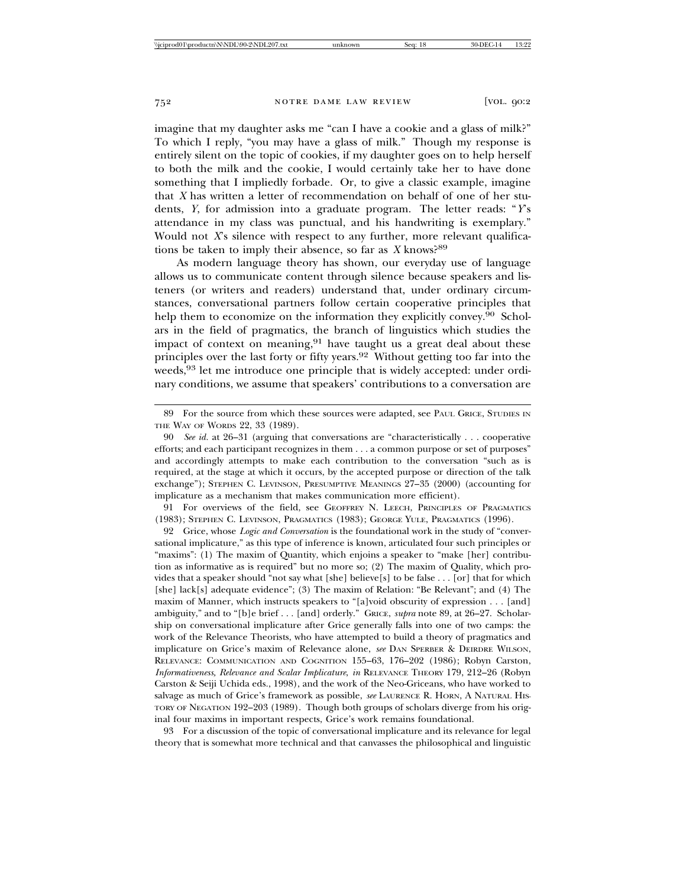imagine that my daughter asks me "can I have a cookie and a glass of milk?" To which I reply, "you may have a glass of milk." Though my response is entirely silent on the topic of cookies, if my daughter goes on to help herself to both the milk and the cookie, I would certainly take her to have done something that I impliedly forbade. Or, to give a classic example, imagine that *X* has written a letter of recommendation on behalf of one of her students, *Y*, for admission into a graduate program. The letter reads: "*Y*'s attendance in my class was punctual, and his handwriting is exemplary." Would not *X*'s silence with respect to any further, more relevant qualifications be taken to imply their absence, so far as *X* knows?[89]

As modern language theory has shown, our everyday use of language allows us to communicate content through silence because speakers and listeners (or writers and readers) understand that, under ordinary circumstances, conversational partners follow certain cooperative principles that help them to economize on the information they explicitly convey.[90] Scholars in the field of pragmatics, the branch of linguistics which studies the impact of context on meaning,[91] have taught us a great deal about these principles over the last forty or fifty years.[92] Without getting too far into the weeds,[93] let me introduce one principle that is widely accepted: under ordinary conditions, we assume that speakers' contributions to a conversation are

---

89 For the source from which these sources were adapted, see PAUL GRICE, STUDIES IN THE WAY OF WORDS 22, 33 (1989).

90 *See id.* at 26–31 (arguing that conversations are "characteristically . . . cooperative efforts; and each participant recognizes in them . . . a common purpose or set of purposes" and accordingly attempts to make each contribution to the conversation "such as is required, at the stage at which it occurs, by the accepted purpose or direction of the talk exchange"); STEPHEN C. LEVINSON, PRESUMPTIVE MEANINGS 27–35 (2000) (accounting for implicature as a mechanism that makes communication more efficient).

91 For overviews of the field, see GEOFFREY N. LEECH, PRINCIPLES OF PRAGMATICS (1983); STEPHEN C. LEVINSON, PRAGMATICS (1983); GEORGE YULE, PRAGMATICS (1996).

92 Grice, whose *Logic and Conversation* is the foundational work in the study of "conversational implicature," as this type of inference is known, articulated four such principles or "maxims": (1) The maxim of Quantity, which enjoins a speaker to "make [her] contribution as informative as is required" but no more so; (2) The maxim of Quality, which provides that a speaker should "not say what [she] believe[s] to be false . . . [or] that for which [she] lack[s] adequate evidence"; (3) The maxim of Relation: "Be Relevant"; and (4) The maxim of Manner, which instructs speakers to "[a]void obscurity of expression . . . [and] ambiguity," and to "[b]e brief . . . [and] orderly." GRICE, *supra* note 89, at 26–27. Scholarship on conversational implicature after Grice generally falls into one of two camps: the work of the Relevance Theorists, who have attempted to build a theory of pragmatics and implicature on Grice's maxim of Relevance alone, *see* DAN SPERBER & DEIRDRE WILSON, RELEVANCE: COMMUNICATION AND COGNITION 155–63, 176–202 (1986); Robyn Carston, *Informativeness, Relevance and Scalar Implicature*, *in* RELEVANCE THEORY 179, 212–26 (Robyn Carston & Seiji Uchida eds., 1998), and the work of the Neo-Griceans, who have worked to salvage as much of Grice's framework as possible, *see* LAURENCE R. HORN, A NATURAL HISTORY OF NEGATION 192–203 (1989). Though both groups of scholars diverge from his original four maxims in important respects, Grice's work remains foundational.

93 For a discussion of the topic of conversational implicature and its relevance for legal theory that is somewhat more technical and that canvasses the philosophical and linguistic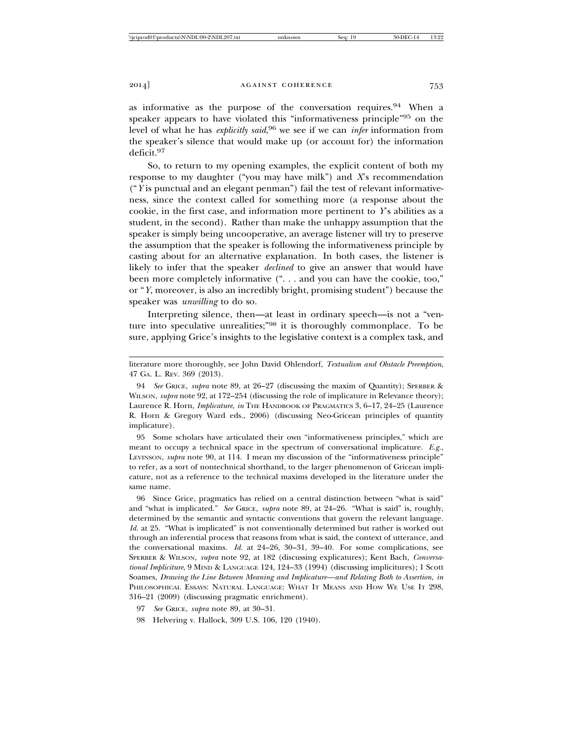as informative as the purpose of the conversation requires.[94] When a speaker appears to have violated this "informativeness principle"[95] on the level of what he has *explicitly said*,[96] we see if we can *infer* information from the speaker's silence that would make up (or account for) the information deficit.[97]

So, to return to my opening examples, the explicit content of both my response to my daughter ("you may have milk") and *X*'s recommendation ("*Y* is punctual and an elegant penman") fail the test of relevant informativeness, since the context called for something more (a response about the cookie, in the first case, and information more pertinent to *Y*'s abilities as a student, in the second). Rather than make the unhappy assumption that the speaker is simply being uncooperative, an average listener will try to preserve the assumption that the speaker is following the informativeness principle by casting about for an alternative explanation. In both cases, the listener is likely to infer that the speaker *declined* to give an answer that would have been more completely informative (". . . and you can have the cookie, too," or "*Y*, moreover, is also an incredibly bright, promising student") because the speaker was *unwilling* to do so.

Interpreting silence, then—at least in ordinary speech—is not a "venture into speculative unrealities;"[98] it is thoroughly commonplace. To be sure, applying Grice's insights to the legislative context is a complex task, and

---

literature more thoroughly, see John David Ohlendorf, *Textualism and Obstacle Preemption*, 47 GA. L. REV. 369 (2013).

94 *See* GRICE, *supra* note 89, at 26–27 (discussing the maxim of Quantity); SPERBER & WILSON, *supra* note 92, at 172–254 (discussing the role of implicature in Relevance theory); Laurence R. Horn, *Implicature*, *in* THE HANDBOOK OF PRAGMATICS 3, 6–17, 24–25 (Laurence R. Horn & Gregory Ward eds., 2006) (discussing Neo-Gricean principles of quantity implicature).

95 Some scholars have articulated their own "informativeness principles," which are meant to occupy a technical space in the spectrum of conversational implicature. *E.g.*, LEVINSON, *supra* note 90, at 114. I mean my discussion of the "informativeness principle" to refer, as a sort of nontechnical shorthand, to the larger phenomenon of Gricean implicature, not as a reference to the technical maxims developed in the literature under the same name.

96 Since Grice, pragmatics has relied on a central distinction between "what is said" and "what is implicated." *See* GRICE, *supra* note 89, at 24–26. "What is said" is, roughly, determined by the semantic and syntactic conventions that govern the relevant language. *Id.* at 25. "What is implicated" is not conventionally determined but rather is worked out through an inferential process that reasons from what is said, the context of utterance, and the conversational maxims. *Id.* at 24–26, 30–31, 39–40. For some complications, see SPERBER & WILSON, *supra* note 92, at 182 (discussing explicatures); Kent Bach, *Conversational Impliciture*, 9 MIND & LANGUAGE 124, 124–33 (1994) (discussing implicitures); 1 Scott Soames, *Drawing the Line Between Meaning and Implicature—and Relating Both to Assertion*, *in* PHILOSOPHICAL ESSAYS: NATURAL LANGUAGE: WHAT IT MEANS AND HOW WE USE IT 298, 316–21 (2009) (discussing pragmatic enrichment).

97 *See* GRICE, *supra* note 89, at 30–31.

98 Helvering v. Hallock, 309 U.S. 106, 120 (1940).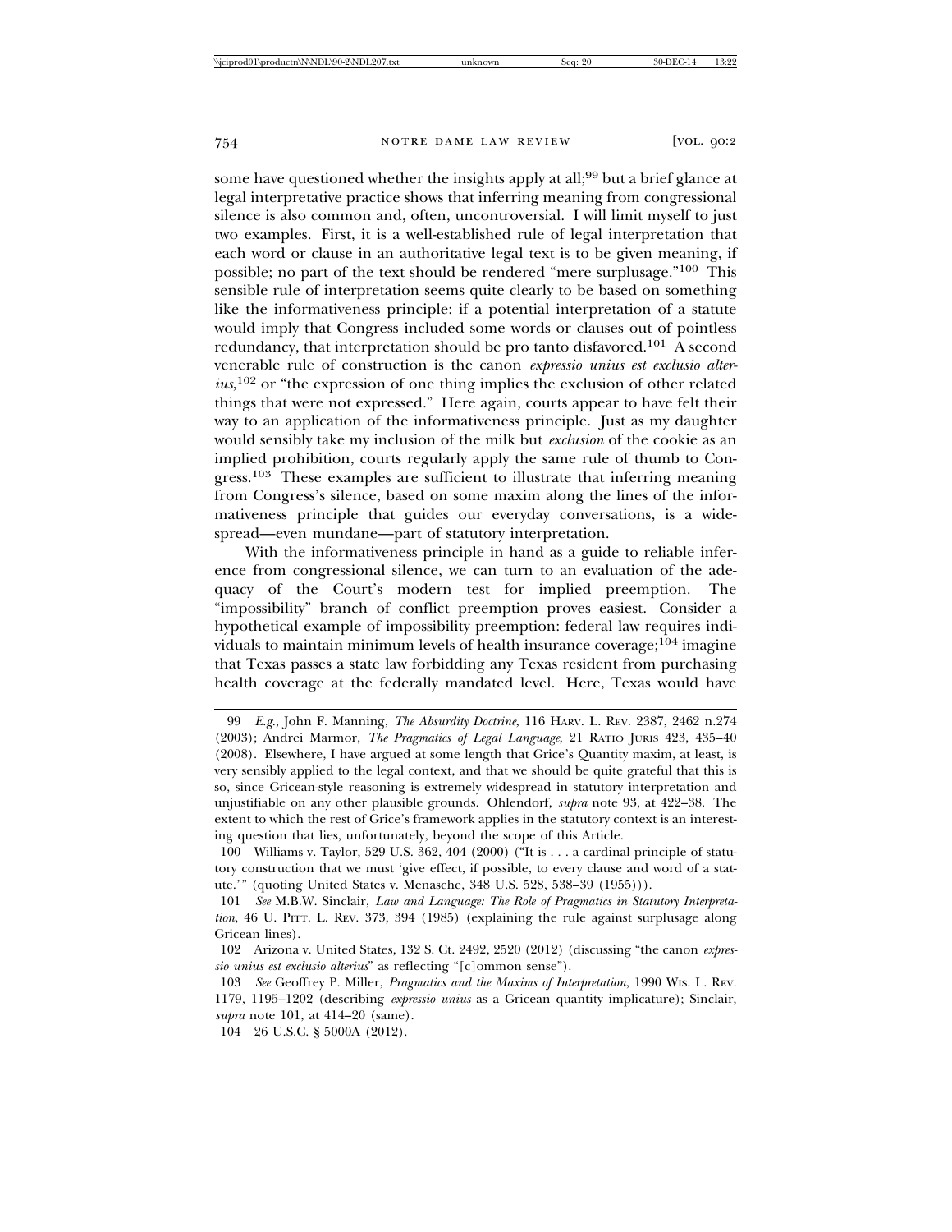some have questioned whether the insights apply at all;[99] but a brief glance at legal interpretative practice shows that inferring meaning from congressional silence is also common and, often, uncontroversial. I will limit myself to just two examples. First, it is a well-established rule of legal interpretation that each word or clause in an authoritative legal text is to be given meaning, if possible; no part of the text should be rendered "mere surplusage."[100] This sensible rule of interpretation seems quite clearly to be based on something like the informativeness principle: if a potential interpretation of a statute would imply that Congress included some words or clauses out of pointless redundancy, that interpretation should be pro tanto disfavored.[101] A second venerable rule of construction is the canon *expressio unius est exclusio alterius*,[102] or "the expression of one thing implies the exclusion of other related things that were not expressed." Here again, courts appear to have felt their way to an application of the informativeness principle. Just as my daughter would sensibly take my inclusion of the milk but *exclusion* of the cookie as an implied prohibition, courts regularly apply the same rule of thumb to Congress.[103] These examples are sufficient to illustrate that inferring meaning from Congress's silence, based on some maxim along the lines of the informativeness principle that guides our everyday conversations, is a widespread—even mundane—part of statutory interpretation.

With the informativeness principle in hand as a guide to reliable inference from congressional silence, we can turn to an evaluation of the adequacy of the Court's modern test for implied preemption. The "impossibility" branch of conflict preemption proves easiest. Consider a hypothetical example of impossibility preemption: federal law requires individuals to maintain minimum levels of health insurance coverage;[104] imagine that Texas passes a state law forbidding any Texas resident from purchasing health coverage at the federally mandated level. Here, Texas would have

---

99 *E.g.*, John F. Manning, *The Absurdity Doctrine*, 116 HARV. L. REV. 2387, 2462 n.274 (2003); Andrei Marmor, *The Pragmatics of Legal Language*, 21 RATIO JURIS 423, 435–40 (2008). Elsewhere, I have argued at some length that Grice's Quantity maxim, at least, is very sensibly applied to the legal context, and that we should be quite grateful that this is so, since Gricean-style reasoning is extremely widespread in statutory interpretation and unjustifiable on any other plausible grounds. Ohlendorf, *supra* note 93, at 422–38. The extent to which the rest of Grice's framework applies in the statutory context is an interesting question that lies, unfortunately, beyond the scope of this Article.

100 Williams v. Taylor, 529 U.S. 362, 404 (2000) ("It is . . . a cardinal principle of statutory construction that we must 'give effect, if possible, to every clause and word of a statute.'" (quoting United States v. Menasche, 348 U.S. 528, 538–39 (1955))).

101 *See* M.B.W. Sinclair, *Law and Language: The Role of Pragmatics in Statutory Interpretation*, 46 U. PITT. L. REV. 373, 394 (1985) (explaining the rule against surplusage along Gricean lines).

102 Arizona v. United States, 132 S. Ct. 2492, 2520 (2012) (discussing "the canon *expressio unius est exclusio alterius*" as reflecting "[c]ommon sense").

103 *See* Geoffrey P. Miller, *Pragmatics and the Maxims of Interpretation*, 1990 WIS. L. REV. 1179, 1195–1202 (describing *expressio unius* as a Gricean quantity implicature); Sinclair, *supra* note 101, at 414–20 (same).

104 26 U.S.C. § 5000A (2012).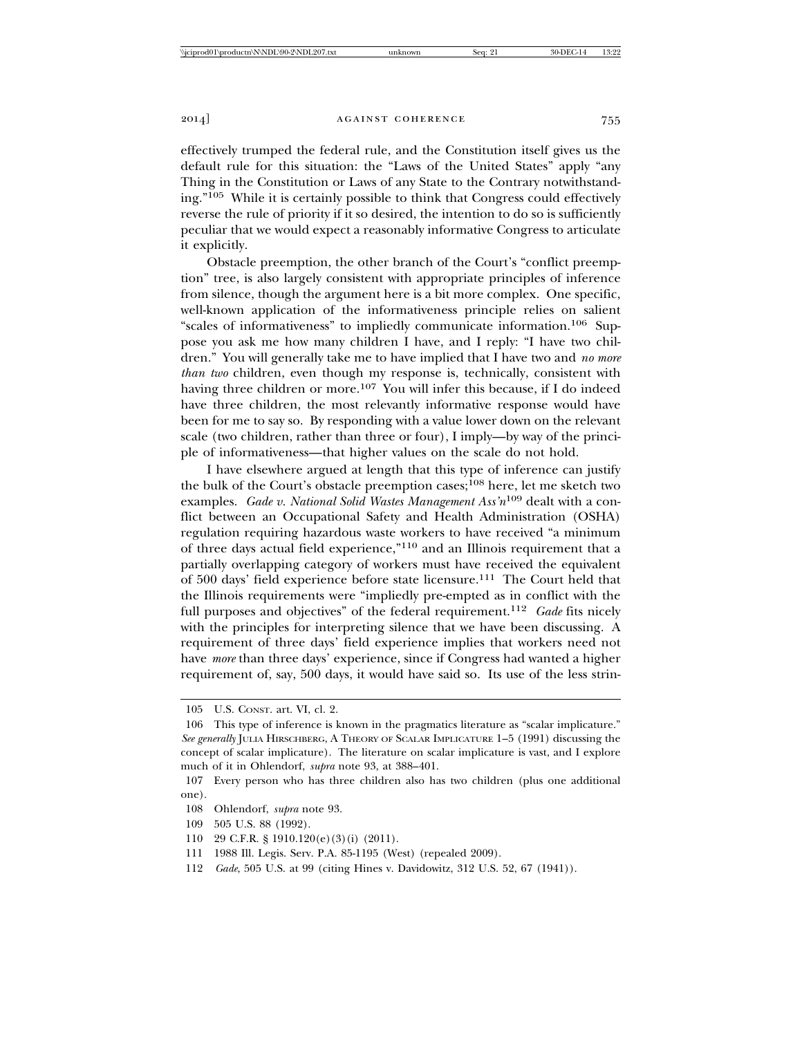effectively trumped the federal rule, and the Constitution itself gives us the default rule for this situation: the "Laws of the United States" apply "any Thing in the Constitution or Laws of any State to the Contrary notwithstanding."[105] While it is certainly possible to think that Congress could effectively reverse the rule of priority if it so desired, the intention to do so is sufficiently peculiar that we would expect a reasonably informative Congress to articulate it explicitly.

Obstacle preemption, the other branch of the Court's "conflict preemption" tree, is also largely consistent with appropriate principles of inference from silence, though the argument here is a bit more complex. One specific, well-known application of the informativeness principle relies on salient "scales of informativeness" to impliedly communicate information.[106] Suppose you ask me how many children I have, and I reply: "I have two children." You will generally take me to have implied that I have two and *no more than two* children, even though my response is, technically, consistent with having three children or more.[107] You will infer this because, if I do indeed have three children, the most relevantly informative response would have been for me to say so. By responding with a value lower down on the relevant scale (two children, rather than three or four), I imply—by way of the principle of informativeness—that higher values on the scale do not hold.

I have elsewhere argued at length that this type of inference can justify the bulk of the Court's obstacle preemption cases;[108] here, let me sketch two examples. *Gade v. National Solid Wastes Management Ass'n*[109] dealt with a conflict between an Occupational Safety and Health Administration (OSHA) regulation requiring hazardous waste workers to have received "a minimum of three days actual field experience,"[110] and an Illinois requirement that a partially overlapping category of workers must have received the equivalent of 500 days' field experience before state licensure.[111] The Court held that the Illinois requirements were "impliedly pre-empted as in conflict with the full purposes and objectives" of the federal requirement.[112] *Gade* fits nicely with the principles for interpreting silence that we have been discussing. A requirement of three days' field experience implies that workers need not have *more* than three days' experience, since if Congress had wanted a higher requirement of, say, 500 days, it would have said so. Its use of the less strin-

---

105 U.S. CONST. art. VI, cl. 2.

106 This type of inference is known in the pragmatics literature as "scalar implicature." *See generally* JULIA HIRSCHBERG, A THEORY OF SCALAR IMPLICATURE 1–5 (1991) discussing the concept of scalar implicature). The literature on scalar implicature is vast, and I explore much of it in Ohlendorf, *supra* note 93, at 388–401.

107 Every person who has three children also has two children (plus one additional one).

108 Ohlendorf, *supra* note 93.

109 505 U.S. 88 (1992).

110 29 C.F.R. § 1910.120(e)(3)(i) (2011).

111 1988 Ill. Legis. Serv. P.A. 85-1195 (West) (repealed 2009).

112 *Gade*, 505 U.S. at 99 (citing Hines v. Davidowitz, 312 U.S. 52, 67 (1941)).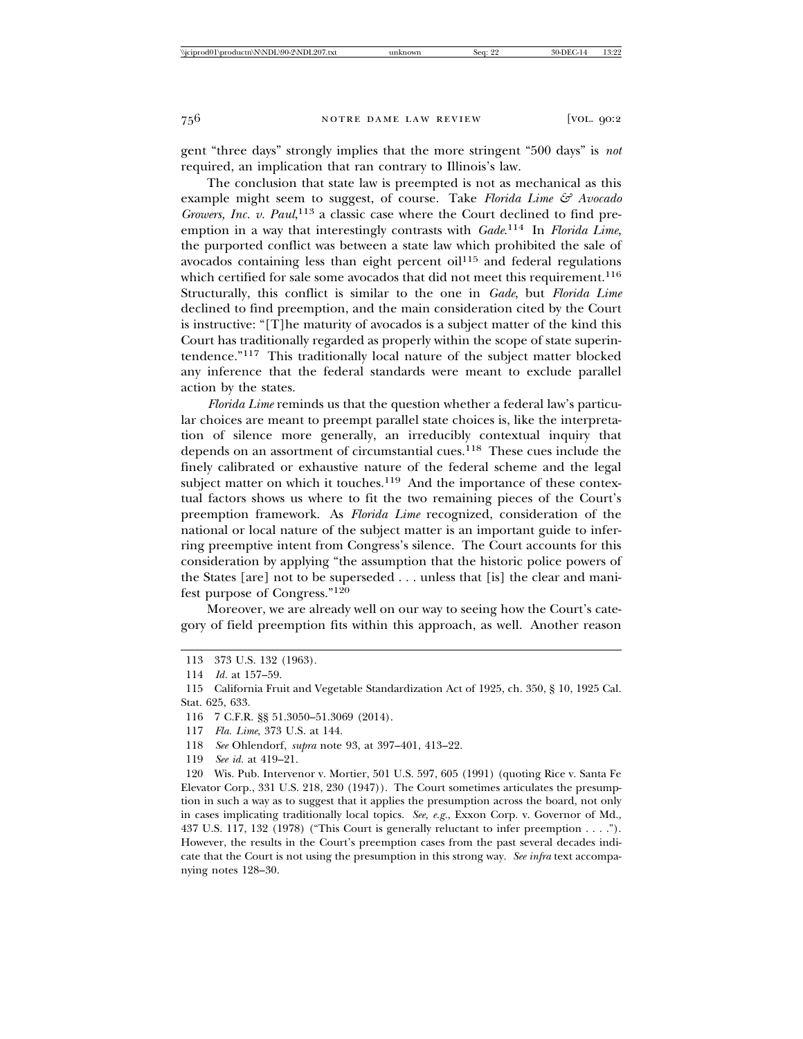gent "three days" strongly implies that the more stringent "500 days" is *not* required, an implication that ran contrary to Illinois's law.

The conclusion that state law is preempted is not as mechanical as this example might seem to suggest, of course. Take *Florida Lime & Avocado Growers, Inc. v. Paul*,[113] a classic case where the Court declined to find preemption in a way that interestingly contrasts with *Gade*.[114] In *Florida Lime*, the purported conflict was between a state law which prohibited the sale of avocados containing less than eight percent oil[115] and federal regulations which certified for sale some avocados that did not meet this requirement.[116] Structurally, this conflict is similar to the one in *Gade*, but *Florida Lime* declined to find preemption, and the main consideration cited by the Court is instructive: "[T]he maturity of avocados is a subject matter of the kind this Court has traditionally regarded as properly within the scope of state superintendence."[117] This traditionally local nature of the subject matter blocked any inference that the federal standards were meant to exclude parallel action by the states.

*Florida Lime* reminds us that the question whether a federal law's particular choices are meant to preempt parallel state choices is, like the interpretation of silence more generally, an irreducibly contextual inquiry that depends on an assortment of circumstantial cues.[118] These cues include the finely calibrated or exhaustive nature of the federal scheme and the legal subject matter on which it touches.[119] And the importance of these contextual factors shows us where to fit the two remaining pieces of the Court's preemption framework. As *Florida Lime* recognized, consideration of the national or local nature of the subject matter is an important guide to inferring preemptive intent from Congress's silence. The Court accounts for this consideration by applying "the assumption that the historic police powers of the States [are] not to be superseded . . . unless that [is] the clear and manifest purpose of Congress."[120]

Moreover, we are already well on our way to seeing how the Court's category of field preemption fits within this approach, as well. Another reason

---

113 373 U.S. 132 (1963).

114 *Id.* at 157–59.

115 California Fruit and Vegetable Standardization Act of 1925, ch. 350, § 10, 1925 Cal. Stat. 625, 633.

116 7 C.F.R. §§ 51.3050–51.3069 (2014).

117 *Fla. Lime*, 373 U.S. at 144.

118 *See* Ohlendorf, *supra* note 93, at 397–401, 413–22.

119 *See id.* at 419–21.

120 Wis. Pub. Intervenor v. Mortier, 501 U.S. 597, 605 (1991) (quoting Rice v. Santa Fe Elevator Corp., 331 U.S. 218, 230 (1947)). The Court sometimes articulates the presumption in such a way as to suggest that it applies the presumption across the board, not only in cases implicating traditionally local topics. *See, e.g.*, Exxon Corp. v. Governor of Md., 437 U.S. 117, 132 (1978) ("This Court is generally reluctant to infer preemption . . . ."). However, the results in the Court's preemption cases from the past several decades indicate that the Court is not using the presumption in this strong way. *See infra* text accompanying notes 128–30.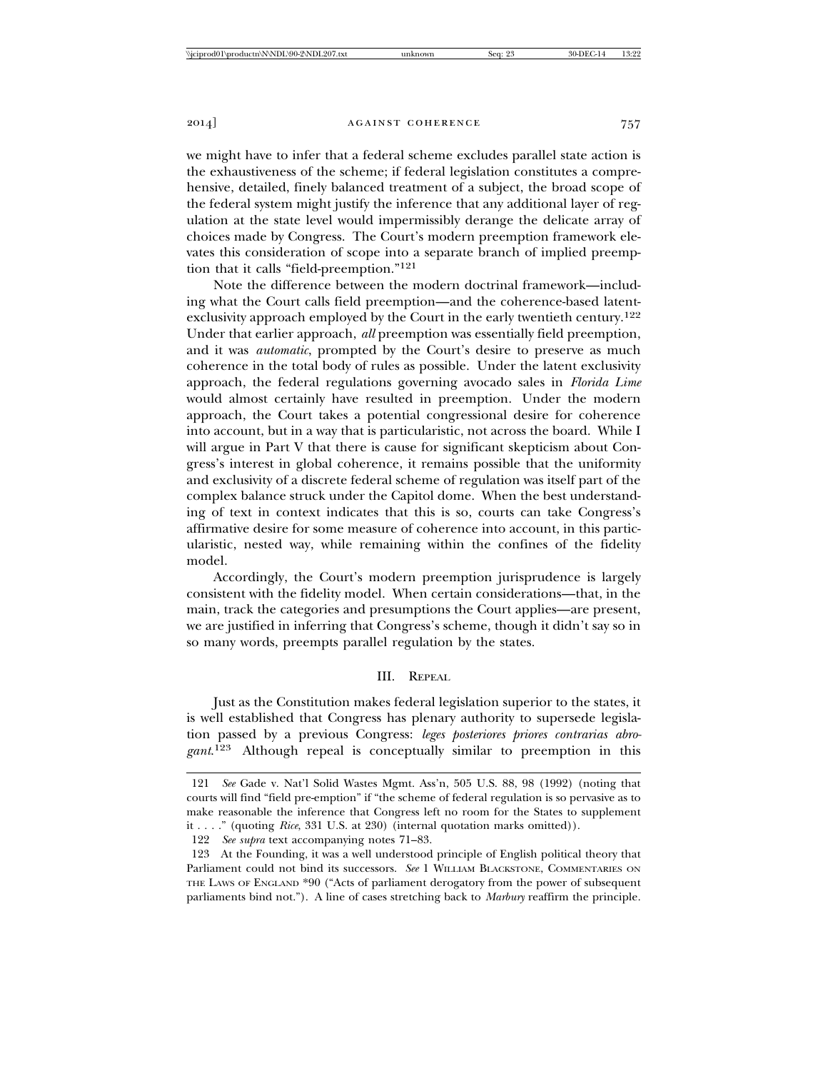we might have to infer that a federal scheme excludes parallel state action is the exhaustiveness of the scheme; if federal legislation constitutes a comprehensive, detailed, finely balanced treatment of a subject, the broad scope of the federal system might justify the inference that any additional layer of regulation at the state level would impermissibly derange the delicate array of choices made by Congress. The Court's modern preemption framework elevates this consideration of scope into a separate branch of implied preemption that it calls "field-preemption."[121]

Note the difference between the modern doctrinal framework—including what the Court calls field preemption—and the coherence-based latent-exclusivity approach employed by the Court in the early twentieth century.[122] Under that earlier approach, *all* preemption was essentially field preemption, and it was *automatic*, prompted by the Court's desire to preserve as much coherence in the total body of rules as possible. Under the latent exclusivity approach, the federal regulations governing avocado sales in *Florida Lime* would almost certainly have resulted in preemption. Under the modern approach, the Court takes a potential congressional desire for coherence into account, but in a way that is particularistic, not across the board. While I will argue in Part V that there is cause for significant skepticism about Congress's interest in global coherence, it remains possible that the uniformity and exclusivity of a discrete federal scheme of regulation was itself part of the complex balance struck under the Capitol dome. When the best understanding of text in context indicates that this is so, courts can take Congress's affirmative desire for some measure of coherence into account, in this particularistic, nested way, while remaining within the confines of the fidelity model.

Accordingly, the Court's modern preemption jurisprudence is largely consistent with the fidelity model. When certain considerations—that, in the main, track the categories and presumptions the Court applies—are present, we are justified in inferring that Congress's scheme, though it didn't say so in so many words, preempts parallel regulation by the states.

## III. Repeal

Just as the Constitution makes federal legislation superior to the states, it is well established that Congress has plenary authority to supersede legislation passed by a previous Congress: *leges posteriores priores contrarias abrogant*.[123] Although repeal is conceptually similar to preemption in this

---

121 *See* Gade v. Nat'l Solid Wastes Mgmt. Ass'n, 505 U.S. 88, 98 (1992) (noting that courts will find "field pre-emption" if "the scheme of federal regulation is so pervasive as to make reasonable the inference that Congress left no room for the States to supplement it . . . ." (quoting *Rice*, 331 U.S. at 230) (internal quotation marks omitted)).

122 *See supra* text accompanying notes 71–83.

123 At the Founding, it was a well understood principle of English political theory that Parliament could not bind its successors. *See* 1 William Blackstone, Commentaries on the Laws of England *90 ("Acts of parliament derogatory from the power of subsequent parliaments bind not."). A line of cases stretching back to *Marbury* reaffirm the principle.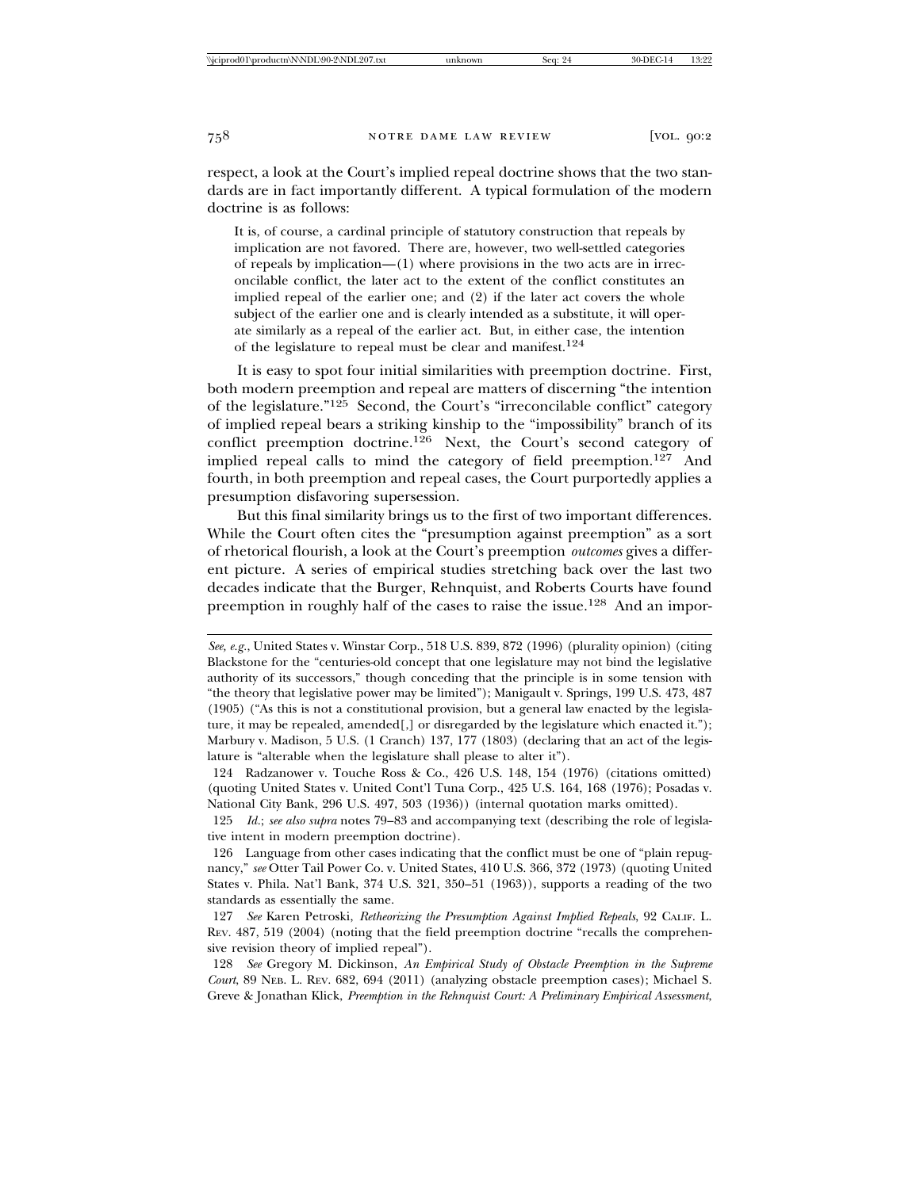respect, a look at the Court's implied repeal doctrine shows that the two standards are in fact importantly different. A typical formulation of the modern doctrine is as follows:

> It is, of course, a cardinal principle of statutory construction that repeals by implication are not favored. There are, however, two well-settled categories of repeals by implication—(1) where provisions in the two acts are in irreconcilable conflict, the later act to the extent of the conflict constitutes an implied repeal of the earlier one; and (2) if the later act covers the whole subject of the earlier one and is clearly intended as a substitute, it will operate similarly as a repeal of the earlier act. But, in either case, the intention of the legislature to repeal must be clear and manifest.[124]

It is easy to spot four initial similarities with preemption doctrine. First, both modern preemption and repeal are matters of discerning "the intention of the legislature."[125] Second, the Court's "irreconcilable conflict" category of implied repeal bears a striking kinship to the "impossibility" branch of its conflict preemption doctrine.[126] Next, the Court's second category of implied repeal calls to mind the category of field preemption.[127] And fourth, in both preemption and repeal cases, the Court purportedly applies a presumption disfavoring supersession.

But this final similarity brings us to the first of two important differences. While the Court often cites the "presumption against preemption" as a sort of rhetorical flourish, a look at the Court's preemption *outcomes* gives a different picture. A series of empirical studies stretching back over the last two decades indicate that the Burger, Rehnquist, and Roberts Courts have found preemption in roughly half of the cases to raise the issue.[128] And an impor-

---

*See, e.g.*, United States v. Winstar Corp., 518 U.S. 839, 872 (1996) (plurality opinion) (citing Blackstone for the "centuries-old concept that one legislature may not bind the legislative authority of its successors," though conceding that the principle is in some tension with "the theory that legislative power may be limited"); Manigault v. Springs, 199 U.S. 473, 487 (1905) ("As this is not a constitutional provision, but a general law enacted by the legislature, it may be repealed, amended[,] or disregarded by the legislature which enacted it."); Marbury v. Madison, 5 U.S. (1 Cranch) 137, 177 (1803) (declaring that an act of the legislature is "alterable when the legislature shall please to alter it").

124 Radzanower v. Touche Ross & Co., 426 U.S. 148, 154 (1976) (citations omitted) (quoting United States v. United Cont'l Tuna Corp., 425 U.S. 164, 168 (1976); Posadas v. National City Bank, 296 U.S. 497, 503 (1936)) (internal quotation marks omitted).

125 *Id.*; *see also supra* notes 79–83 and accompanying text (describing the role of legislative intent in modern preemption doctrine).

126 Language from other cases indicating that the conflict must be one of "plain repugnancy," *see* Otter Tail Power Co. v. United States, 410 U.S. 366, 372 (1973) (quoting United States v. Phila. Nat'l Bank, 374 U.S. 321, 350–51 (1963)), supports a reading of the two standards as essentially the same.

127 *See* Karen Petroski, *Retheorizing the Presumption Against Implied Repeals*, 92 CALIF. L. REV. 487, 519 (2004) (noting that the field preemption doctrine "recalls the comprehensive revision theory of implied repeal").

128 *See* Gregory M. Dickinson, *An Empirical Study of Obstacle Preemption in the Supreme Court*, 89 NEB. L. REV. 682, 694 (2011) (analyzing obstacle preemption cases); Michael S. Greve & Jonathan Klick, *Preemption in the Rehnquist Court: A Preliminary Empirical Assessment*,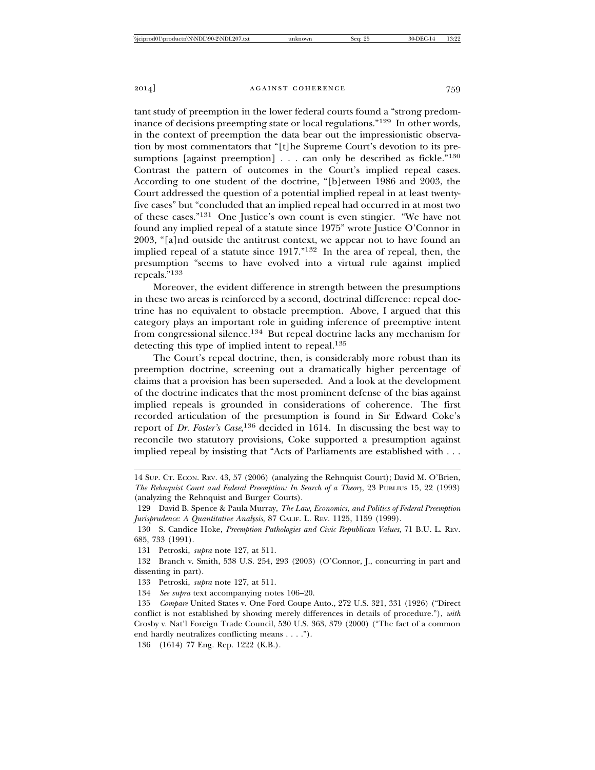tant study of preemption in the lower federal courts found a "strong predominance of decisions preempting state or local regulations."[129] In other words, in the context of preemption the data bear out the impressionistic observation by most commentators that "[t]he Supreme Court's devotion to its presumptions [against preemption] . . . can only be described as fickle."[130] Contrast the pattern of outcomes in the Court's implied repeal cases. According to one student of the doctrine, "[b]etween 1986 and 2003, the Court addressed the question of a potential implied repeal in at least twenty-five cases" but "concluded that an implied repeal had occurred in at most two of these cases."[131] One Justice's own count is even stingier. "We have not found any implied repeal of a statute since 1975" wrote Justice O'Connor in 2003, "[a]nd outside the antitrust context, we appear not to have found an implied repeal of a statute since 1917."[132] In the area of repeal, then, the presumption "seems to have evolved into a virtual rule against implied repeals."[133]

Moreover, the evident difference in strength between the presumptions in these two areas is reinforced by a second, doctrinal difference: repeal doctrine has no equivalent to obstacle preemption. Above, I argued that this category plays an important role in guiding inference of preemptive intent from congressional silence.[134] But repeal doctrine lacks any mechanism for detecting this type of implied intent to repeal.[135]

The Court's repeal doctrine, then, is considerably more robust than its preemption doctrine, screening out a dramatically higher percentage of claims that a provision has been superseded. And a look at the development of the doctrine indicates that the most prominent defense of the bias against implied repeals is grounded in considerations of coherence. The first recorded articulation of the presumption is found in Sir Edward Coke's report of *Dr. Foster's Case*,[136] decided in 1614. In discussing the best way to reconcile two statutory provisions, Coke supported a presumption against implied repeal by insisting that "Acts of Parliaments are established with . . .

---

14 Sup. Ct. Econ. Rev. 43, 57 (2006) (analyzing the Rehnquist Court); David M. O'Brien, *The Rehnquist Court and Federal Preemption: In Search of a Theory*, 23 Publius 15, 22 (1993) (analyzing the Rehnquist and Burger Courts).

129 David B. Spence & Paula Murray, *The Law, Economics, and Politics of Federal Preemption Jurisprudence: A Quantitative Analysis*, 87 Calif. L. Rev. 1125, 1159 (1999).

130 S. Candice Hoke, *Preemption Pathologies and Civic Republican Values*, 71 B.U. L. Rev. 685, 733 (1991).

131 Petroski, *supra* note 127, at 511.

132 Branch v. Smith, 538 U.S. 254, 293 (2003) (O'Connor, J., concurring in part and dissenting in part).

133 Petroski, *supra* note 127, at 511.

134 *See supra* text accompanying notes 106–20.

135 *Compare* United States v. One Ford Coupe Auto., 272 U.S. 321, 331 (1926) ("Direct conflict is not established by showing merely differences in details of procedure."), *with* Crosby v. Nat'l Foreign Trade Council, 530 U.S. 363, 379 (2000) ("The fact of a common end hardly neutralizes conflicting means . . . .").

136 (1614) 77 Eng. Rep. 1222 (K.B.).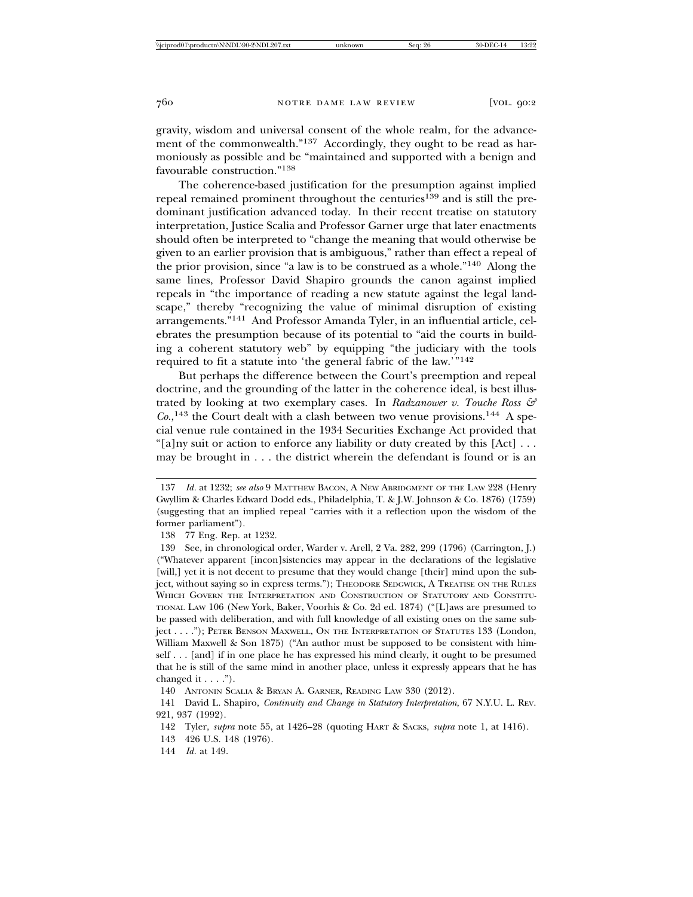gravity, wisdom and universal consent of the whole realm, for the advancement of the commonwealth."[137] Accordingly, they ought to be read as harmoniously as possible and be "maintained and supported with a benign and favourable construction."[138]

The coherence-based justification for the presumption against implied repeal remained prominent throughout the centuries[139] and is still the predominant justification advanced today. In their recent treatise on statutory interpretation, Justice Scalia and Professor Garner urge that later enactments should often be interpreted to "change the meaning that would otherwise be given to an earlier provision that is ambiguous," rather than effect a repeal of the prior provision, since "a law is to be construed as a whole."[140] Along the same lines, Professor David Shapiro grounds the canon against implied repeals in "the importance of reading a new statute against the legal landscape," thereby "recognizing the value of minimal disruption of existing arrangements."[141] And Professor Amanda Tyler, in an influential article, celebrates the presumption because of its potential to "aid the courts in building a coherent statutory web" by equipping "the judiciary with the tools required to fit a statute into 'the general fabric of the law.'"[142]

But perhaps the difference between the Court's preemption and repeal doctrine, and the grounding of the latter in the coherence ideal, is best illustrated by looking at two exemplary cases. In *Radzanower v. Touche Ross & Co.*,[143] the Court dealt with a clash between two venue provisions.[144] A special venue rule contained in the 1934 Securities Exchange Act provided that "[a]ny suit or action to enforce any liability or duty created by this [Act] . . . may be brought in . . . the district wherein the defendant is found or is an

---

137 *Id.* at 1232; *see also* 9 MATTHEW BACON, A NEW ABRIDGMENT OF THE LAW 228 (Henry Gwyllim & Charles Edward Dodd eds., Philadelphia, T. & J.W. Johnson & Co. 1876) (1759) (suggesting that an implied repeal "carries with it a reflection upon the wisdom of the former parliament").

138 77 Eng. Rep. at 1232.

139 See, in chronological order, Warder v. Arell, 2 Va. 282, 299 (1796) (Carrington, J.) ("Whatever apparent [incon]sistencies may appear in the declarations of the legislative [will,] yet it is not decent to presume that they would change [their] mind upon the subject, without saying so in express terms."); THEODORE SEDGWICK, A TREATISE ON THE RULES WHICH GOVERN THE INTERPRETATION AND CONSTRUCTION OF STATUTORY AND CONSTITUTIONAL LAW 106 (New York, Baker, Voorhis & Co. 2d ed. 1874) ("[L]aws are presumed to be passed with deliberation, and with full knowledge of all existing ones on the same subject . . . ."); PETER BENSON MAXWELL, ON THE INTERPRETATION OF STATUTES 133 (London, William Maxwell & Son 1875) ("An author must be supposed to be consistent with himself . . . [and] if in one place he has expressed his mind clearly, it ought to be presumed that he is still of the same mind in another place, unless it expressly appears that he has changed it . . . .").

140 ANTONIN SCALIA & BRYAN A. GARNER, READING LAW 330 (2012).

141 David L. Shapiro, *Continuity and Change in Statutory Interpretation*, 67 N.Y.U. L. REV. 921, 937 (1992).

142 Tyler, *supra* note 55, at 1426–28 (quoting HART & SACKS, *supra* note 1, at 1416).

143 426 U.S. 148 (1976).

144 *Id.* at 149.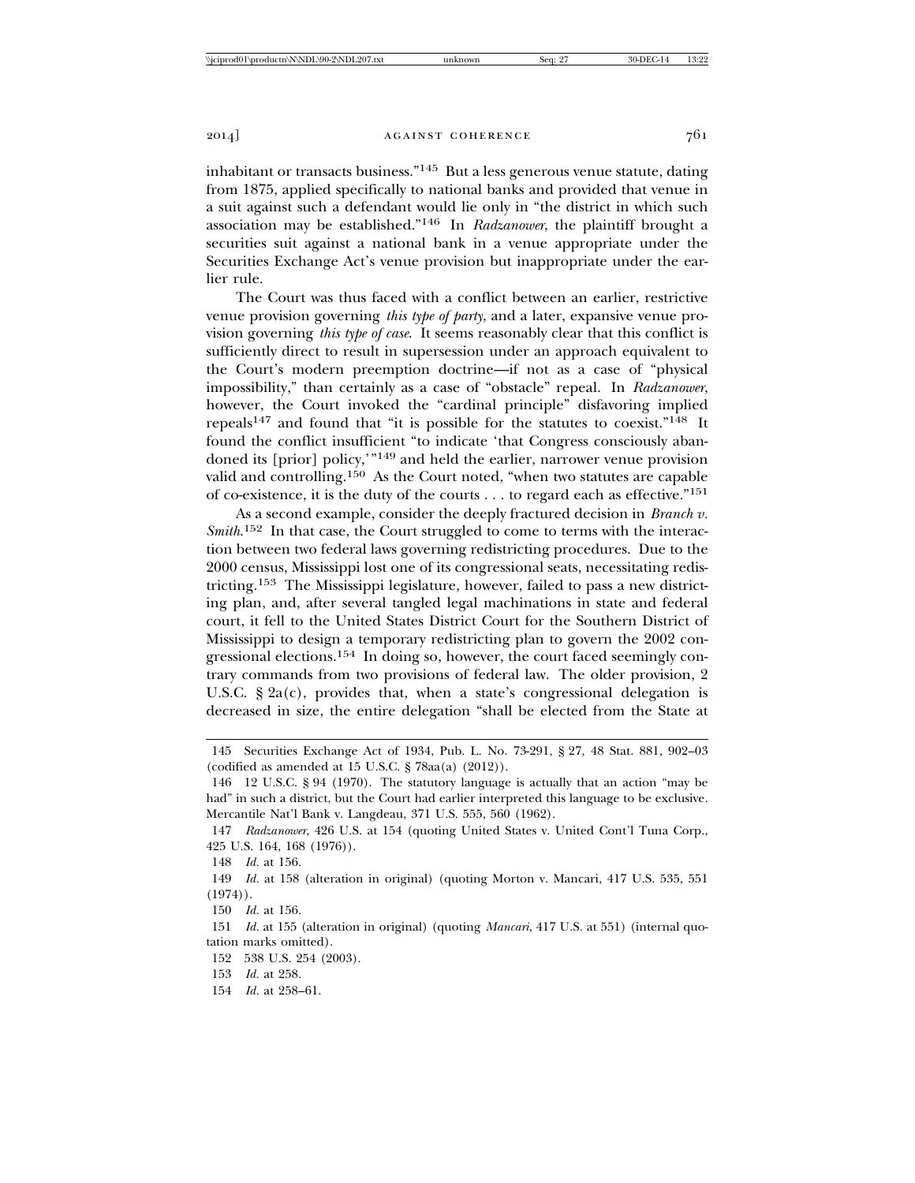inhabitant or transacts business."[145] But a less generous venue statute, dating from 1875, applied specifically to national banks and provided that venue in a suit against such a defendant would lie only in "the district in which such association may be established."[146] In *Radzanower*, the plaintiff brought a securities suit against a national bank in a venue appropriate under the Securities Exchange Act's venue provision but inappropriate under the earlier rule.

The Court was thus faced with a conflict between an earlier, restrictive venue provision governing *this type of party*, and a later, expansive venue provision governing *this type of case*. It seems reasonably clear that this conflict is sufficiently direct to result in supersession under an approach equivalent to the Court's modern preemption doctrine—if not as a case of "physical impossibility," than certainly as a case of "obstacle" repeal. In *Radzanower*, however, the Court invoked the "cardinal principle" disfavoring implied repeals[147] and found that "it is possible for the statutes to coexist."[148] It found the conflict insufficient "to indicate 'that Congress consciously abandoned its [prior] policy,'"[149] and held the earlier, narrower venue provision valid and controlling.[150] As the Court noted, "when two statutes are capable of co-existence, it is the duty of the courts . . . to regard each as effective."[151]

As a second example, consider the deeply fractured decision in *Branch v. Smith*.[152] In that case, the Court struggled to come to terms with the interaction between two federal laws governing redistricting procedures. Due to the 2000 census, Mississippi lost one of its congressional seats, necessitating redistricting.[153] The Mississippi legislature, however, failed to pass a new districting plan, and, after several tangled legal machinations in state and federal court, it fell to the United States District Court for the Southern District of Mississippi to design a temporary redistricting plan to govern the 2002 congressional elections.[154] In doing so, however, the court faced seemingly contrary commands from two provisions of federal law. The older provision, 2 U.S.C. § 2a(c), provides that, when a state's congressional delegation is decreased in size, the entire delegation "shall be elected from the State at

---

145 Securities Exchange Act of 1934, Pub. L. No. 73-291, § 27, 48 Stat. 881, 902–03 (codified as amended at 15 U.S.C. § 78aa(a) (2012)).

146 12 U.S.C. § 94 (1970). The statutory language is actually that an action "may be had" in such a district, but the Court had earlier interpreted this language to be exclusive. Mercantile Nat'l Bank v. Langdeau, 371 U.S. 555, 560 (1962).

147 *Radzanower*, 426 U.S. at 154 (quoting United States v. United Cont'l Tuna Corp., 425 U.S. 164, 168 (1976)).

148 *Id.* at 156.

149 *Id.* at 158 (alteration in original) (quoting Morton v. Mancari, 417 U.S. 535, 551 (1974)).

150 *Id.* at 156.

151 *Id.* at 155 (alteration in original) (quoting *Mancari*, 417 U.S. at 551) (internal quotation marks omitted).

152 538 U.S. 254 (2003).

153 *Id.* at 258.

154 *Id.* at 258–61.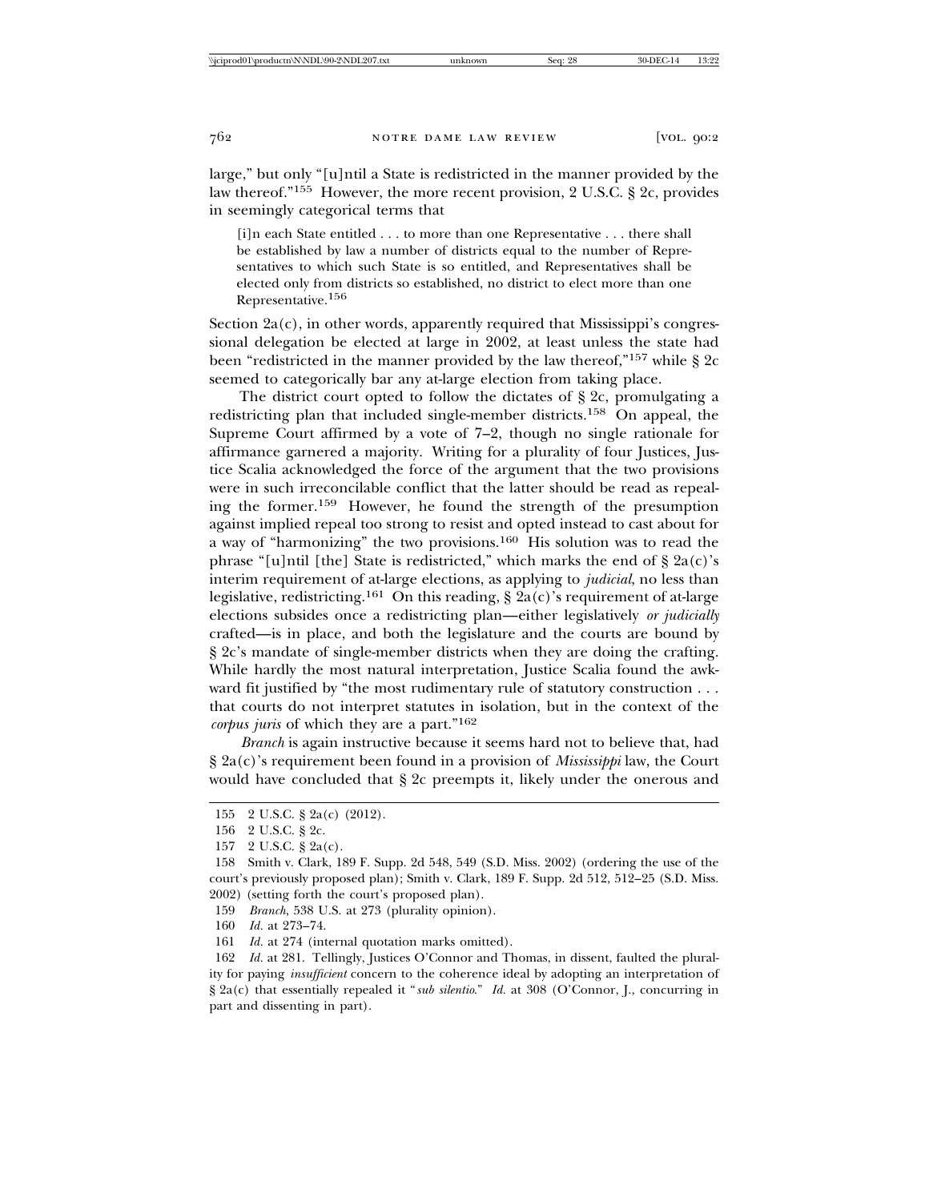large," but only "[u]ntil a State is redistricted in the manner provided by the law thereof."[155] However, the more recent provision, 2 U.S.C. § 2c, provides in seemingly categorical terms that

> [i]n each State entitled . . . to more than one Representative . . . there shall be established by law a number of districts equal to the number of Representatives to which such State is so entitled, and Representatives shall be elected only from districts so established, no district to elect more than one Representative.[156]

Section 2a(c), in other words, apparently required that Mississippi's congressional delegation be elected at large in 2002, at least unless the state had been "redistricted in the manner provided by the law thereof,"[157] while § 2c seemed to categorically bar any at-large election from taking place.

The district court opted to follow the dictates of § 2c, promulgating a redistricting plan that included single-member districts.[158] On appeal, the Supreme Court affirmed by a vote of 7–2, though no single rationale for affirmance garnered a majority. Writing for a plurality of four Justices, Justice Scalia acknowledged the force of the argument that the two provisions were in such irreconcilable conflict that the latter should be read as repealing the former.[159] However, he found the strength of the presumption against implied repeal too strong to resist and opted instead to cast about for a way of "harmonizing" the two provisions.[160] His solution was to read the phrase "[u]ntil [the] State is redistricted," which marks the end of § 2a(c)'s interim requirement of at-large elections, as applying to *judicial*, no less than legislative, redistricting.[161] On this reading, § 2a(c)'s requirement of at-large elections subsides once a redistricting plan—either legislatively *or judicially* crafted—is in place, and both the legislature and the courts are bound by § 2c's mandate of single-member districts when they are doing the crafting. While hardly the most natural interpretation, Justice Scalia found the awkward fit justified by "the most rudimentary rule of statutory construction . . . that courts do not interpret statutes in isolation, but in the context of the *corpus juris* of which they are a part."[162]

*Branch* is again instructive because it seems hard not to believe that, had § 2a(c)'s requirement been found in a provision of *Mississippi* law, the Court would have concluded that § 2c preempts it, likely under the onerous and

---

155 2 U.S.C. § 2a(c) (2012).

156 2 U.S.C. § 2c.

157 2 U.S.C. § 2a(c).

158 Smith v. Clark, 189 F. Supp. 2d 548, 549 (S.D. Miss. 2002) (ordering the use of the court's previously proposed plan); Smith v. Clark, 189 F. Supp. 2d 512, 512–25 (S.D. Miss. 2002) (setting forth the court's proposed plan).

159 *Branch*, 538 U.S. at 273 (plurality opinion).

160 *Id.* at 273–74.

161 *Id.* at 274 (internal quotation marks omitted).

162 *Id.* at 281. Tellingly, Justices O'Connor and Thomas, in dissent, faulted the plurality for paying *insufficient* concern to the coherence ideal by adopting an interpretation of § 2a(c) that essentially repealed it "*sub silentio*." *Id.* at 308 (O'Connor, J., concurring in part and dissenting in part).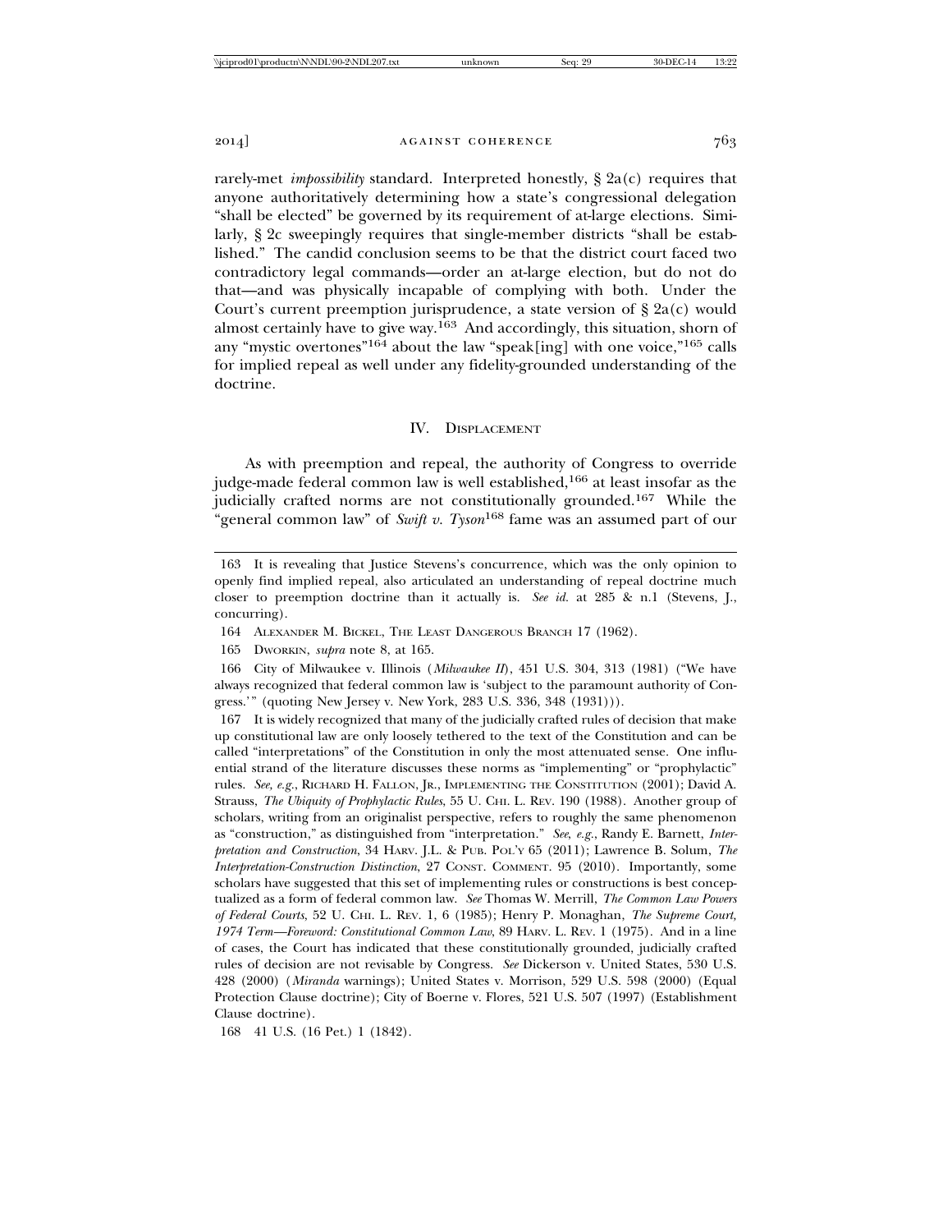rarely-met *impossibility* standard. Interpreted honestly, § 2a(c) requires that anyone authoritatively determining how a state's congressional delegation "shall be elected" be governed by its requirement of at-large elections. Similarly, § 2c sweepingly requires that single-member districts "shall be established." The candid conclusion seems to be that the district court faced two contradictory legal commands—order an at-large election, but do not do that—and was physically incapable of complying with both. Under the Court's current preemption jurisprudence, a state version of § 2a(c) would almost certainly have to give way.[163] And accordingly, this situation, shorn of any "mystic overtones"[164] about the law "speak[ing] with one voice,"[165] calls for implied repeal as well under any fidelity-grounded understanding of the doctrine.

## IV. Displacement

As with preemption and repeal, the authority of Congress to override judge-made federal common law is well established,[166] at least insofar as the judicially crafted norms are not constitutionally grounded.[167] While the "general common law" of *Swift v. Tyson*[168] fame was an assumed part of our

---

163 It is revealing that Justice Stevens's concurrence, which was the only opinion to openly find implied repeal, also articulated an understanding of repeal doctrine much closer to preemption doctrine than it actually is. *See id.* at 285 & n.1 (Stevens, J., concurring).

164 Alexander M. Bickel, The Least Dangerous Branch 17 (1962).

165 Dworkin, *supra* note 8, at 165.

166 City of Milwaukee v. Illinois (*Milwaukee II*), 451 U.S. 304, 313 (1981) ("We have always recognized that federal common law is 'subject to the paramount authority of Congress.'" (quoting New Jersey v. New York, 283 U.S. 336, 348 (1931))).

167 It is widely recognized that many of the judicially crafted rules of decision that make up constitutional law are only loosely tethered to the text of the Constitution and can be called "interpretations" of the Constitution in only the most attenuated sense. One influential strand of the literature discusses these norms as "implementing" or "prophylactic" rules. *See, e.g.*, Richard H. Fallon, Jr., Implementing the Constitution (2001); David A. Strauss, *The Ubiquity of Prophylactic Rules*, 55 U. Chi. L. Rev. 190 (1988). Another group of scholars, writing from an originalist perspective, refers to roughly the same phenomenon as "construction," as distinguished from "interpretation." *See, e.g.*, Randy E. Barnett, *Interpretation and Construction*, 34 Harv. J.L. & Pub. Pol'y 65 (2011); Lawrence B. Solum, *The Interpretation-Construction Distinction*, 27 Const. Comment. 95 (2010). Importantly, some scholars have suggested that this set of implementing rules or constructions is best conceptualized as a form of federal common law. *See* Thomas W. Merrill, *The Common Law Powers of Federal Courts*, 52 U. Chi. L. Rev. 1, 6 (1985); Henry P. Monaghan, *The Supreme Court, 1974 Term—Foreword: Constitutional Common Law*, 89 Harv. L. Rev. 1 (1975). And in a line of cases, the Court has indicated that these constitutionally grounded, judicially crafted rules of decision are not revisable by Congress. *See* Dickerson v. United States, 530 U.S. 428 (2000) (*Miranda* warnings); United States v. Morrison, 529 U.S. 598 (2000) (Equal Protection Clause doctrine); City of Boerne v. Flores, 521 U.S. 507 (1997) (Establishment Clause doctrine).

168 41 U.S. (16 Pet.) 1 (1842).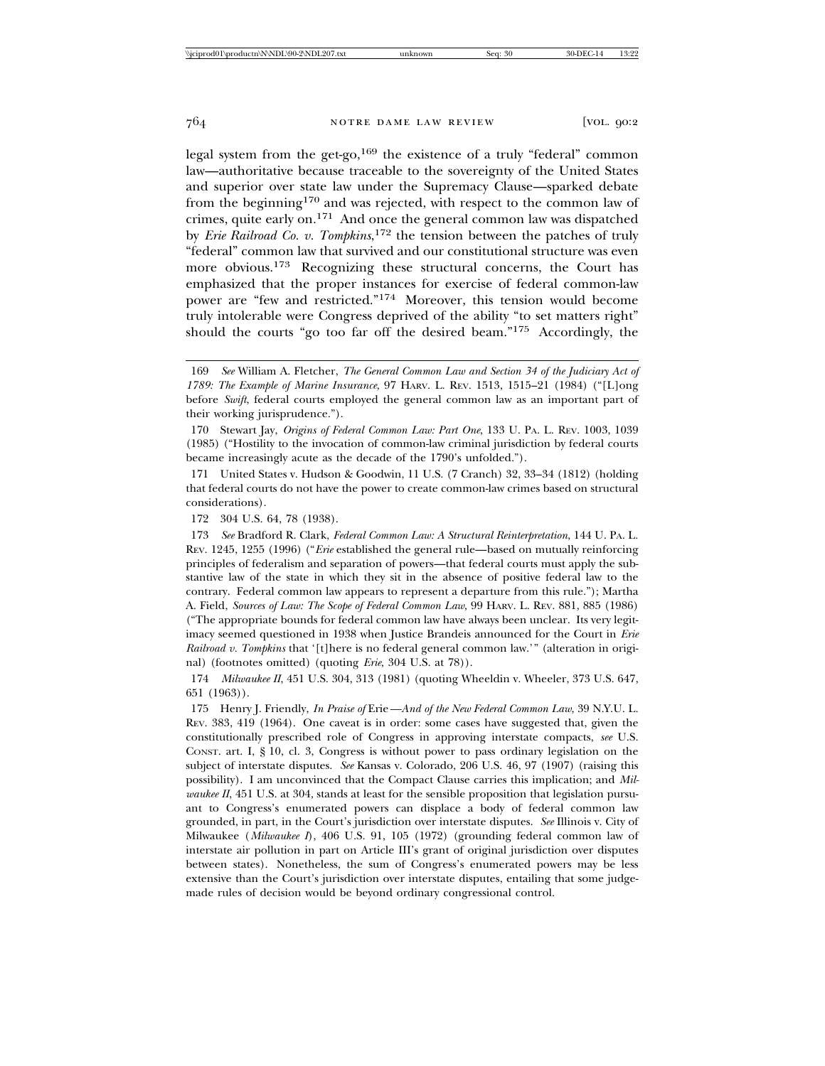legal system from the get-go,[169] the existence of a truly "federal" common law—authoritative because traceable to the sovereignty of the United States and superior over state law under the Supremacy Clause—sparked debate from the beginning[170] and was rejected, with respect to the common law of crimes, quite early on.[171] And once the general common law was dispatched by *Erie Railroad Co. v. Tompkins*,[172] the tension between the patches of truly "federal" common law that survived and our constitutional structure was even more obvious.[173] Recognizing these structural concerns, the Court has emphasized that the proper instances for exercise of federal common-law power are "few and restricted."[174] Moreover, this tension would become truly intolerable were Congress deprived of the ability "to set matters right" should the courts "go too far off the desired beam."[175] Accordingly, the

---

169 *See* William A. Fletcher, *The General Common Law and Section 34 of the Judiciary Act of 1789: The Example of Marine Insurance*, 97 HARV. L. REV. 1513, 1515–21 (1984) ("[L]ong before *Swift*, federal courts employed the general common law as an important part of their working jurisprudence.").

170 Stewart Jay, *Origins of Federal Common Law: Part One*, 133 U. PA. L. REV. 1003, 1039 (1985) ("Hostility to the invocation of common-law criminal jurisdiction by federal courts became increasingly acute as the decade of the 1790's unfolded.").

171 United States v. Hudson & Goodwin, 11 U.S. (7 Cranch) 32, 33–34 (1812) (holding that federal courts do not have the power to create common-law crimes based on structural considerations).

172 304 U.S. 64, 78 (1938).

173 *See* Bradford R. Clark, *Federal Common Law: A Structural Reinterpretation*, 144 U. PA. L. REV. 1245, 1255 (1996) ("*Erie* established the general rule—based on mutually reinforcing principles of federalism and separation of powers—that federal courts must apply the substantive law of the state in which they sit in the absence of positive federal law to the contrary. Federal common law appears to represent a departure from this rule."); Martha A. Field, *Sources of Law: The Scope of Federal Common Law*, 99 HARV. L. REV. 881, 885 (1986) ("The appropriate bounds for federal common law have always been unclear. Its very legitimacy seemed questioned in 1938 when Justice Brandeis announced for the Court in *Erie Railroad v. Tompkins* that '[t]here is no federal general common law.'" (alteration in original) (footnotes omitted) (quoting *Erie*, 304 U.S. at 78)).

174 *Milwaukee II*, 451 U.S. 304, 313 (1981) (quoting Wheeldin v. Wheeler, 373 U.S. 647, 651 (1963)).

175 Henry J. Friendly, *In Praise of* Erie*—And of the New Federal Common Law*, 39 N.Y.U. L. REV. 383, 419 (1964). One caveat is in order: some cases have suggested that, given the constitutionally prescribed role of Congress in approving interstate compacts, *see* U.S. CONST. art. I, § 10, cl. 3, Congress is without power to pass ordinary legislation on the subject of interstate disputes. *See* Kansas v. Colorado, 206 U.S. 46, 97 (1907) (raising this possibility). I am unconvinced that the Compact Clause carries this implication; and *Milwaukee II*, 451 U.S. at 304, stands at least for the sensible proposition that legislation pursuant to Congress's enumerated powers can displace a body of federal common law grounded, in part, in the Court's jurisdiction over interstate disputes. *See* Illinois v. City of Milwaukee (*Milwaukee I*), 406 U.S. 91, 105 (1972) (grounding federal common law of interstate air pollution in part on Article III's grant of original jurisdiction over disputes between states). Nonetheless, the sum of Congress's enumerated powers may be less extensive than the Court's jurisdiction over interstate disputes, entailing that some judge-made rules of decision would be beyond ordinary congressional control.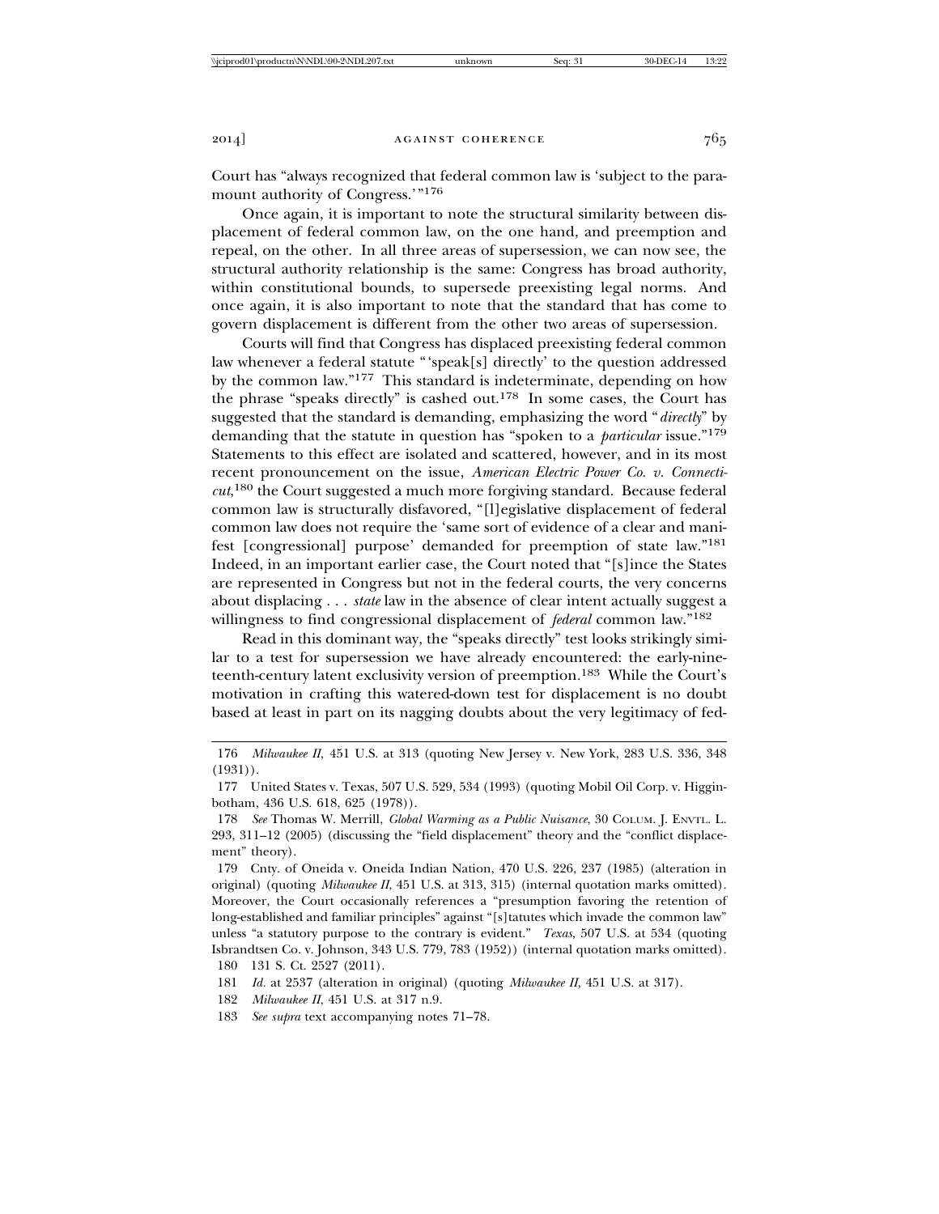Court has "always recognized that federal common law is 'subject to the paramount authority of Congress.'"[176]

Once again, it is important to note the structural similarity between displacement of federal common law, on the one hand, and preemption and repeal, on the other. In all three areas of supersession, we can now see, the structural authority relationship is the same: Congress has broad authority, within constitutional bounds, to supersede preexisting legal norms. And once again, it is also important to note that the standard that has come to govern displacement is different from the other two areas of supersession.

Courts will find that Congress has displaced preexisting federal common law whenever a federal statute "'speak[s] directly' to the question addressed by the common law."[177] This standard is indeterminate, depending on how the phrase "speaks directly" is cashed out.[178] In some cases, the Court has suggested that the standard is demanding, emphasizing the word "*directly*" by demanding that the statute in question has "spoken to a *particular* issue."[179] Statements to this effect are isolated and scattered, however, and in its most recent pronouncement on the issue, *American Electric Power Co. v. Connecticut*,[180] the Court suggested a much more forgiving standard. Because federal common law is structurally disfavored, "[l]egislative displacement of federal common law does not require the 'same sort of evidence of a clear and manifest [congressional] purpose' demanded for preemption of state law."[181] Indeed, in an important earlier case, the Court noted that "[s]ince the States are represented in Congress but not in the federal courts, the very concerns about displacing . . . *state* law in the absence of clear intent actually suggest a willingness to find congressional displacement of *federal* common law."[182]

Read in this dominant way, the "speaks directly" test looks strikingly similar to a test for supersession we have already encountered: the early-nineteenth-century latent exclusivity version of preemption.[183] While the Court's motivation in crafting this watered-down test for displacement is no doubt based at least in part on its nagging doubts about the very legitimacy of fed-

---

176 *Milwaukee II*, 451 U.S. at 313 (quoting New Jersey v. New York, 283 U.S. 336, 348 (1931)).

177 United States v. Texas, 507 U.S. 529, 534 (1993) (quoting Mobil Oil Corp. v. Higginbotham, 436 U.S. 618, 625 (1978)).

178 *See* Thomas W. Merrill, *Global Warming as a Public Nuisance*, 30 COLUM. J. ENVTL. L. 293, 311–12 (2005) (discussing the "field displacement" theory and the "conflict displacement" theory).

179 Cnty. of Oneida v. Oneida Indian Nation, 470 U.S. 226, 237 (1985) (alteration in original) (quoting *Milwaukee II*, 451 U.S. at 313, 315) (internal quotation marks omitted). Moreover, the Court occasionally references a "presumption favoring the retention of long-established and familiar principles" against "[s]tatutes which invade the common law" unless "a statutory purpose to the contrary is evident." *Texas*, 507 U.S. at 534 (quoting Isbrandtsen Co. v. Johnson, 343 U.S. 779, 783 (1952)) (internal quotation marks omitted).

180 131 S. Ct. 2527 (2011).

181 *Id.* at 2537 (alteration in original) (quoting *Milwaukee II*, 451 U.S. at 317).

182 *Milwaukee II*, 451 U.S. at 317 n.9.

183 *See supra* text accompanying notes 71–78.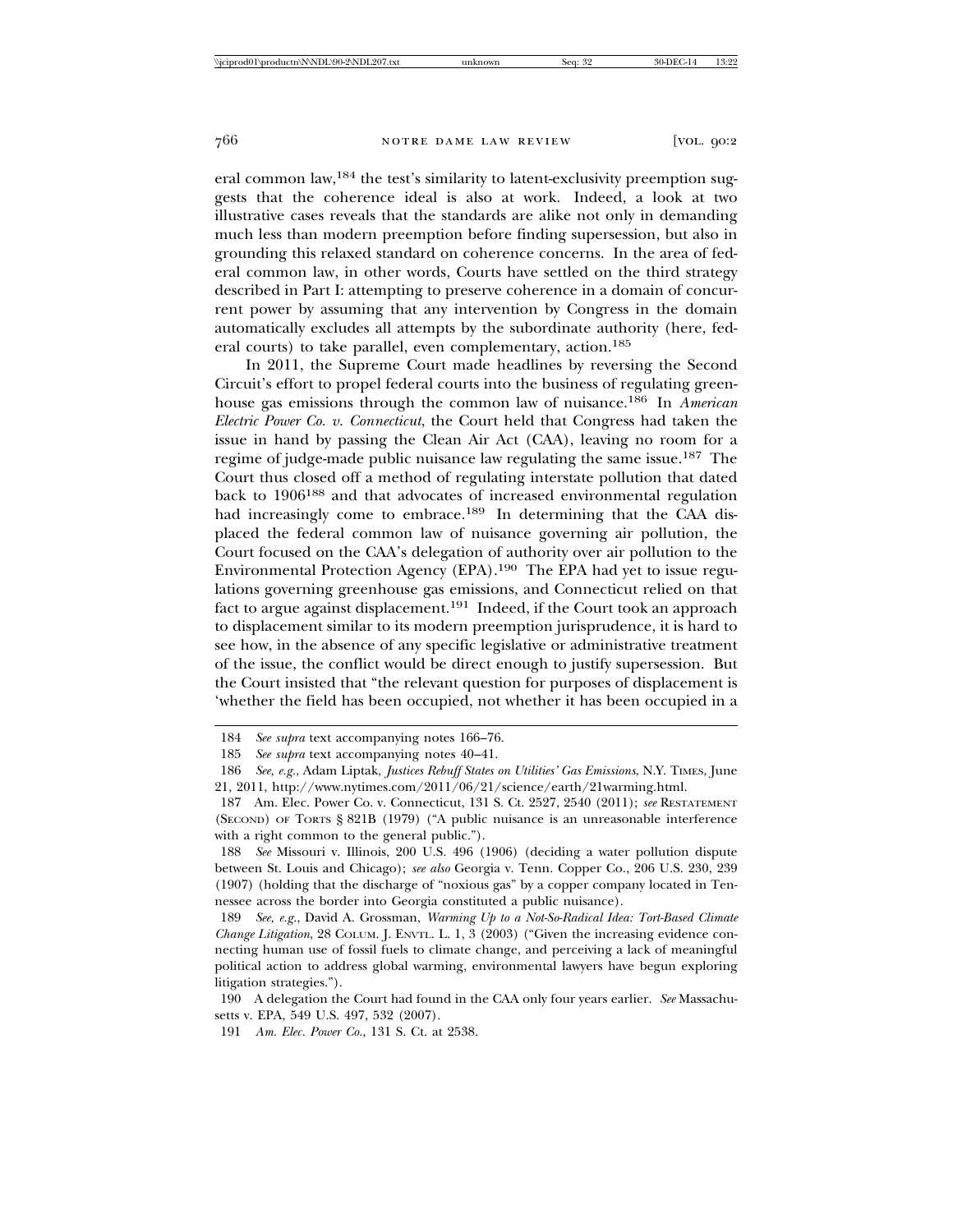eral common law,[184] the test's similarity to latent-exclusivity preemption suggests that the coherence ideal is also at work. Indeed, a look at two illustrative cases reveals that the standards are alike not only in demanding much less than modern preemption before finding supersession, but also in grounding this relaxed standard on coherence concerns. In the area of federal common law, in other words, Courts have settled on the third strategy described in Part I: attempting to preserve coherence in a domain of concurrent power by assuming that any intervention by Congress in the domain automatically excludes all attempts by the subordinate authority (here, federal courts) to take parallel, even complementary, action.[185]

In 2011, the Supreme Court made headlines by reversing the Second Circuit's effort to propel federal courts into the business of regulating greenhouse gas emissions through the common law of nuisance.[186] In *American Electric Power Co. v. Connecticut*, the Court held that Congress had taken the issue in hand by passing the Clean Air Act (CAA), leaving no room for a regime of judge-made public nuisance law regulating the same issue.[187] The Court thus closed off a method of regulating interstate pollution that dated back to 1906[188] and that advocates of increased environmental regulation had increasingly come to embrace.[189] In determining that the CAA displaced the federal common law of nuisance governing air pollution, the Court focused on the CAA's delegation of authority over air pollution to the Environmental Protection Agency (EPA).[190] The EPA had yet to issue regulations governing greenhouse gas emissions, and Connecticut relied on that fact to argue against displacement.[191] Indeed, if the Court took an approach to displacement similar to its modern preemption jurisprudence, it is hard to see how, in the absence of any specific legislative or administrative treatment of the issue, the conflict would be direct enough to justify supersession. But the Court insisted that "the relevant question for purposes of displacement is 'whether the field has been occupied, not whether it has been occupied in a

---

184 *See supra* text accompanying notes 166–76.

185 *See supra* text accompanying notes 40–41.

186 *See, e.g.*, Adam Liptak, *Justices Rebuff States on Utilities' Gas Emissions*, N.Y. TIMES, June 21, 2011, http://www.nytimes.com/2011/06/21/science/earth/21warming.html.

187 Am. Elec. Power Co. v. Connecticut, 131 S. Ct. 2527, 2540 (2011); *see* RESTATEMENT (SECOND) OF TORTS § 821B (1979) ("A public nuisance is an unreasonable interference with a right common to the general public.").

188 *See* Missouri v. Illinois, 200 U.S. 496 (1906) (deciding a water pollution dispute between St. Louis and Chicago); *see also* Georgia v. Tenn. Copper Co., 206 U.S. 230, 239 (1907) (holding that the discharge of "noxious gas" by a copper company located in Tennessee across the border into Georgia constituted a public nuisance).

189 *See, e.g.*, David A. Grossman, *Warming Up to a Not-So-Radical Idea: Tort-Based Climate Change Litigation*, 28 COLUM. J. ENVTL. L. 1, 3 (2003) ("Given the increasing evidence connecting human use of fossil fuels to climate change, and perceiving a lack of meaningful political action to address global warming, environmental lawyers have begun exploring litigation strategies.").

190 A delegation the Court had found in the CAA only four years earlier. *See* Massachusetts v. EPA, 549 U.S. 497, 532 (2007).

191 *Am. Elec. Power Co.*, 131 S. Ct. at 2538.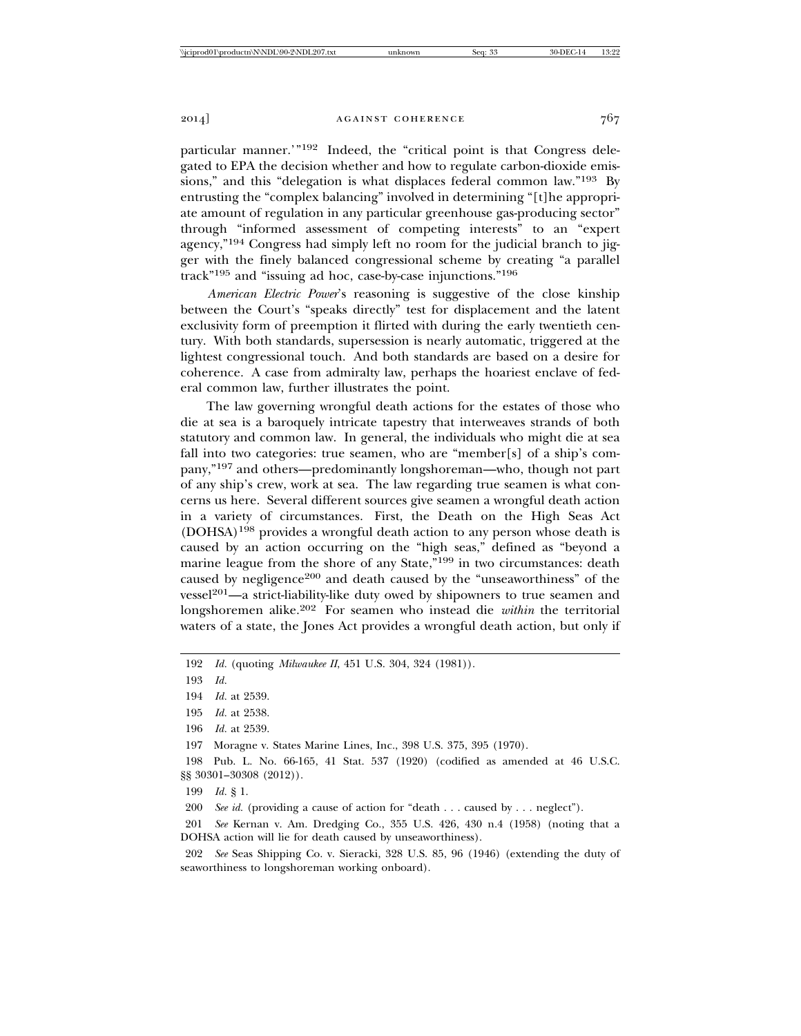particular manner.'"[192] Indeed, the "critical point is that Congress delegated to EPA the decision whether and how to regulate carbon-dioxide emissions," and this "delegation is what displaces federal common law."[193] By entrusting the "complex balancing" involved in determining "[t]he appropriate amount of regulation in any particular greenhouse gas-producing sector" through "informed assessment of competing interests" to an "expert agency,"[194] Congress had simply left no room for the judicial branch to jigger with the finely balanced congressional scheme by creating "a parallel track"[195] and "issuing ad hoc, case-by-case injunctions."[196]

*American Electric Power*'s reasoning is suggestive of the close kinship between the Court's "speaks directly" test for displacement and the latent exclusivity form of preemption it flirted with during the early twentieth century. With both standards, supersession is nearly automatic, triggered at the lightest congressional touch. And both standards are based on a desire for coherence. A case from admiralty law, perhaps the hoariest enclave of federal common law, further illustrates the point.

The law governing wrongful death actions for the estates of those who die at sea is a baroquely intricate tapestry that interweaves strands of both statutory and common law. In general, the individuals who might die at sea fall into two categories: true seamen, who are "member[s] of a ship's company,"[197] and others—predominantly longshoreman—who, though not part of any ship's crew, work at sea. The law regarding true seamen is what concerns us here. Several different sources give seamen a wrongful death action in a variety of circumstances. First, the Death on the High Seas Act (DOHSA)[198] provides a wrongful death action to any person whose death is caused by an action occurring on the "high seas," defined as "beyond a marine league from the shore of any State,"[199] in two circumstances: death caused by negligence[200] and death caused by the "unseaworthiness" of the vessel[201]—a strict-liability-like duty owed by shipowners to true seamen and longshoremen alike.[202] For seamen who instead die *within* the territorial waters of a state, the Jones Act provides a wrongful death action, but only if

---

192 *Id.* (quoting *Milwaukee II*, 451 U.S. 304, 324 (1981)).

193 *Id.*

194 *Id.* at 2539.

195 *Id.* at 2538.

196 *Id.* at 2539.

197 Moragne v. States Marine Lines, Inc., 398 U.S. 375, 395 (1970).

198 Pub. L. No. 66-165, 41 Stat. 537 (1920) (codified as amended at 46 U.S.C. §§ 30301–30308 (2012)).

199 *Id.* § 1.

200 *See id.* (providing a cause of action for "death . . . caused by . . . neglect").

201 *See* Kernan v. Am. Dredging Co., 355 U.S. 426, 430 n.4 (1958) (noting that a DOHSA action will lie for death caused by unseaworthiness).

202 *See* Seas Shipping Co. v. Sieracki, 328 U.S. 85, 96 (1946) (extending the duty of seaworthiness to longshoreman working onboard).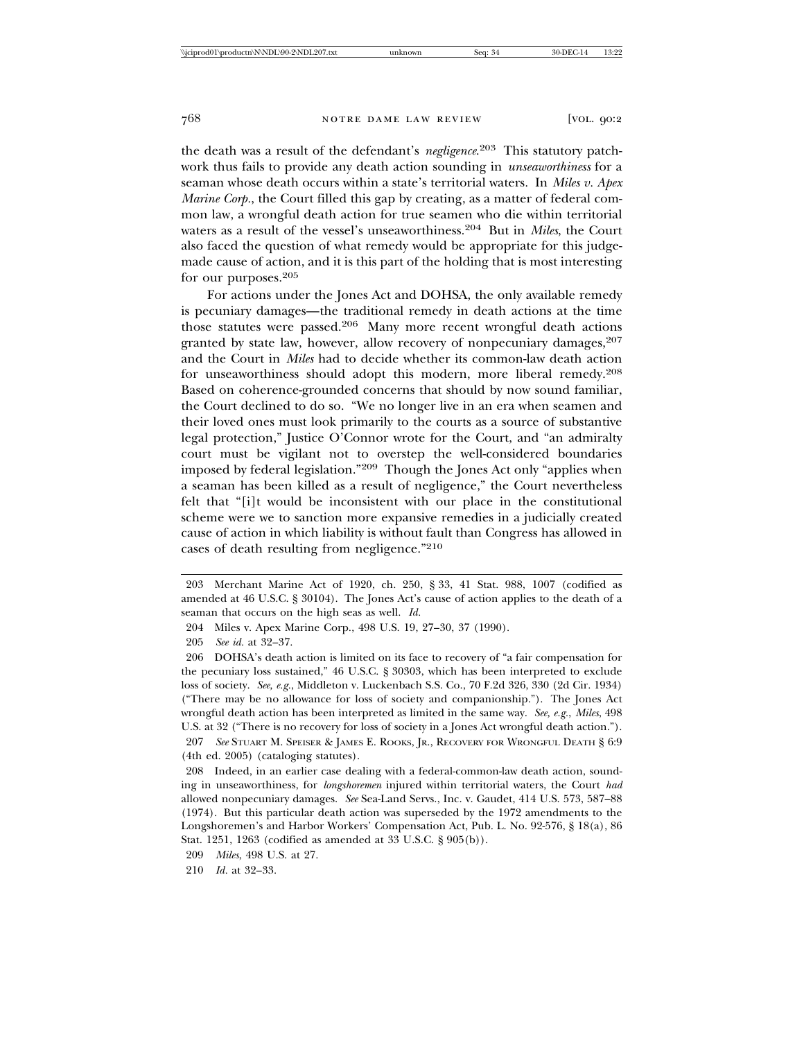the death was a result of the defendant's *negligence*.[203] This statutory patchwork thus fails to provide any death action sounding in *unseaworthiness* for a seaman whose death occurs within a state's territorial waters. In *Miles v. Apex Marine Corp.*, the Court filled this gap by creating, as a matter of federal common law, a wrongful death action for true seamen who die within territorial waters as a result of the vessel's unseaworthiness.[204] But in *Miles*, the Court also faced the question of what remedy would be appropriate for this judge-made cause of action, and it is this part of the holding that is most interesting for our purposes.[205]

For actions under the Jones Act and DOHSA, the only available remedy is pecuniary damages—the traditional remedy in death actions at the time those statutes were passed.[206] Many more recent wrongful death actions granted by state law, however, allow recovery of nonpecuniary damages,[207] and the Court in *Miles* had to decide whether its common-law death action for unseaworthiness should adopt this modern, more liberal remedy.[208] Based on coherence-grounded concerns that should by now sound familiar, the Court declined to do so. "We no longer live in an era when seamen and their loved ones must look primarily to the courts as a source of substantive legal protection," Justice O'Connor wrote for the Court, and "an admiralty court must be vigilant not to overstep the well-considered boundaries imposed by federal legislation."[209] Though the Jones Act only "applies when a seaman has been killed as a result of negligence," the Court nevertheless felt that "[i]t would be inconsistent with our place in the constitutional scheme were we to sanction more expansive remedies in a judicially created cause of action in which liability is without fault than Congress has allowed in cases of death resulting from negligence."[210]

---

203 Merchant Marine Act of 1920, ch. 250, § 33, 41 Stat. 988, 1007 (codified as amended at 46 U.S.C. § 30104). The Jones Act's cause of action applies to the death of a seaman that occurs on the high seas as well. *Id.*

204 Miles v. Apex Marine Corp., 498 U.S. 19, 27–30, 37 (1990).

205 *See id.* at 32–37.

206 DOHSA's death action is limited on its face to recovery of "a fair compensation for the pecuniary loss sustained," 46 U.S.C. § 30303, which has been interpreted to exclude loss of society. *See, e.g.*, Middleton v. Luckenbach S.S. Co., 70 F.2d 326, 330 (2d Cir. 1934) ("There may be no allowance for loss of society and companionship."). The Jones Act wrongful death action has been interpreted as limited in the same way. *See, e.g.*, *Miles*, 498 U.S. at 32 ("There is no recovery for loss of society in a Jones Act wrongful death action.").

207 *See* STUART M. SPEISER & JAMES E. ROOKS, JR., RECOVERY FOR WRONGFUL DEATH § 6:9 (4th ed. 2005) (cataloging statutes).

208 Indeed, in an earlier case dealing with a federal-common-law death action, sounding in unseaworthiness, for *longshoremen* injured within territorial waters, the Court *had* allowed nonpecuniary damages. *See* Sea-Land Servs., Inc. v. Gaudet, 414 U.S. 573, 587–88 (1974). But this particular death action was superseded by the 1972 amendments to the Longshoremen's and Harbor Workers' Compensation Act, Pub. L. No. 92-576, § 18(a), 86 Stat. 1251, 1263 (codified as amended at 33 U.S.C. § 905(b)).

209 *Miles*, 498 U.S. at 27.

210 *Id.* at 32–33.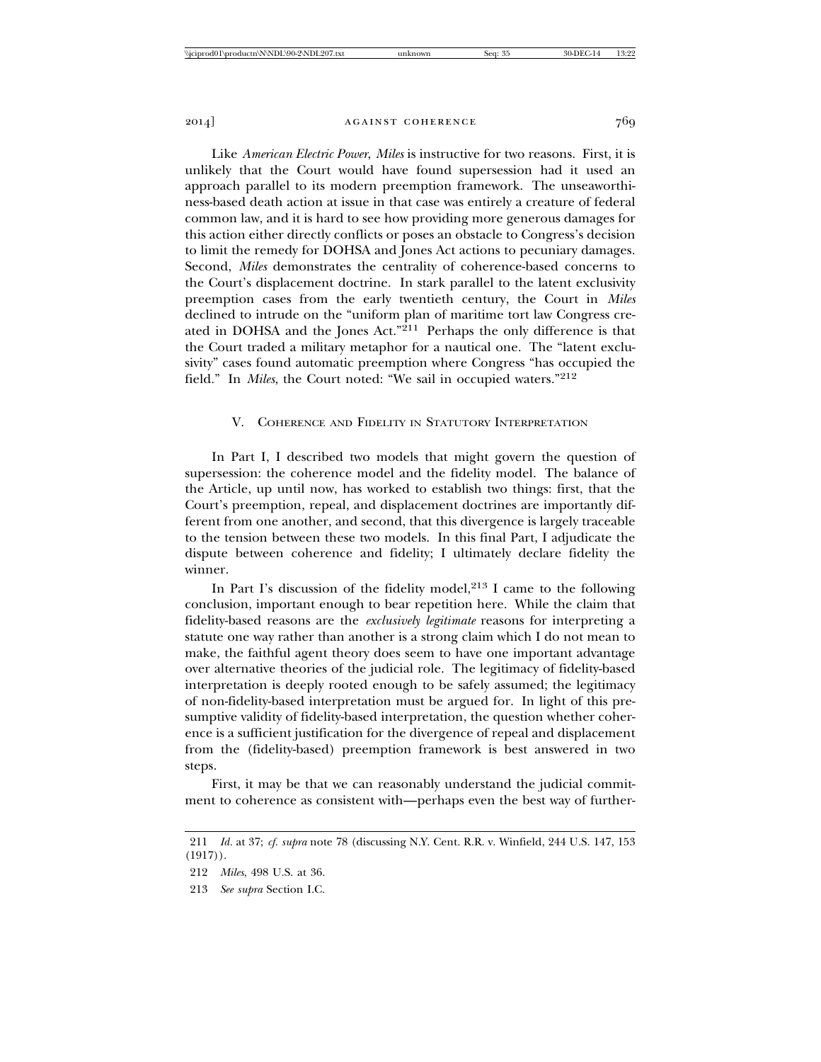Like *American Electric Power*, *Miles* is instructive for two reasons. First, it is unlikely that the Court would have found supersession had it used an approach parallel to its modern preemption framework. The unseaworthiness-based death action at issue in that case was entirely a creature of federal common law, and it is hard to see how providing more generous damages for this action either directly conflicts or poses an obstacle to Congress's decision to limit the remedy for DOHSA and Jones Act actions to pecuniary damages. Second, *Miles* demonstrates the centrality of coherence-based concerns to the Court's displacement doctrine. In stark parallel to the latent exclusivity preemption cases from the early twentieth century, the Court in *Miles* declined to intrude on the "uniform plan of maritime tort law Congress created in DOHSA and the Jones Act."[211] Perhaps the only difference is that the Court traded a military metaphor for a nautical one. The "latent exclusivity" cases found automatic preemption where Congress "has occupied the field." In *Miles*, the Court noted: "We sail in occupied waters."[212]

## V. Coherence and Fidelity in Statutory Interpretation

In Part I, I described two models that might govern the question of supersession: the coherence model and the fidelity model. The balance of the Article, up until now, has worked to establish two things: first, that the Court's preemption, repeal, and displacement doctrines are importantly different from one another, and second, that this divergence is largely traceable to the tension between these two models. In this final Part, I adjudicate the dispute between coherence and fidelity; I ultimately declare fidelity the winner.

In Part I's discussion of the fidelity model,[213] I came to the following conclusion, important enough to bear repetition here. While the claim that fidelity-based reasons are the *exclusively legitimate* reasons for interpreting a statute one way rather than another is a strong claim which I do not mean to make, the faithful agent theory does seem to have one important advantage over alternative theories of the judicial role. The legitimacy of fidelity-based interpretation is deeply rooted enough to be safely assumed; the legitimacy of non-fidelity-based interpretation must be argued for. In light of this presumptive validity of fidelity-based interpretation, the question whether coherence is a sufficient justification for the divergence of repeal and displacement from the (fidelity-based) preemption framework is best answered in two steps.

First, it may be that we can reasonably understand the judicial commitment to coherence as consistent with—perhaps even the best way of further-

---

211 *Id.* at 37; *cf. supra* note 78 (discussing N.Y. Cent. R.R. v. Winfield, 244 U.S. 147, 153 (1917)).

212 *Miles*, 498 U.S. at 36.

213 *See supra* Section I.C.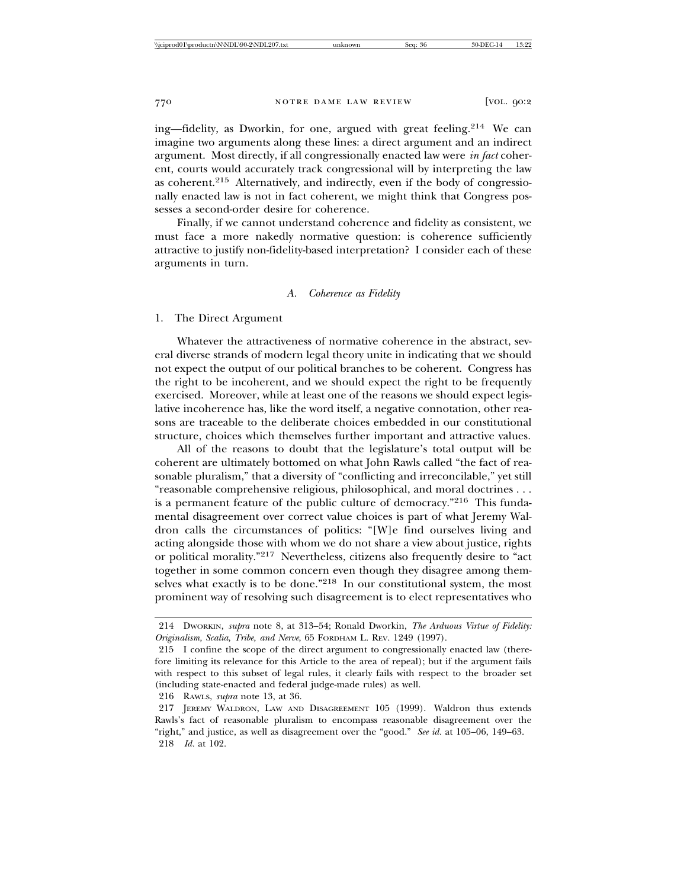ing—fidelity, as Dworkin, for one, argued with great feeling.[214] We can imagine two arguments along these lines: a direct argument and an indirect argument. Most directly, if all congressionally enacted law were *in fact* coherent, courts would accurately track congressional will by interpreting the law as coherent.[215] Alternatively, and indirectly, even if the body of congressionally enacted law is not in fact coherent, we might think that Congress possesses a second-order desire for coherence.

Finally, if we cannot understand coherence and fidelity as consistent, we must face a more nakedly normative question: is coherence sufficiently attractive to justify non-fidelity-based interpretation? I consider each of these arguments in turn.

### *A. Coherence as Fidelity*

#### 1. The Direct Argument

Whatever the attractiveness of normative coherence in the abstract, several diverse strands of modern legal theory unite in indicating that we should not expect the output of our political branches to be coherent. Congress has the right to be incoherent, and we should expect the right to be frequently exercised. Moreover, while at least one of the reasons we should expect legislative incoherence has, like the word itself, a negative connotation, other reasons are traceable to the deliberate choices embedded in our constitutional structure, choices which themselves further important and attractive values.

All of the reasons to doubt that the legislature's total output will be coherent are ultimately bottomed on what John Rawls called "the fact of reasonable pluralism," that a diversity of "conflicting and irreconcilable," yet still "reasonable comprehensive religious, philosophical, and moral doctrines . . . is a permanent feature of the public culture of democracy."[216] This fundamental disagreement over correct value choices is part of what Jeremy Waldron calls the circumstances of politics: "[W]e find ourselves living and acting alongside those with whom we do not share a view about justice, rights or political morality."[217] Nevertheless, citizens also frequently desire to "act together in some common concern even though they disagree among themselves what exactly is to be done."[218] In our constitutional system, the most prominent way of resolving such disagreement is to elect representatives who

---

214 DWORKIN, *supra* note 8, at 313–54; Ronald Dworkin, *The Arduous Virtue of Fidelity: Originalism, Scalia, Tribe, and Nerve*, 65 FORDHAM L. REV. 1249 (1997).

215 I confine the scope of the direct argument to congressionally enacted law (therefore limiting its relevance for this Article to the area of repeal); but if the argument fails with respect to this subset of legal rules, it clearly fails with respect to the broader set (including state-enacted and federal judge-made rules) as well.

216 RAWLS, *supra* note 13, at 36.

217 JEREMY WALDRON, LAW AND DISAGREEMENT 105 (1999). Waldron thus extends Rawls's fact of reasonable pluralism to encompass reasonable disagreement over the "right," and justice, as well as disagreement over the "good." *See id.* at 105–06, 149–63.

218 *Id.* at 102.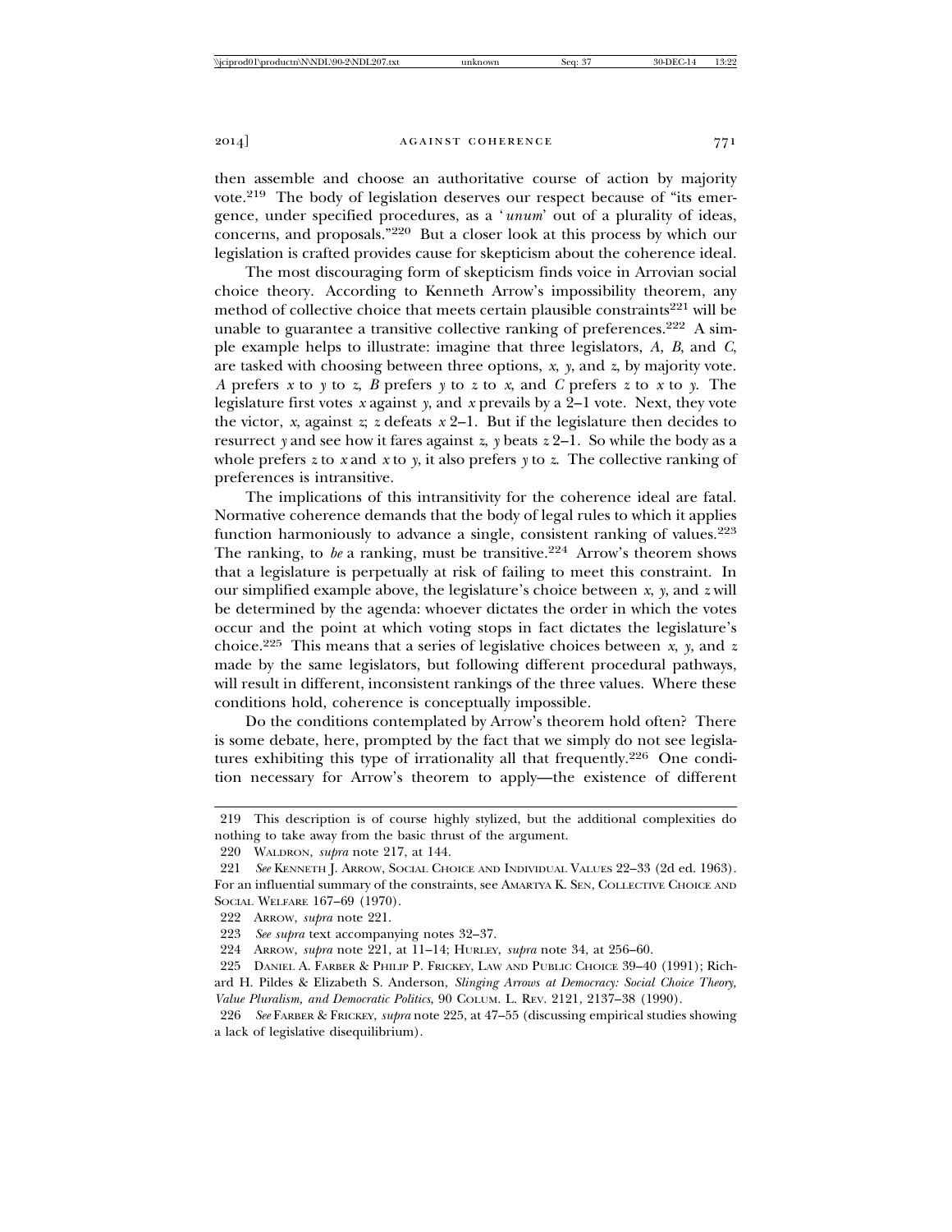then assemble and choose an authoritative course of action by majority vote.[219] The body of legislation deserves our respect because of "its emergence, under specified procedures, as a '*unum*' out of a plurality of ideas, concerns, and proposals."[220] But a closer look at this process by which our legislation is crafted provides cause for skepticism about the coherence ideal.

The most discouraging form of skepticism finds voice in Arrovian social choice theory. According to Kenneth Arrow's impossibility theorem, any method of collective choice that meets certain plausible constraints[221] will be unable to guarantee a transitive collective ranking of preferences.[222] A simple example helps to illustrate: imagine that three legislators, *A*, *B*, and *C*, are tasked with choosing between three options, *x*, *y*, and *z*, by majority vote. *A* prefers *x* to *y* to *z*, *B* prefers *y* to *z* to *x*, and *C* prefers *z* to *x* to *y*. The legislature first votes *x* against *y*, and *x* prevails by a 2–1 vote. Next, they vote the victor, *x*, against *z*; *z* defeats *x* 2–1. But if the legislature then decides to resurrect *y* and see how it fares against *z*, *y* beats *z* 2–1. So while the body as a whole prefers *z* to *x* and *x* to *y*, it also prefers *y* to *z*. The collective ranking of preferences is intransitive.

The implications of this intransitivity for the coherence ideal are fatal. Normative coherence demands that the body of legal rules to which it applies function harmoniously to advance a single, consistent ranking of values.[223] The ranking, to *be* a ranking, must be transitive.[224] Arrow's theorem shows that a legislature is perpetually at risk of failing to meet this constraint. In our simplified example above, the legislature's choice between *x*, *y*, and *z* will be determined by the agenda: whoever dictates the order in which the votes occur and the point at which voting stops in fact dictates the legislature's choice.[225] This means that a series of legislative choices between *x*, *y*, and *z* made by the same legislators, but following different procedural pathways, will result in different, inconsistent rankings of the three values. Where these conditions hold, coherence is conceptually impossible.

Do the conditions contemplated by Arrow's theorem hold often? There is some debate, here, prompted by the fact that we simply do not see legislatures exhibiting this type of irrationality all that frequently.[226] One condition necessary for Arrow's theorem to apply—the existence of different

---

219 This description is of course highly stylized, but the additional complexities do nothing to take away from the basic thrust of the argument.

220 WALDRON, *supra* note 217, at 144.

221 *See* KENNETH J. ARROW, SOCIAL CHOICE AND INDIVIDUAL VALUES 22–33 (2d ed. 1963). For an influential summary of the constraints, see AMARTYA K. SEN, COLLECTIVE CHOICE AND SOCIAL WELFARE 167–69 (1970).

222 ARROW, *supra* note 221.

223 *See supra* text accompanying notes 32–37.

224 ARROW, *supra* note 221, at 11–14; HURLEY, *supra* note 34, at 256–60.

225 DANIEL A. FARBER & PHILIP P. FRICKEY, LAW AND PUBLIC CHOICE 39–40 (1991); Richard H. Pildes & Elizabeth S. Anderson, *Slinging Arrows at Democracy: Social Choice Theory, Value Pluralism, and Democratic Politics*, 90 COLUM. L. REV. 2121, 2137–38 (1990).

226 *See* FARBER & FRICKEY, *supra* note 225, at 47–55 (discussing empirical studies showing a lack of legislative disequilibrium).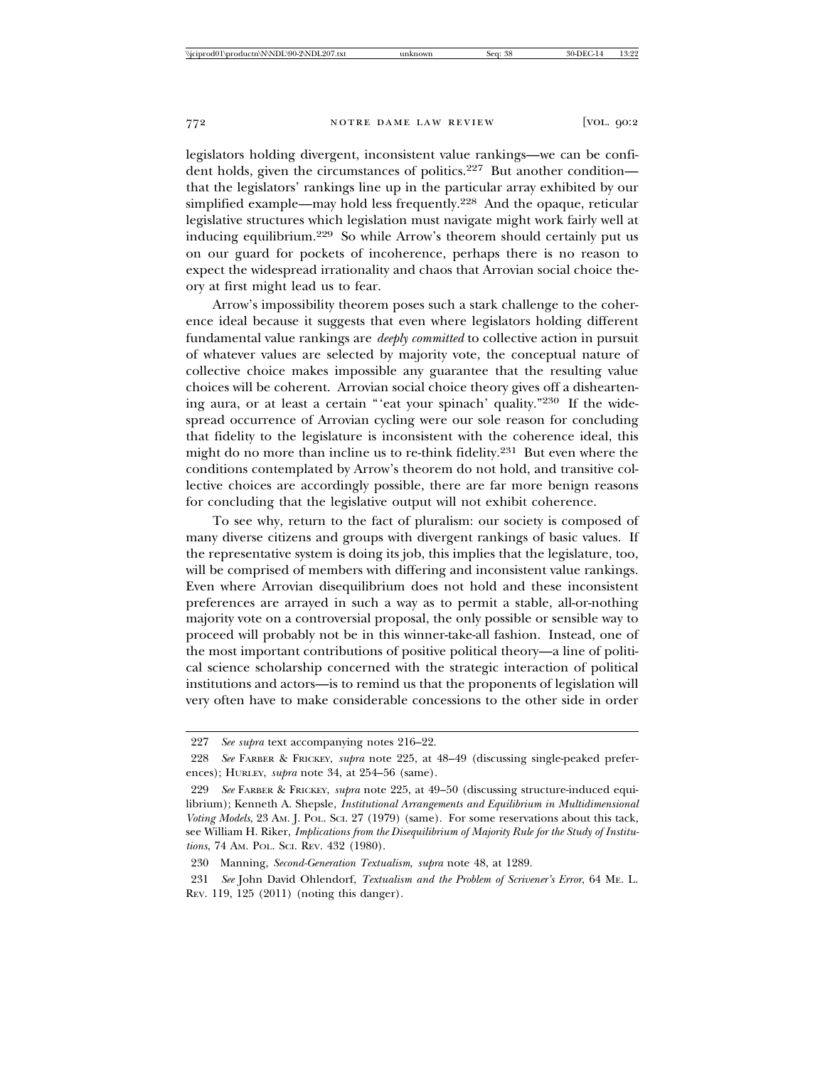legislators holding divergent, inconsistent value rankings—we can be confident holds, given the circumstances of politics.[227] But another condition—that the legislators' rankings line up in the particular array exhibited by our simplified example—may hold less frequently.[228] And the opaque, reticular legislative structures which legislation must navigate might work fairly well at inducing equilibrium.[229] So while Arrow's theorem should certainly put us on our guard for pockets of incoherence, perhaps there is no reason to expect the widespread irrationality and chaos that Arrovian social choice theory at first might lead us to fear.

Arrow's impossibility theorem poses such a stark challenge to the coherence ideal because it suggests that even where legislators holding different fundamental value rankings are *deeply committed* to collective action in pursuit of whatever values are selected by majority vote, the conceptual nature of collective choice makes impossible any guarantee that the resulting value choices will be coherent. Arrovian social choice theory gives off a disheartening aura, or at least a certain "'eat your spinach' quality."[230] If the widespread occurrence of Arrovian cycling were our sole reason for concluding that fidelity to the legislature is inconsistent with the coherence ideal, this might do no more than incline us to re-think fidelity.[231] But even where the conditions contemplated by Arrow's theorem do not hold, and transitive collective choices are accordingly possible, there are far more benign reasons for concluding that the legislative output will not exhibit coherence.

To see why, return to the fact of pluralism: our society is composed of many diverse citizens and groups with divergent rankings of basic values. If the representative system is doing its job, this implies that the legislature, too, will be comprised of members with differing and inconsistent value rankings. Even where Arrovian disequilibrium does not hold and these inconsistent preferences are arrayed in such a way as to permit a stable, all-or-nothing majority vote on a controversial proposal, the only possible or sensible way to proceed will probably not be in this winner-take-all fashion. Instead, one of the most important contributions of positive political theory—a line of political science scholarship concerned with the strategic interaction of political institutions and actors—is to remind us that the proponents of legislation will very often have to make considerable concessions to the other side in order

---

227 *See supra* text accompanying notes 216–22.

228 *See* FARBER & FRICKEY, *supra* note 225, at 48–49 (discussing single-peaked preferences); HURLEY, *supra* note 34, at 254–56 (same).

229 *See* FARBER & FRICKEY, *supra* note 225, at 49–50 (discussing structure-induced equilibrium); Kenneth A. Shepsle, *Institutional Arrangements and Equilibrium in Multidimensional Voting Models*, 23 AM. J. POL. SCI. 27 (1979) (same). For some reservations about this tack, see William H. Riker, *Implications from the Disequilibrium of Majority Rule for the Study of Institutions*, 74 AM. POL. SCI. REV. 432 (1980).

230 Manning, *Second-Generation Textualism*, *supra* note 48, at 1289.

231 *See* John David Ohlendorf, *Textualism and the Problem of Scrivener's Error*, 64 ME. L. REV. 119, 125 (2011) (noting this danger).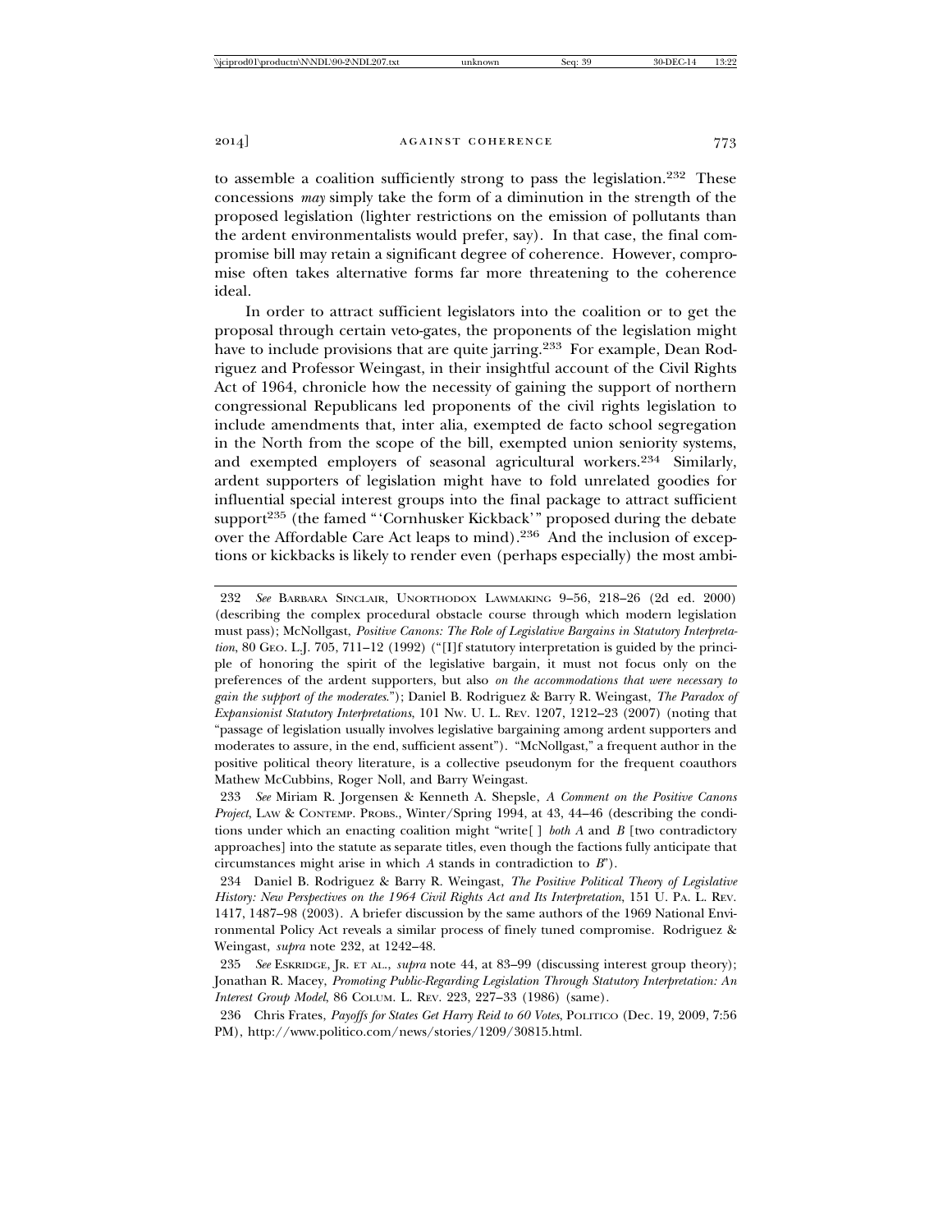to assemble a coalition sufficiently strong to pass the legislation.[232] These concessions *may* simply take the form of a diminution in the strength of the proposed legislation (lighter restrictions on the emission of pollutants than the ardent environmentalists would prefer, say). In that case, the final compromise bill may retain a significant degree of coherence. However, compromise often takes alternative forms far more threatening to the coherence ideal.

In order to attract sufficient legislators into the coalition or to get the proposal through certain veto-gates, the proponents of the legislation might have to include provisions that are quite jarring.[233] For example, Dean Rodriguez and Professor Weingast, in their insightful account of the Civil Rights Act of 1964, chronicle how the necessity of gaining the support of northern congressional Republicans led proponents of the civil rights legislation to include amendments that, inter alia, exempted de facto school segregation in the North from the scope of the bill, exempted union seniority systems, and exempted employers of seasonal agricultural workers.[234] Similarly, ardent supporters of legislation might have to fold unrelated goodies for influential special interest groups into the final package to attract sufficient support[235] (the famed "'Cornhusker Kickback'" proposed during the debate over the Affordable Care Act leaps to mind).[236] And the inclusion of exceptions or kickbacks is likely to render even (perhaps especially) the most ambi-

---

232 *See* BARBARA SINCLAIR, UNORTHODOX LAWMAKING 9–56, 218–26 (2d ed. 2000) (describing the complex procedural obstacle course through which modern legislation must pass); McNollgast, *Positive Canons: The Role of Legislative Bargains in Statutory Interpretation*, 80 GEO. L.J. 705, 711–12 (1992) ("[I]f statutory interpretation is guided by the principle of honoring the spirit of the legislative bargain, it must not focus only on the preferences of the ardent supporters, but also *on the accommodations that were necessary to gain the support of the moderates*."); Daniel B. Rodriguez & Barry R. Weingast, *The Paradox of Expansionist Statutory Interpretations*, 101 NW. U. L. REV. 1207, 1212–23 (2007) (noting that "passage of legislation usually involves legislative bargaining among ardent supporters and moderates to assure, in the end, sufficient assent"). "McNollgast," a frequent author in the positive political theory literature, is a collective pseudonym for the frequent coauthors Mathew McCubbins, Roger Noll, and Barry Weingast.

233 *See* Miriam R. Jorgensen & Kenneth A. Shepsle, *A Comment on the Positive Canons Project*, LAW & CONTEMP. PROBS., Winter/Spring 1994, at 43, 44–46 (describing the conditions under which an enacting coalition might "write[ ] *both A* and *B* [two contradictory approaches] into the statute as separate titles, even though the factions fully anticipate that circumstances might arise in which *A* stands in contradiction to *B*").

234 Daniel B. Rodriguez & Barry R. Weingast, *The Positive Political Theory of Legislative History: New Perspectives on the 1964 Civil Rights Act and Its Interpretation*, 151 U. PA. L. REV. 1417, 1487–98 (2003). A briefer discussion by the same authors of the 1969 National Environmental Policy Act reveals a similar process of finely tuned compromise. Rodriguez & Weingast, *supra* note 232, at 1242–48.

235 *See* ESKRIDGE, JR. ET AL., *supra* note 44, at 83–99 (discussing interest group theory); Jonathan R. Macey, *Promoting Public-Regarding Legislation Through Statutory Interpretation: An Interest Group Model*, 86 COLUM. L. REV. 223, 227–33 (1986) (same).

236 Chris Frates, *Payoffs for States Get Harry Reid to 60 Votes*, POLITICO (Dec. 19, 2009, 7:56 PM), http://www.politico.com/news/stories/1209/30815.html.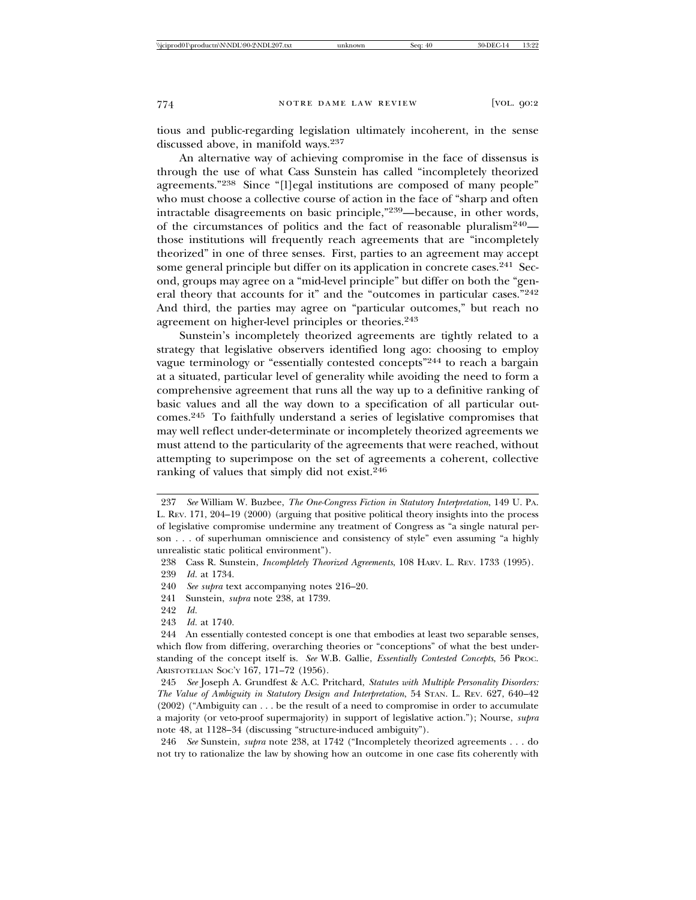tious and public-regarding legislation ultimately incoherent, in the sense discussed above, in manifold ways.[237]

An alternative way of achieving compromise in the face of dissensus is through the use of what Cass Sunstein has called "incompletely theorized agreements."[238] Since "[l]egal institutions are composed of many people" who must choose a collective course of action in the face of "sharp and often intractable disagreements on basic principle,"[239]—because, in other words, of the circumstances of politics and the fact of reasonable pluralism[240]—those institutions will frequently reach agreements that are "incompletely theorized" in one of three senses. First, parties to an agreement may accept some general principle but differ on its application in concrete cases.[241] Second, groups may agree on a "mid-level principle" but differ on both the "general theory that accounts for it" and the "outcomes in particular cases."[242] And third, the parties may agree on "particular outcomes," but reach no agreement on higher-level principles or theories.[243]

Sunstein's incompletely theorized agreements are tightly related to a strategy that legislative observers identified long ago: choosing to employ vague terminology or "essentially contested concepts"[244] to reach a bargain at a situated, particular level of generality while avoiding the need to form a comprehensive agreement that runs all the way up to a definitive ranking of basic values and all the way down to a specification of all particular outcomes.[245] To faithfully understand a series of legislative compromises that may well reflect under-determinate or incompletely theorized agreements we must attend to the particularity of the agreements that were reached, without attempting to superimpose on the set of agreements a coherent, collective ranking of values that simply did not exist.[246]

---

237 *See* William W. Buzbee, *The One-Congress Fiction in Statutory Interpretation*, 149 U. PA. L. REV. 171, 204–19 (2000) (arguing that positive political theory insights into the process of legislative compromise undermine any treatment of Congress as "a single natural person . . . of superhuman omniscience and consistency of style" even assuming "a highly unrealistic static political environment").

238 Cass R. Sunstein, *Incompletely Theorized Agreements*, 108 HARV. L. REV. 1733 (1995).

239 *Id.* at 1734.

240 *See supra* text accompanying notes 216–20.

241 Sunstein, *supra* note 238, at 1739.

242 *Id.*

243 *Id.* at 1740.

244 An essentially contested concept is one that embodies at least two separable senses, which flow from differing, overarching theories or "conceptions" of what the best understanding of the concept itself is. *See* W.B. Gallie, *Essentially Contested Concepts*, 56 PROC. ARISTOTELIAN SOC'Y 167, 171–72 (1956).

245 *See* Joseph A. Grundfest & A.C. Pritchard, *Statutes with Multiple Personality Disorders: The Value of Ambiguity in Statutory Design and Interpretation*, 54 STAN. L. REV. 627, 640–42 (2002) ("Ambiguity can . . . be the result of a need to compromise in order to accumulate a majority (or veto-proof supermajority) in support of legislative action."); Nourse, *supra* note 48, at 1128–34 (discussing "structure-induced ambiguity").

246 *See* Sunstein, *supra* note 238, at 1742 ("Incompletely theorized agreements . . . do not try to rationalize the law by showing how an outcome in one case fits coherently with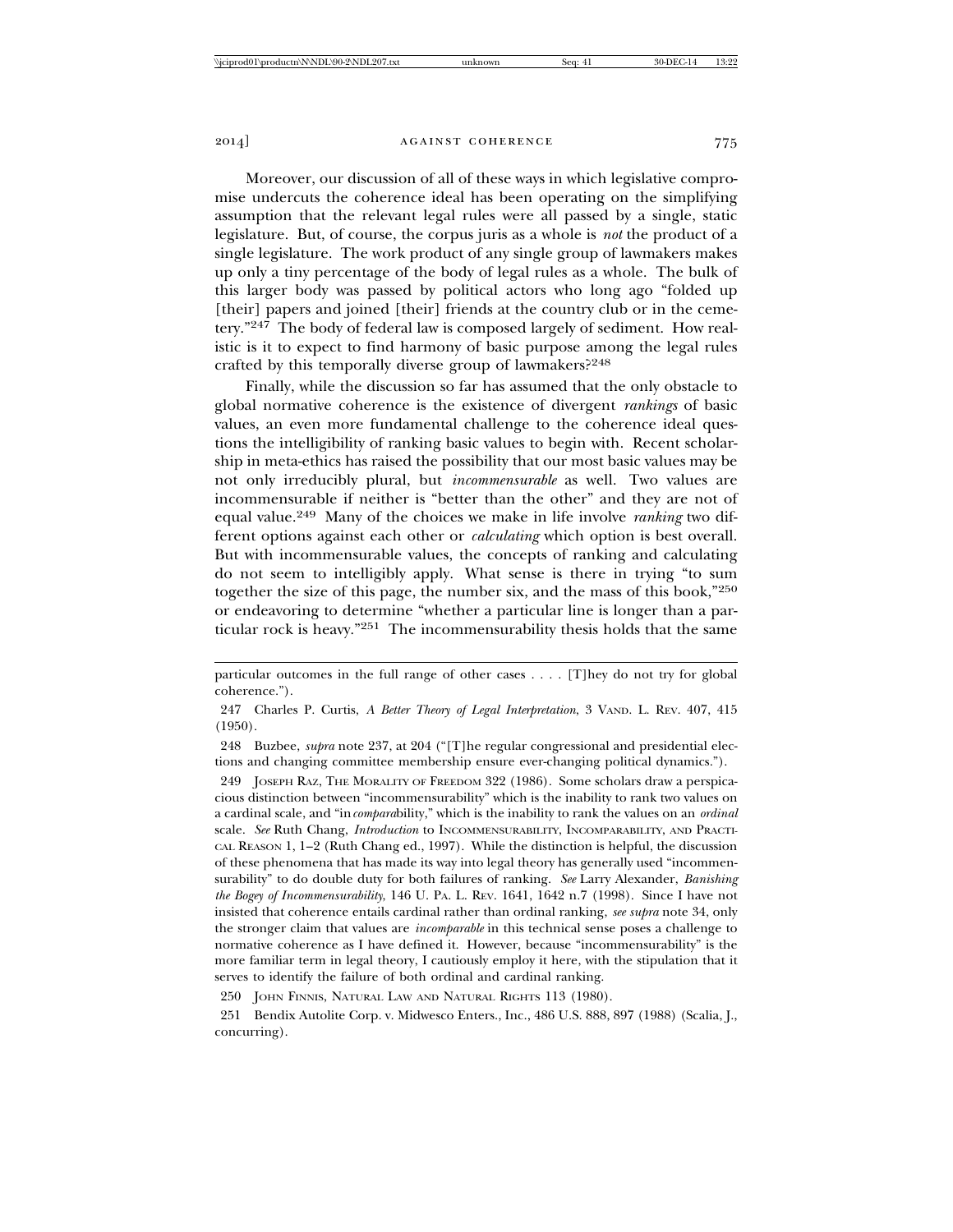Moreover, our discussion of all of these ways in which legislative compromise undercuts the coherence ideal has been operating on the simplifying assumption that the relevant legal rules were all passed by a single, static legislature. But, of course, the corpus juris as a whole is *not* the product of a single legislature. The work product of any single group of lawmakers makes up only a tiny percentage of the body of legal rules as a whole. The bulk of this larger body was passed by political actors who long ago "folded up [their] papers and joined [their] friends at the country club or in the cemetery."[247] The body of federal law is composed largely of sediment. How realistic is it to expect to find harmony of basic purpose among the legal rules crafted by this temporally diverse group of lawmakers?[248]

Finally, while the discussion so far has assumed that the only obstacle to global normative coherence is the existence of divergent *rankings* of basic values, an even more fundamental challenge to the coherence ideal questions the intelligibility of ranking basic values to begin with. Recent scholarship in meta-ethics has raised the possibility that our most basic values may be not only irreducibly plural, but *incommensurable* as well. Two values are incommensurable if neither is "better than the other" and they are not of equal value.[249] Many of the choices we make in life involve *ranking* two different options against each other or *calculating* which option is best overall. But with incommensurable values, the concepts of ranking and calculating do not seem to intelligibly apply. What sense is there in trying "to sum together the size of this page, the number six, and the mass of this book,"[250] or endeavoring to determine "whether a particular line is longer than a particular rock is heavy."[251] The incommensurability thesis holds that the same

---

particular outcomes in the full range of other cases . . . . [T]hey do not try for global coherence.").

247 Charles P. Curtis, *A Better Theory of Legal Interpretation*, 3 VAND. L. REV. 407, 415 (1950).

248 Buzbee, *supra* note 237, at 204 ("[T]he regular congressional and presidential elections and changing committee membership ensure ever-changing political dynamics.").

249 JOSEPH RAZ, THE MORALITY OF FREEDOM 322 (1986). Some scholars draw a perspicacious distinction between "incommensurability" which is the inability to rank two values on a cardinal scale, and "in*compara*bility," which is the inability to rank the values on an *ordinal* scale. *See* Ruth Chang, *Introduction* to INCOMMENSURABILITY, INCOMPARABILITY, AND PRACTICAL REASON 1, 1–2 (Ruth Chang ed., 1997). While the distinction is helpful, the discussion of these phenomena that has made its way into legal theory has generally used "incommensurability" to do double duty for both failures of ranking. *See* Larry Alexander, *Banishing the Bogey of Incommensurability*, 146 U. PA. L. REV. 1641, 1642 n.7 (1998). Since I have not insisted that coherence entails cardinal rather than ordinal ranking, *see supra* note 34, only the stronger claim that values are *incomparable* in this technical sense poses a challenge to normative coherence as I have defined it. However, because "incommensurability" is the more familiar term in legal theory, I cautiously employ it here, with the stipulation that it serves to identify the failure of both ordinal and cardinal ranking.

250 JOHN FINNIS, NATURAL LAW AND NATURAL RIGHTS 113 (1980).

251 Bendix Autolite Corp. v. Midwesco Enters., Inc., 486 U.S. 888, 897 (1988) (Scalia, J., concurring).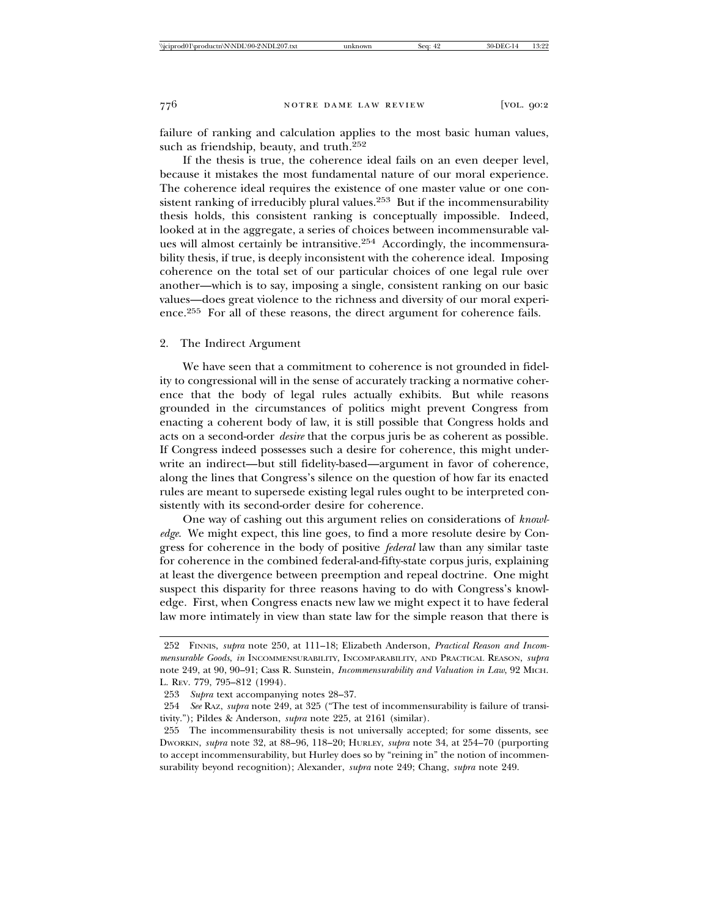failure of ranking and calculation applies to the most basic human values, such as friendship, beauty, and truth.[252]

If the thesis is true, the coherence ideal fails on an even deeper level, because it mistakes the most fundamental nature of our moral experience. The coherence ideal requires the existence of one master value or one consistent ranking of irreducibly plural values.[253] But if the incommensurability thesis holds, this consistent ranking is conceptually impossible. Indeed, looked at in the aggregate, a series of choices between incommensurable values will almost certainly be intransitive.[254] Accordingly, the incommensurability thesis, if true, is deeply inconsistent with the coherence ideal. Imposing coherence on the total set of our particular choices of one legal rule over another—which is to say, imposing a single, consistent ranking on our basic values—does great violence to the richness and diversity of our moral experience.[255] For all of these reasons, the direct argument for coherence fails.

### 2. The Indirect Argument

We have seen that a commitment to coherence is not grounded in fidelity to congressional will in the sense of accurately tracking a normative coherence that the body of legal rules actually exhibits. But while reasons grounded in the circumstances of politics might prevent Congress from enacting a coherent body of law, it is still possible that Congress holds and acts on a second-order *desire* that the corpus juris be as coherent as possible. If Congress indeed possesses such a desire for coherence, this might underwrite an indirect—but still fidelity-based—argument in favor of coherence, along the lines that Congress's silence on the question of how far its enacted rules are meant to supersede existing legal rules ought to be interpreted consistently with its second-order desire for coherence.

One way of cashing out this argument relies on considerations of *knowledge*. We might expect, this line goes, to find a more resolute desire by Congress for coherence in the body of positive *federal* law than any similar taste for coherence in the combined federal-and-fifty-state corpus juris, explaining at least the divergence between preemption and repeal doctrine. One might suspect this disparity for three reasons having to do with Congress's knowledge. First, when Congress enacts new law we might expect it to have federal law more intimately in view than state law for the simple reason that there is

---

252 FINNIS, *supra* note 250, at 111–18; Elizabeth Anderson, *Practical Reason and Incommensurable Goods*, *in* INCOMMENSURABILITY, INCOMPARABILITY, AND PRACTICAL REASON, *supra* note 249, at 90, 90–91; Cass R. Sunstein, *Incommensurability and Valuation in Law*, 92 MICH. L. REV. 779, 795–812 (1994).

253 *Supra* text accompanying notes 28–37.

254 *See* RAZ, *supra* note 249, at 325 ("The test of incommensurability is failure of transitivity."); Pildes & Anderson, *supra* note 225, at 2161 (similar).

255 The incommensurability thesis is not universally accepted; for some dissents, see DWORKIN, *supra* note 32, at 88–96, 118–20; HURLEY, *supra* note 34, at 254–70 (purporting to accept incommensurability, but Hurley does so by "reining in" the notion of incommensurability beyond recognition); Alexander, *supra* note 249; Chang, *supra* note 249.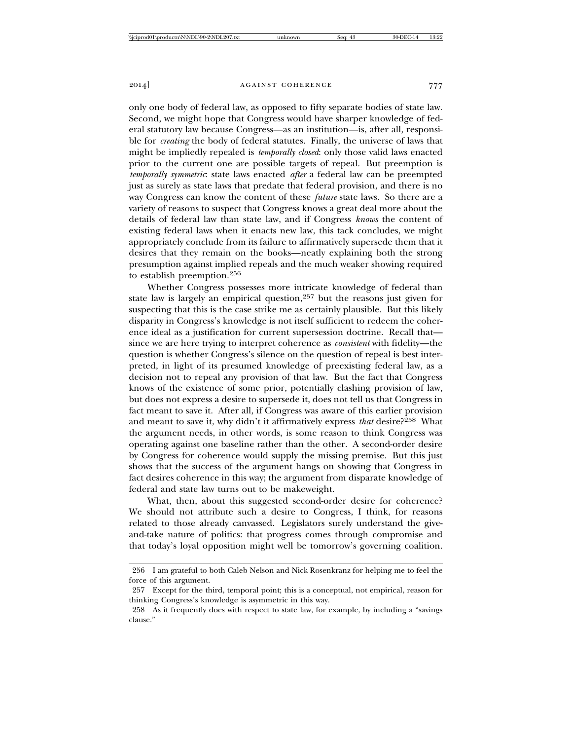only one body of federal law, as opposed to fifty separate bodies of state law. Second, we might hope that Congress would have sharper knowledge of federal statutory law because Congress—as an institution—is, after all, responsible for *creating* the body of federal statutes. Finally, the universe of laws that might be impliedly repealed is *temporally closed*: only those valid laws enacted prior to the current one are possible targets of repeal. But preemption is *temporally symmetric*: state laws enacted *after* a federal law can be preempted just as surely as state laws that predate that federal provision, and there is no way Congress can know the content of these *future* state laws. So there are a variety of reasons to suspect that Congress knows a great deal more about the details of federal law than state law, and if Congress *knows* the content of existing federal laws when it enacts new law, this tack concludes, we might appropriately conclude from its failure to affirmatively supersede them that it desires that they remain on the books—neatly explaining both the strong presumption against implied repeals and the much weaker showing required to establish preemption.[256]

Whether Congress possesses more intricate knowledge of federal than state law is largely an empirical question,[257] but the reasons just given for suspecting that this is the case strike me as certainly plausible. But this likely disparity in Congress's knowledge is not itself sufficient to redeem the coherence ideal as a justification for current supersession doctrine. Recall that—since we are here trying to interpret coherence as *consistent* with fidelity—the question is whether Congress's silence on the question of repeal is best interpreted, in light of its presumed knowledge of preexisting federal law, as a decision not to repeal any provision of that law. But the fact that Congress knows of the existence of some prior, potentially clashing provision of law, but does not express a desire to supersede it, does not tell us that Congress in fact meant to save it. After all, if Congress was aware of this earlier provision and meant to save it, why didn't it affirmatively express *that* desire?[258] What the argument needs, in other words, is some reason to think Congress was operating against one baseline rather than the other. A second-order desire by Congress for coherence would supply the missing premise. But this just shows that the success of the argument hangs on showing that Congress in fact desires coherence in this way; the argument from disparate knowledge of federal and state law turns out to be makeweight.

What, then, about this suggested second-order desire for coherence? We should not attribute such a desire to Congress, I think, for reasons related to those already canvassed. Legislators surely understand the give-and-take nature of politics: that progress comes through compromise and that today's loyal opposition might well be tomorrow's governing coalition.

---

256 I am grateful to both Caleb Nelson and Nick Rosenkranz for helping me to feel the force of this argument.

257 Except for the third, temporal point; this is a conceptual, not empirical, reason for thinking Congress's knowledge is asymmetric in this way.

258 As it frequently does with respect to state law, for example, by including a "savings clause."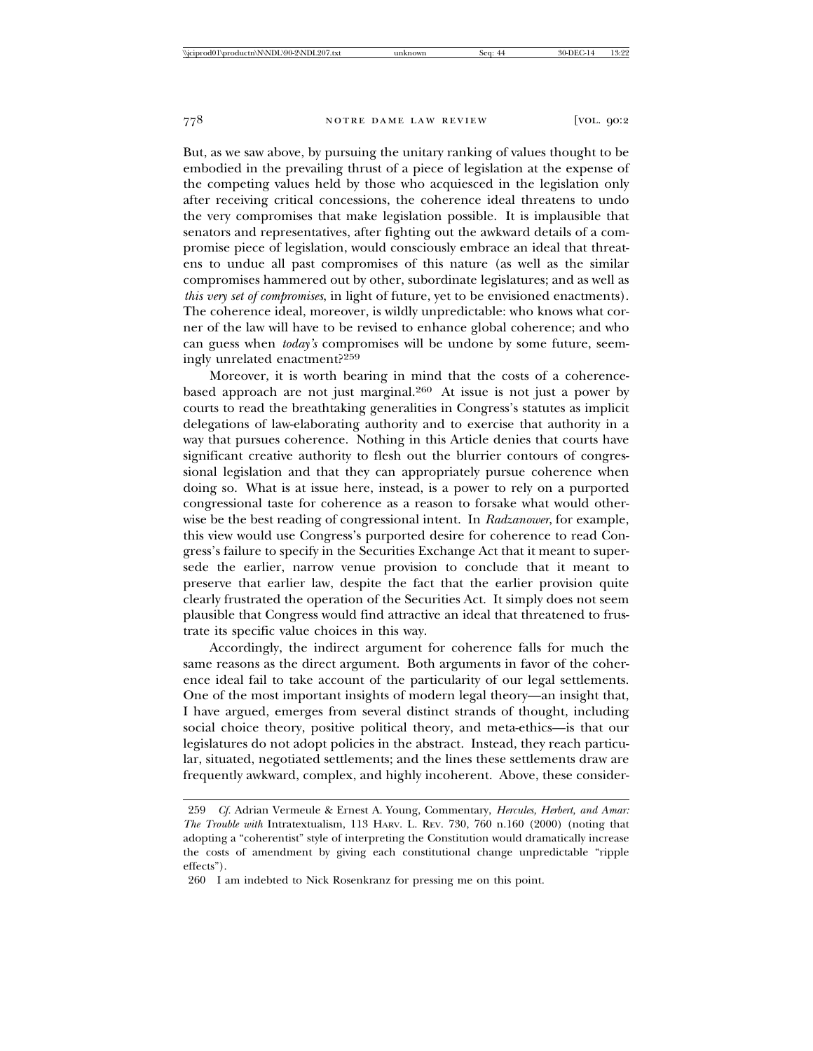But, as we saw above, by pursuing the unitary ranking of values thought to be embodied in the prevailing thrust of a piece of legislation at the expense of the competing values held by those who acquiesced in the legislation only after receiving critical concessions, the coherence ideal threatens to undo the very compromises that make legislation possible. It is implausible that senators and representatives, after fighting out the awkward details of a compromise piece of legislation, would consciously embrace an ideal that threatens to undue all past compromises of this nature (as well as the similar compromises hammered out by other, subordinate legislatures; and as well as *this very set of compromises*, in light of future, yet to be envisioned enactments). The coherence ideal, moreover, is wildly unpredictable: who knows what corner of the law will have to be revised to enhance global coherence; and who can guess when *today's* compromises will be undone by some future, seemingly unrelated enactment?[259]

Moreover, it is worth bearing in mind that the costs of a coherence-based approach are not just marginal.[260] At issue is not just a power by courts to read the breathtaking generalities in Congress's statutes as implicit delegations of law-elaborating authority and to exercise that authority in a way that pursues coherence. Nothing in this Article denies that courts have significant creative authority to flesh out the blurrier contours of congressional legislation and that they can appropriately pursue coherence when doing so. What is at issue here, instead, is a power to rely on a purported congressional taste for coherence as a reason to forsake what would otherwise be the best reading of congressional intent. In *Radzanower*, for example, this view would use Congress's purported desire for coherence to read Congress's failure to specify in the Securities Exchange Act that it meant to supersede the earlier, narrow venue provision to conclude that it meant to preserve that earlier law, despite the fact that the earlier provision quite clearly frustrated the operation of the Securities Act. It simply does not seem plausible that Congress would find attractive an ideal that threatened to frustrate its specific value choices in this way.

Accordingly, the indirect argument for coherence falls for much the same reasons as the direct argument. Both arguments in favor of the coherence ideal fail to take account of the particularity of our legal settlements. One of the most important insights of modern legal theory—an insight that, I have argued, emerges from several distinct strands of thought, including social choice theory, positive political theory, and meta-ethics—is that our legislatures do not adopt policies in the abstract. Instead, they reach particular, situated, negotiated settlements; and the lines these settlements draw are frequently awkward, complex, and highly incoherent. Above, these consider-

---

259 *Cf.* Adrian Vermeule & Ernest A. Young, Commentary, *Hercules, Herbert, and Amar: The Trouble with* Intratextualism, 113 HARV. L. REV. 730, 760 n.160 (2000) (noting that adopting a "coherentist" style of interpreting the Constitution would dramatically increase the costs of amendment by giving each constitutional change unpredictable "ripple effects").

260 I am indebted to Nick Rosenkranz for pressing me on this point.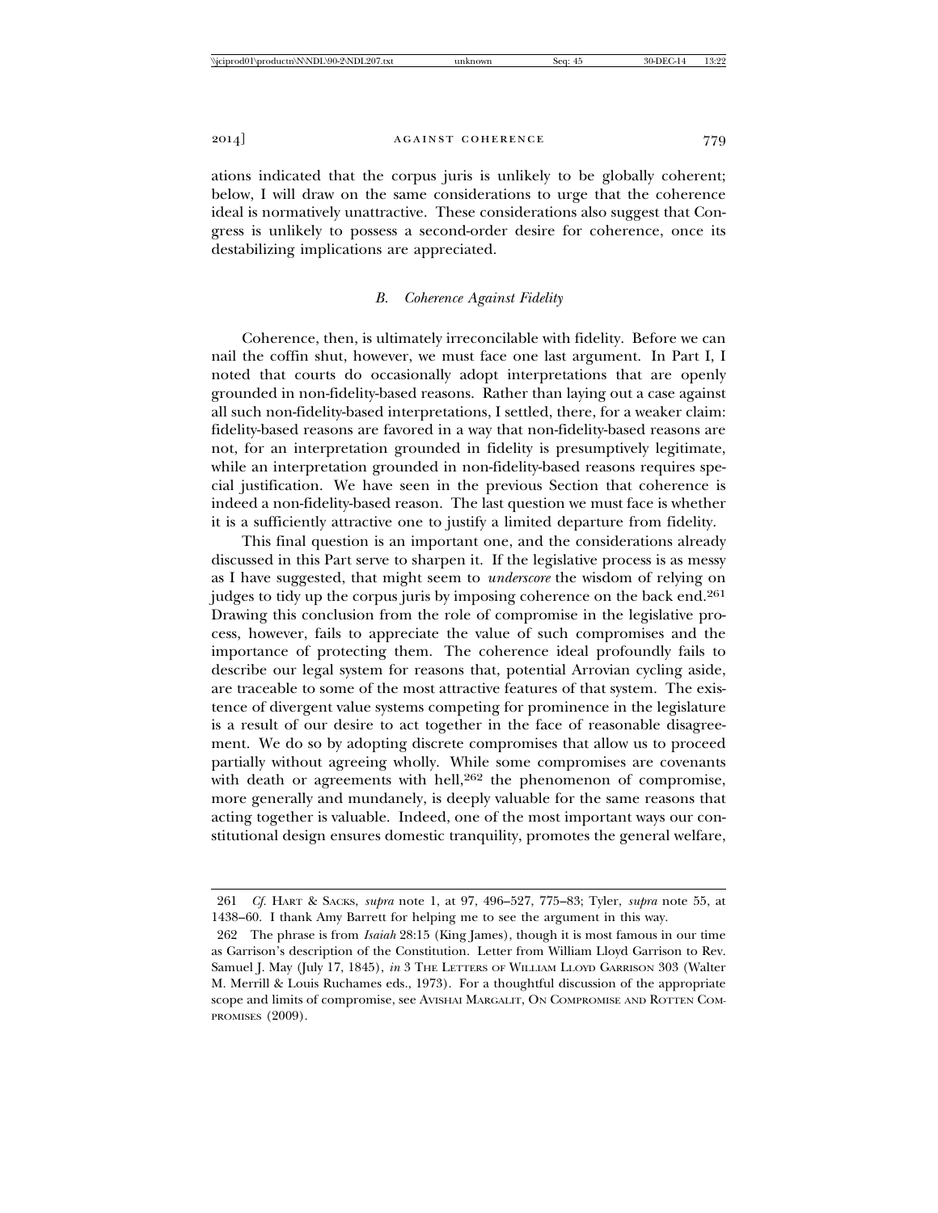ations indicated that the corpus juris is unlikely to be globally coherent; below, I will draw on the same considerations to urge that the coherence ideal is normatively unattractive. These considerations also suggest that Congress is unlikely to possess a second-order desire for coherence, once its destabilizing implications are appreciated.

### *B. Coherence Against Fidelity*

Coherence, then, is ultimately irreconcilable with fidelity. Before we can nail the coffin shut, however, we must face one last argument. In Part I, I noted that courts do occasionally adopt interpretations that are openly grounded in non-fidelity-based reasons. Rather than laying out a case against all such non-fidelity-based interpretations, I settled, there, for a weaker claim: fidelity-based reasons are favored in a way that non-fidelity-based reasons are not, for an interpretation grounded in fidelity is presumptively legitimate, while an interpretation grounded in non-fidelity-based reasons requires special justification. We have seen in the previous Section that coherence is indeed a non-fidelity-based reason. The last question we must face is whether it is a sufficiently attractive one to justify a limited departure from fidelity.

This final question is an important one, and the considerations already discussed in this Part serve to sharpen it. If the legislative process is as messy as I have suggested, that might seem to *underscore* the wisdom of relying on judges to tidy up the corpus juris by imposing coherence on the back end.[261] Drawing this conclusion from the role of compromise in the legislative process, however, fails to appreciate the value of such compromises and the importance of protecting them. The coherence ideal profoundly fails to describe our legal system for reasons that, potential Arrovian cycling aside, are traceable to some of the most attractive features of that system. The existence of divergent value systems competing for prominence in the legislature is a result of our desire to act together in the face of reasonable disagreement. We do so by adopting discrete compromises that allow us to proceed partially without agreeing wholly. While some compromises are covenants with death or agreements with hell,[262] the phenomenon of compromise, more generally and mundanely, is deeply valuable for the same reasons that acting together is valuable. Indeed, one of the most important ways our constitutional design ensures domestic tranquility, promotes the general welfare,

---

261 *Cf.* Hart & Sacks, *supra* note 1, at 97, 496–527, 775–83; Tyler, *supra* note 55, at 1438–60. I thank Amy Barrett for helping me to see the argument in this way.

262 The phrase is from *Isaiah* 28:15 (King James), though it is most famous in our time as Garrison's description of the Constitution. Letter from William Lloyd Garrison to Rev. Samuel J. May (July 17, 1845), *in* 3 The Letters of William Lloyd Garrison 303 (Walter M. Merrill & Louis Ruchames eds., 1973). For a thoughtful discussion of the appropriate scope and limits of compromise, see Avishai Margalit, On Compromise and Rotten Compromises (2009).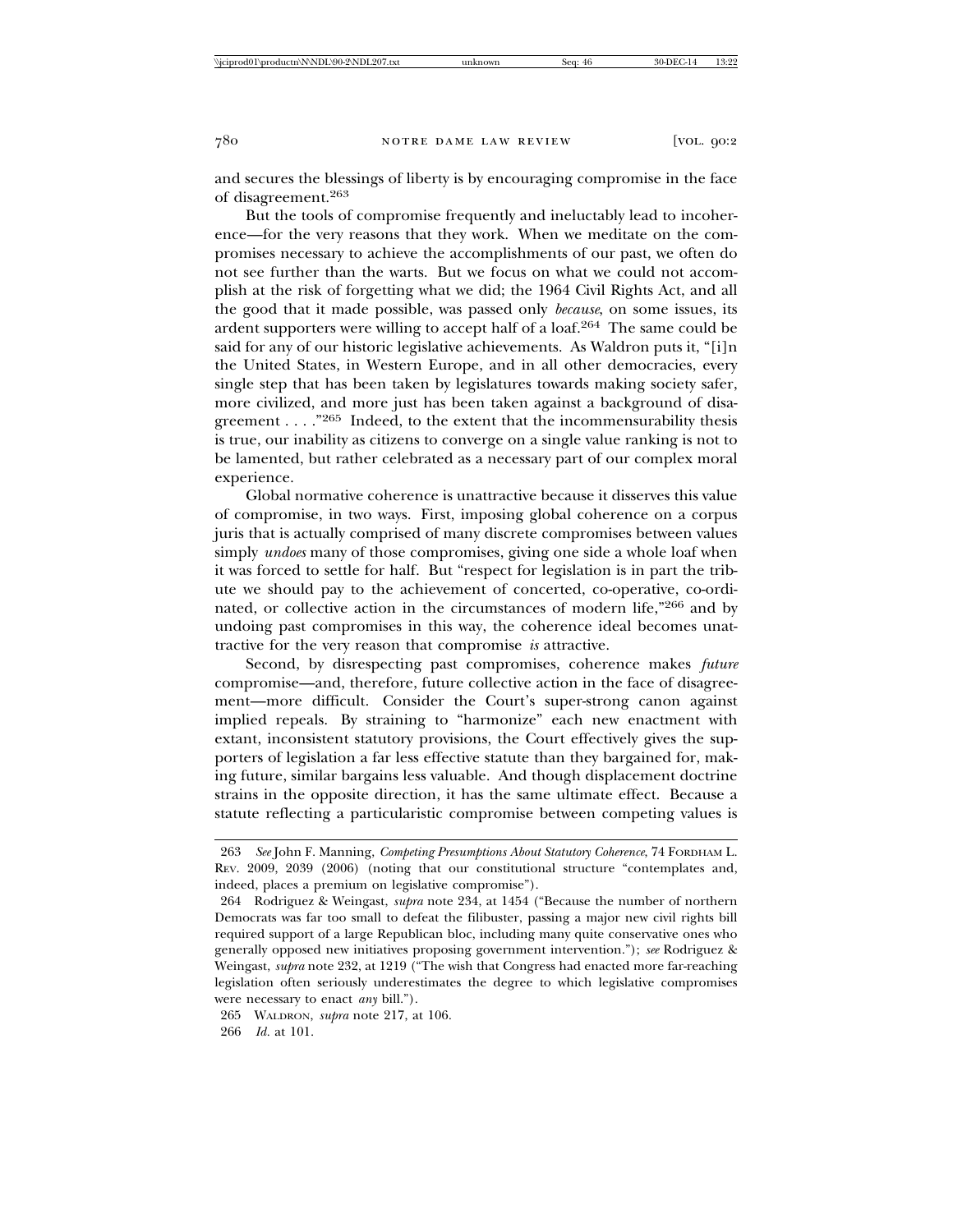and secures the blessings of liberty is by encouraging compromise in the face of disagreement.[263]

But the tools of compromise frequently and ineluctably lead to incoherence—for the very reasons that they work. When we meditate on the compromises necessary to achieve the accomplishments of our past, we often do not see further than the warts. But we focus on what we could not accomplish at the risk of forgetting what we did; the 1964 Civil Rights Act, and all the good that it made possible, was passed only *because*, on some issues, its ardent supporters were willing to accept half of a loaf.[264] The same could be said for any of our historic legislative achievements. As Waldron puts it, "[i]n the United States, in Western Europe, and in all other democracies, every single step that has been taken by legislatures towards making society safer, more civilized, and more just has been taken against a background of disagreement . . . ."[265] Indeed, to the extent that the incommensurability thesis is true, our inability as citizens to converge on a single value ranking is not to be lamented, but rather celebrated as a necessary part of our complex moral experience.

Global normative coherence is unattractive because it disserves this value of compromise, in two ways. First, imposing global coherence on a corpus juris that is actually comprised of many discrete compromises between values simply *undoes* many of those compromises, giving one side a whole loaf when it was forced to settle for half. But "respect for legislation is in part the tribute we should pay to the achievement of concerted, co-operative, co-ordinated, or collective action in the circumstances of modern life,"[266] and by undoing past compromises in this way, the coherence ideal becomes unattractive for the very reason that compromise *is* attractive.

Second, by disrespecting past compromises, coherence makes *future* compromise—and, therefore, future collective action in the face of disagreement—more difficult. Consider the Court's super-strong canon against implied repeals. By straining to "harmonize" each new enactment with extant, inconsistent statutory provisions, the Court effectively gives the supporters of legislation a far less effective statute than they bargained for, making future, similar bargains less valuable. And though displacement doctrine strains in the opposite direction, it has the same ultimate effect. Because a statute reflecting a particularistic compromise between competing values is

---

263 *See* John F. Manning, *Competing Presumptions About Statutory Coherence*, 74 FORDHAM L. REV. 2009, 2039 (2006) (noting that our constitutional structure "contemplates and, indeed, places a premium on legislative compromise").

264 Rodriguez & Weingast, *supra* note 234, at 1454 ("Because the number of northern Democrats was far too small to defeat the filibuster, passing a major new civil rights bill required support of a large Republican bloc, including many quite conservative ones who generally opposed new initiatives proposing government intervention."); *see* Rodriguez & Weingast, *supra* note 232, at 1219 ("The wish that Congress had enacted more far-reaching legislation often seriously underestimates the degree to which legislative compromises were necessary to enact *any* bill.").

265 WALDRON, *supra* note 217, at 106.

266 *Id.* at 101.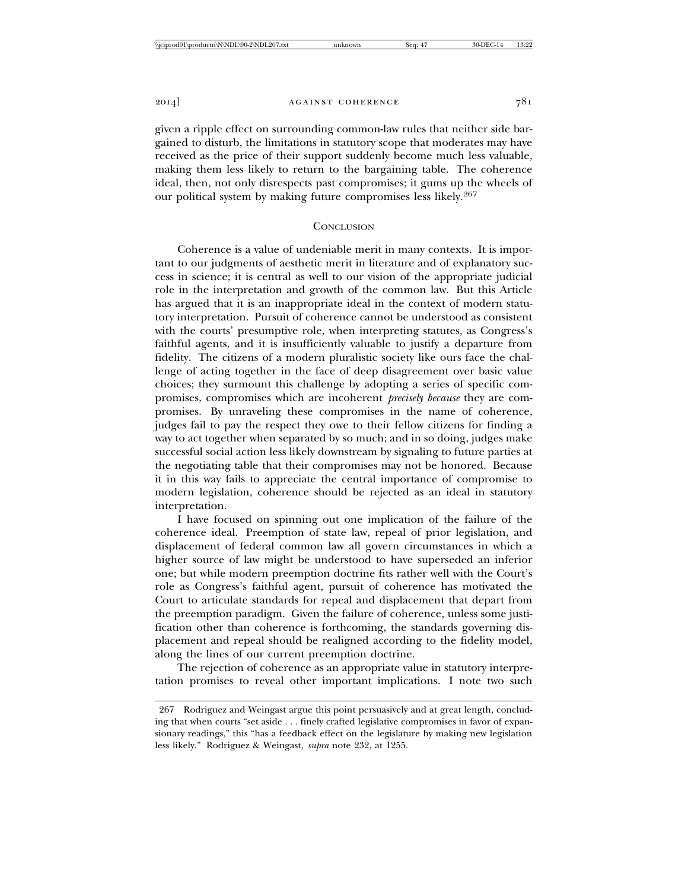given a ripple effect on surrounding common-law rules that neither side bargained to disturb, the limitations in statutory scope that moderates may have received as the price of their support suddenly become much less valuable, making them less likely to return to the bargaining table. The coherence ideal, then, not only disrespects past compromises; it gums up the wheels of our political system by making future compromises less likely.[267]

## Conclusion

Coherence is a value of undeniable merit in many contexts. It is important to our judgments of aesthetic merit in literature and of explanatory success in science; it is central as well to our vision of the appropriate judicial role in the interpretation and growth of the common law. But this Article has argued that it is an inappropriate ideal in the context of modern statutory interpretation. Pursuit of coherence cannot be understood as consistent with the courts' presumptive role, when interpreting statutes, as Congress's faithful agents, and it is insufficiently valuable to justify a departure from fidelity. The citizens of a modern pluralistic society like ours face the challenge of acting together in the face of deep disagreement over basic value choices; they surmount this challenge by adopting a series of specific compromises, compromises which are incoherent *precisely because* they are compromises. By unraveling these compromises in the name of coherence, judges fail to pay the respect they owe to their fellow citizens for finding a way to act together when separated by so much; and in so doing, judges make successful social action less likely downstream by signaling to future parties at the negotiating table that their compromises may not be honored. Because it in this way fails to appreciate the central importance of compromise to modern legislation, coherence should be rejected as an ideal in statutory interpretation.

I have focused on spinning out one implication of the failure of the coherence ideal. Preemption of state law, repeal of prior legislation, and displacement of federal common law all govern circumstances in which a higher source of law might be understood to have superseded an inferior one; but while modern preemption doctrine fits rather well with the Court's role as Congress's faithful agent, pursuit of coherence has motivated the Court to articulate standards for repeal and displacement that depart from the preemption paradigm. Given the failure of coherence, unless some justification other than coherence is forthcoming, the standards governing displacement and repeal should be realigned according to the fidelity model, along the lines of our current preemption doctrine.

The rejection of coherence as an appropriate value in statutory interpretation promises to reveal other important implications. I note two such

---

267 Rodriguez and Weingast argue this point persuasively and at great length, concluding that when courts "set aside . . . finely crafted legislative compromises in favor of expansionary readings," this "has a feedback effect on the legislature by making new legislation less likely." Rodriguez & Weingast, *supra* note 232, at 1255.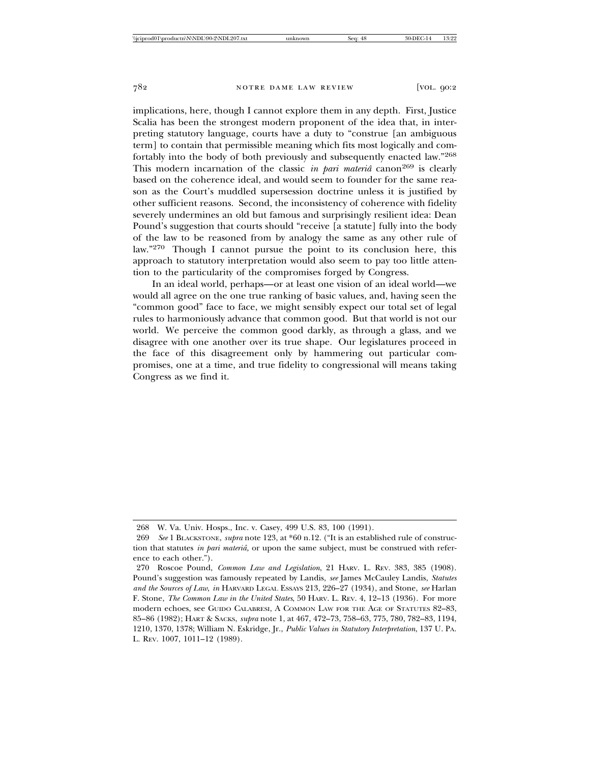implications, here, though I cannot explore them in any depth. First, Justice Scalia has been the strongest modern proponent of the idea that, in interpreting statutory language, courts have a duty to "construe [an ambiguous term] to contain that permissible meaning which fits most logically and comfortably into the body of both previously and subsequently enacted law."[268] This modern incarnation of the classic *in pari materiâ* canon[269] is clearly based on the coherence ideal, and would seem to founder for the same reason as the Court's muddled supersession doctrine unless it is justified by other sufficient reasons. Second, the inconsistency of coherence with fidelity severely undermines an old but famous and surprisingly resilient idea: Dean Pound's suggestion that courts should "receive [a statute] fully into the body of the law to be reasoned from by analogy the same as any other rule of law."[270] Though I cannot pursue the point to its conclusion here, this approach to statutory interpretation would also seem to pay too little attention to the particularity of the compromises forged by Congress.

In an ideal world, perhaps—or at least one vision of an ideal world—we would all agree on the one true ranking of basic values, and, having seen the "common good" face to face, we might sensibly expect our total set of legal rules to harmoniously advance that common good. But that world is not our world. We perceive the common good darkly, as through a glass, and we disagree with one another over its true shape. Our legislatures proceed in the face of this disagreement only by hammering out particular compromises, one at a time, and true fidelity to congressional will means taking Congress as we find it.

---

268 W. Va. Univ. Hosps., Inc. v. Casey, 499 U.S. 83, 100 (1991).

269 *See* 1 BLACKSTONE, *supra* note 123, at *60 n.12. ("It is an established rule of construction that statutes *in pari materiâ*, or upon the same subject, must be construed with reference to each other.").

270 Roscoe Pound, *Common Law and Legislation*, 21 HARV. L. REV. 383, 385 (1908). Pound's suggestion was famously repeated by Landis, *see* James McCauley Landis, *Statutes and the Sources of Law*, *in* HARVARD LEGAL ESSAYS 213, 226–27 (1934), and Stone, *see* Harlan F. Stone, *The Common Law in the United States*, 50 HARV. L. REV. 4, 12–13 (1936). For more modern echoes, see GUIDO CALABRESI, A COMMON LAW FOR THE AGE OF STATUTES 82–83, 85–86 (1982); HART & SACKS, *supra* note 1, at 467, 472–73, 758–63, 775, 780, 782–83, 1194, 1210, 1370, 1378; William N. Eskridge, Jr., *Public Values in Statutory Interpretation*, 137 U. PA. L. REV. 1007, 1011–12 (1989).